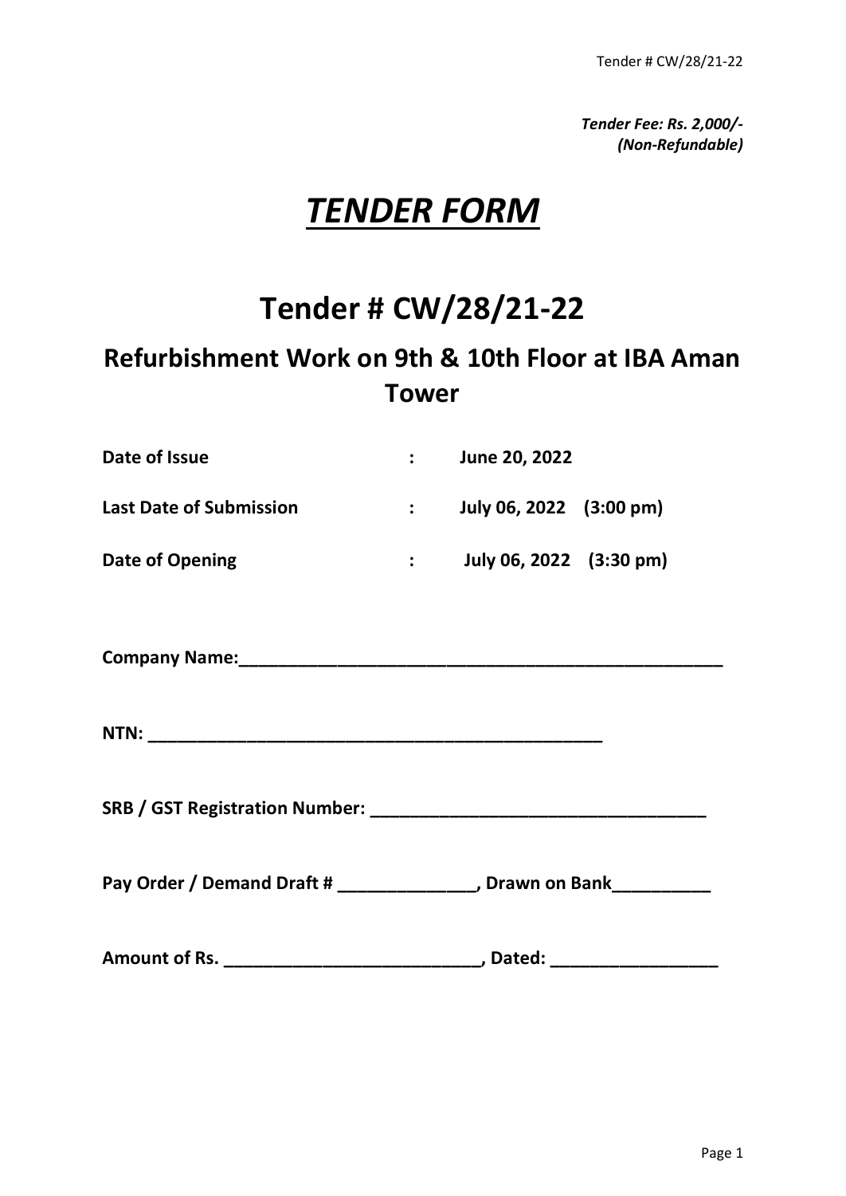*Tender Fee: Rs. 2,000/-*
*(Non-Refundable)*

# *TENDER FORM*

# Tender # CW/28/21-22

## Refurbishment Work on 9th & 10th Floor at IBA Aman Tower

| | | |
|---|---|---|
| **Date of Issue** | **:** | **June 20, 2022** |
| **Last Date of Submission** | **:** | **July 06, 2022 (3:00 pm)** |
| **Date of Opening** | **:** | **July 06, 2022 (3:30 pm)** |

**Company Name:___________________________________________________**

**NTN: ______________________________________________**

**SRB / GST Registration Number: __________________________________**

**Pay Order / Demand Draft # _____________, Drawn on Bank_________**

**Amount of Rs. _________________________, Dated: ________________**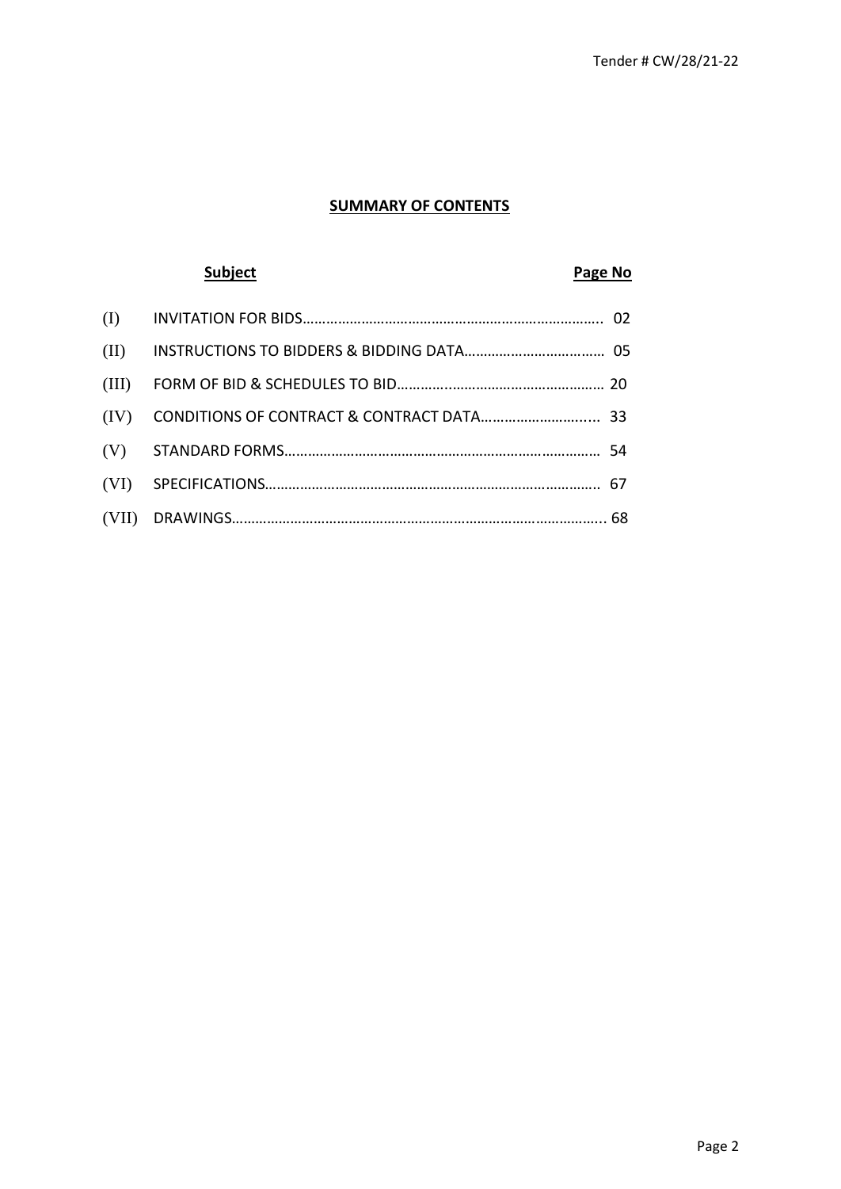## SUMMARY OF CONTENTS

| | Subject | Page No |
|---|---|---|
| (I) | INVITATION FOR BIDS | 02 |
| (II) | INSTRUCTIONS TO BIDDERS & BIDDING DATA | 05 |
| (III) | FORM OF BID & SCHEDULES TO BID | 20 |
| (IV) | CONDITIONS OF CONTRACT & CONTRACT DATA | 33 |
| (V) | STANDARD FORMS | 54 |
| (VI) | SPECIFICATIONS | 67 |
| (VII) | DRAWINGS | 68 |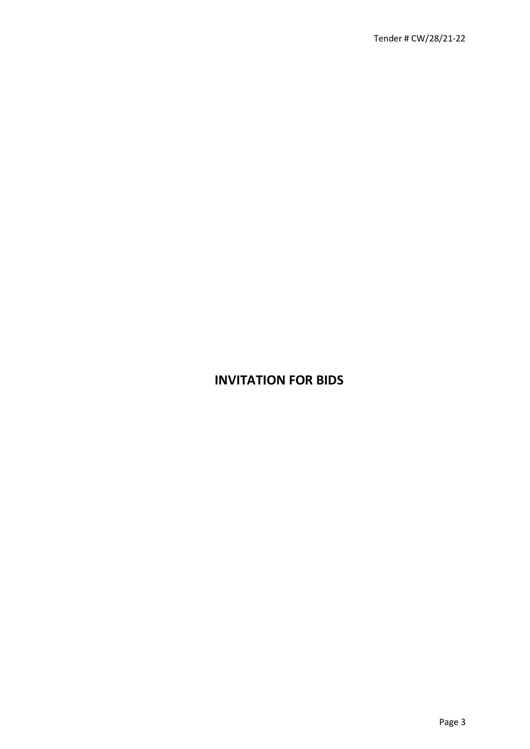# INVITATION FOR BIDS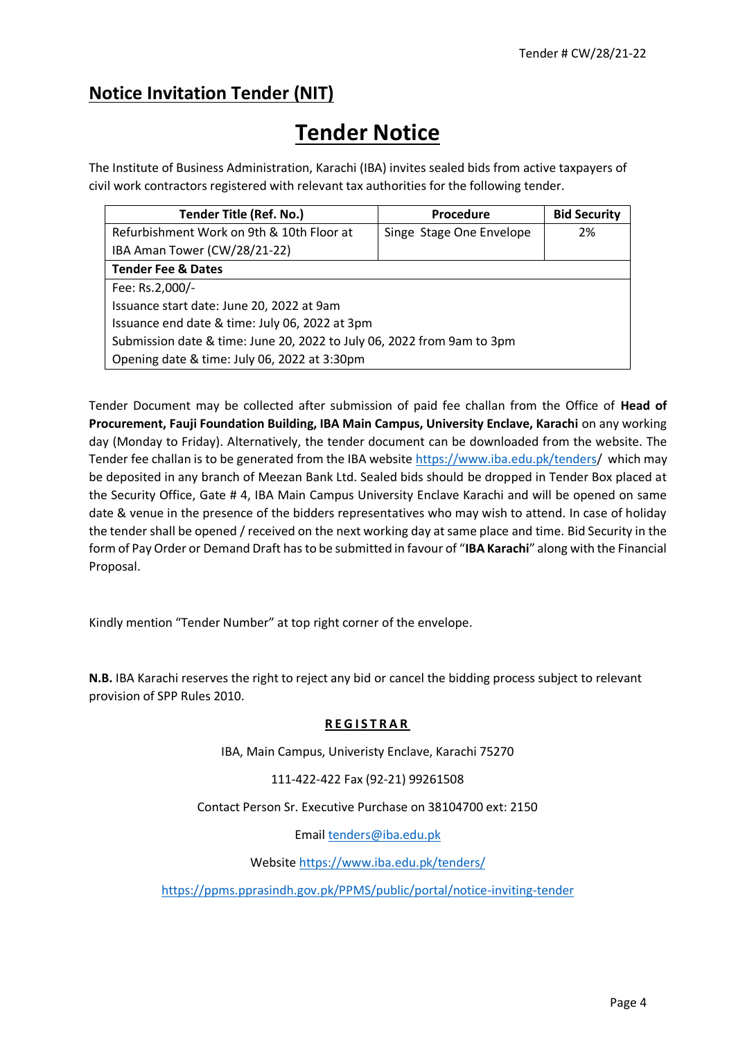Tender # CW/28/21-22

## Notice Invitation Tender (NIT)

# Tender Notice

The Institute of Business Administration, Karachi (IBA) invites sealed bids from active taxpayers of civil work contractors registered with relevant tax authorities for the following tender.

| Tender Title (Ref. No.) | Procedure | Bid Security |
|---|---|---|
| Refurbishment Work on 9th & 10th Floor at IBA Aman Tower (CW/28/21-22) | Singe Stage One Envelope | 2% |
| **Tender Fee & Dates** | | |
| Fee: Rs.2,000/-<br>Issuance start date: June 20, 2022 at 9am<br>Issuance end date & time: July 06, 2022 at 3pm<br>Submission date & time: June 20, 2022 to July 06, 2022 from 9am to 3pm<br>Opening date & time: July 06, 2022 at 3:30pm | | |

Tender Document may be collected after submission of paid fee challan from the Office of **Head of Procurement, Fauji Foundation Building, IBA Main Campus, University Enclave, Karachi** on any working day (Monday to Friday). Alternatively, the tender document can be downloaded from the website. The Tender fee challan is to be generated from the IBA website https://www.iba.edu.pk/tenders/ which may be deposited in any branch of Meezan Bank Ltd. Sealed bids should be dropped in Tender Box placed at the Security Office, Gate # 4, IBA Main Campus University Enclave Karachi and will be opened on same date & venue in the presence of the bidders representatives who may wish to attend. In case of holiday the tender shall be opened / received on the next working day at same place and time. Bid Security in the form of Pay Order or Demand Draft has to be submitted in favour of "**IBA Karachi**" along with the Financial Proposal.

Kindly mention "Tender Number" at top right corner of the envelope.

**N.B.** IBA Karachi reserves the right to reject any bid or cancel the bidding process subject to relevant provision of SPP Rules 2010.

**REGISTRAR**

IBA, Main Campus, Univeristy Enclave, Karachi 75270

111-422-422 Fax (92-21) 99261508

Contact Person Sr. Executive Purchase on 38104700 ext: 2150

Email tenders@iba.edu.pk

Website https://www.iba.edu.pk/tenders/

https://ppms.pprasindh.gov.pk/PPMS/public/portal/notice-inviting-tender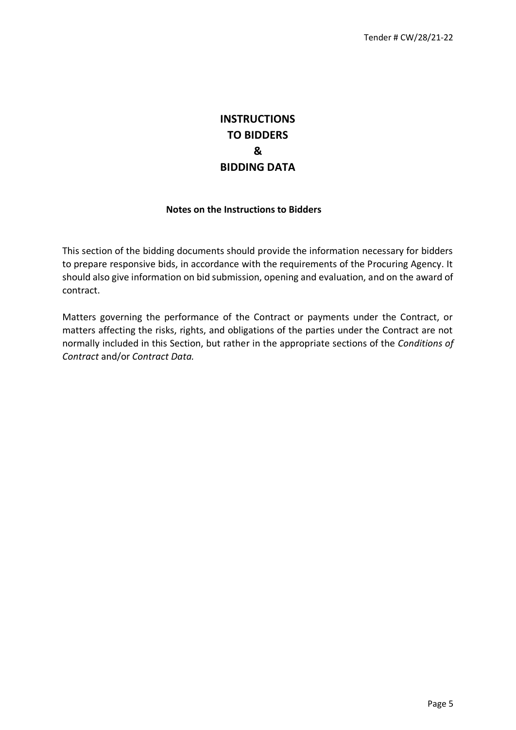# INSTRUCTIONS TO BIDDERS & BIDDING DATA

**Notes on the Instructions to Bidders**

This section of the bidding documents should provide the information necessary for bidders to prepare responsive bids, in accordance with the requirements of the Procuring Agency. It should also give information on bid submission, opening and evaluation, and on the award of contract.

Matters governing the performance of the Contract or payments under the Contract, or matters affecting the risks, rights, and obligations of the parties under the Contract are not normally included in this Section, but rather in the appropriate sections of the *Conditions of Contract* and/or *Contract Data.*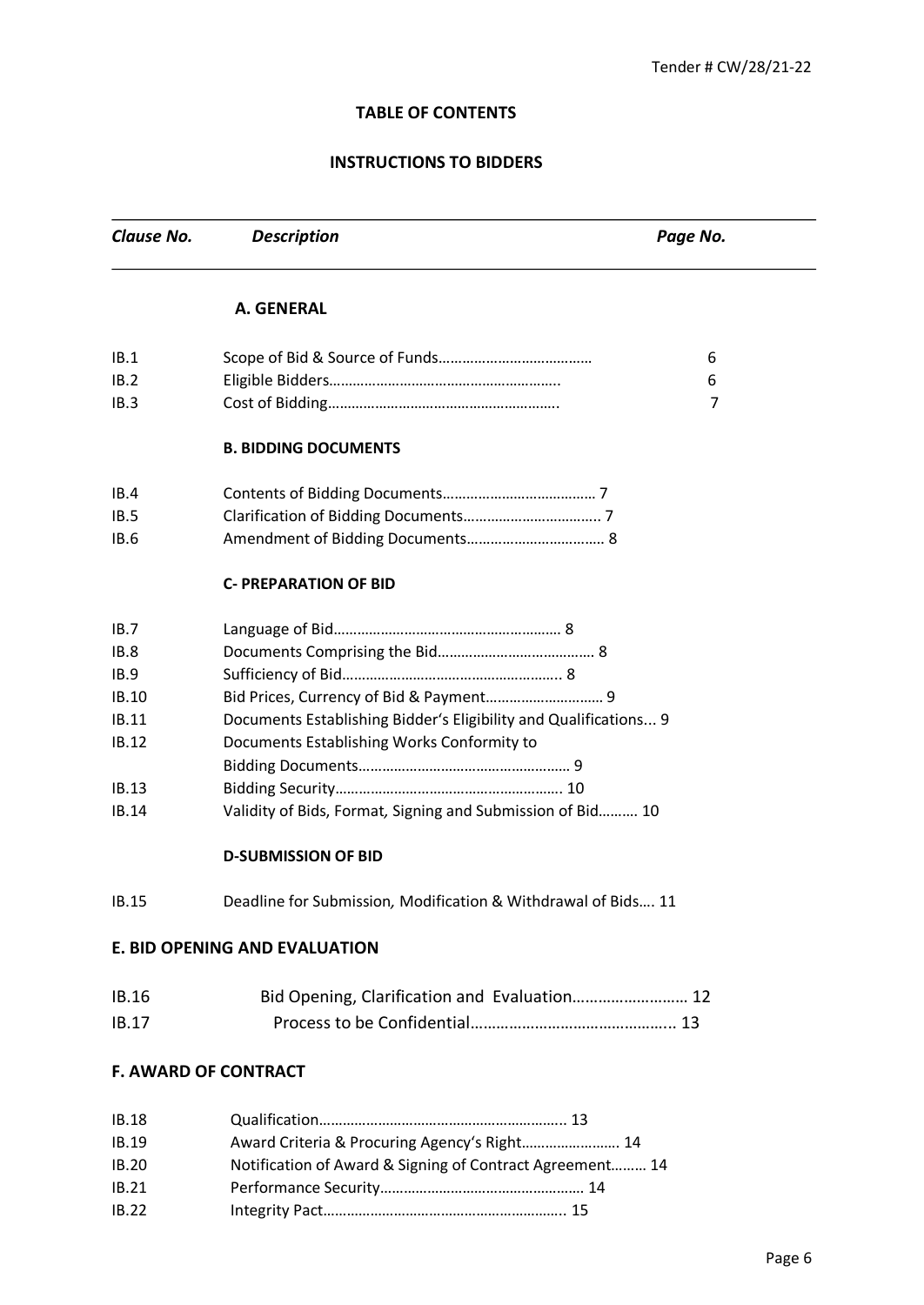### TABLE OF CONTENTS

### INSTRUCTIONS TO BIDDERS

| *Clause No.* | *Description* | *Page No.* |
|---|---|---|
| | **A. GENERAL** | |
| IB.1 | Scope of Bid & Source of Funds………………………………… | 6 |
| IB.2 | Eligible Bidders………………………………………………….. | 6 |
| IB.3 | Cost of Bidding………………………………………………….. | 7 |
| | **B. BIDDING DOCUMENTS** | |
| IB.4 | Contents of Bidding Documents………………………………… | 7 |
| IB.5 | Clarification of Bidding Documents…………………………….. | 7 |
| IB.6 | Amendment of Bidding Documents……………………………… | 8 |
| | **C- PREPARATION OF BID** | |
| IB.7 | Language of Bid………………………………………………… | 8 |
| IB.8 | Documents Comprising the Bid………………………………… | 8 |
| IB.9 | Sufficiency of Bid……………………………………………….. | 8 |
| IB.10 | Bid Prices, Currency of Bid & Payment……………………….. | 9 |
| IB.11 | Documents Establishing Bidder's Eligibility and Qualifications... | 9 |
| IB.12 | Documents Establishing Works Conformity to Bidding Documents……………………………………………… | 9 |
| IB.13 | Bidding Security…………………………………………………. | 10 |
| IB.14 | Validity of Bids, Format, Signing and Submission of Bid………. | 10 |
| | **D-SUBMISSION OF BID** | |
| IB.15 | Deadline for Submission, Modification & Withdrawal of Bids…. | 11 |
| | **E. BID OPENING AND EVALUATION** | |
| IB.16 | Bid Opening, Clarification and Evaluation……………………… | 12 |
| IB.17 | Process to be Confidential……………………………………….. | 13 |
| | **F. AWARD OF CONTRACT** | |
| IB.18 | Qualification…………………………………………………….. | 13 |
| IB.19 | Award Criteria & Procuring Agency's Right……………………. | 14 |
| IB.20 | Notification of Award & Signing of Contract Agreement……… | 14 |
| IB.21 | Performance Security……………………………………………. | 14 |
| IB.22 | Integrity Pact…………………………………………………….. | 15 |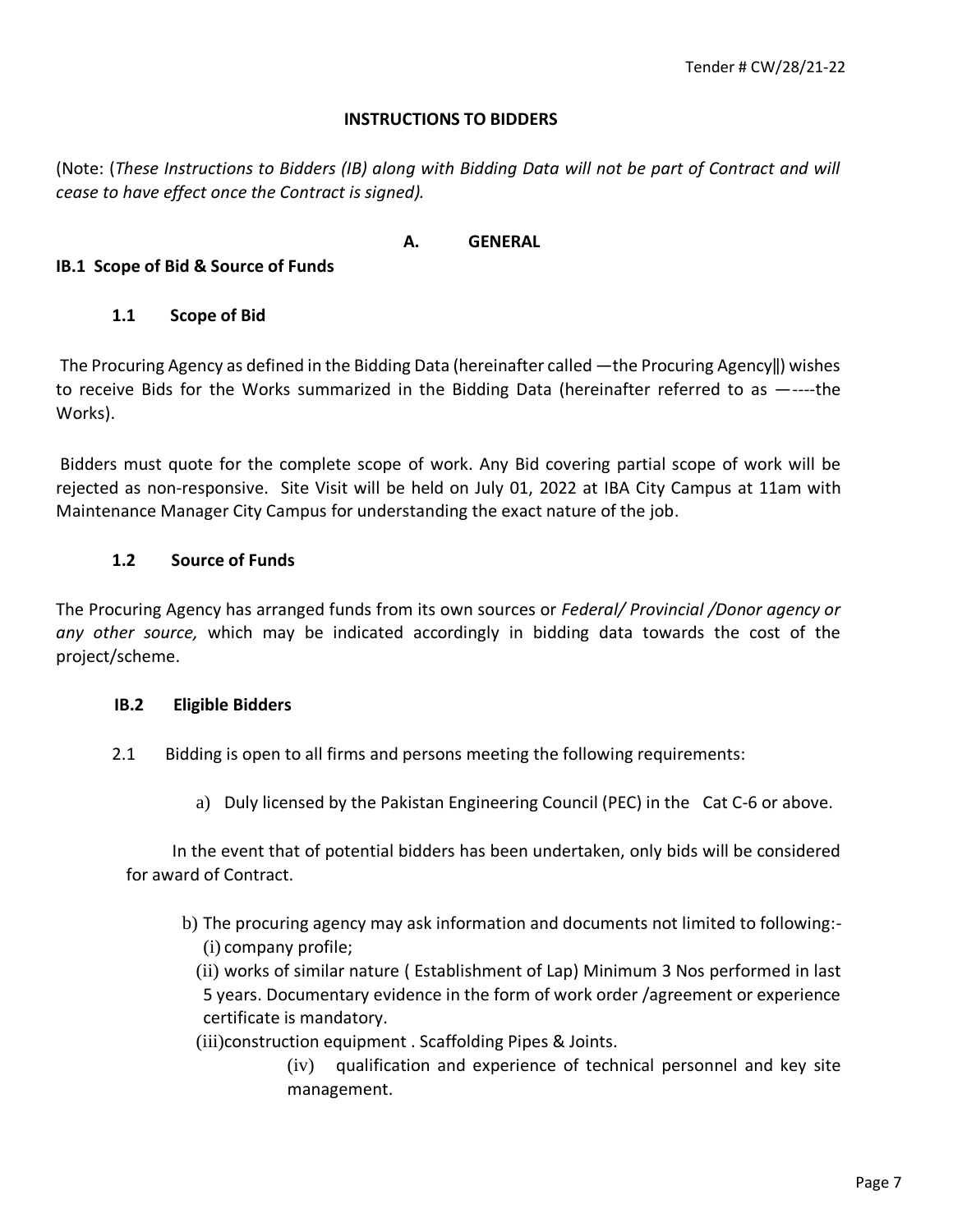## INSTRUCTIONS TO BIDDERS

(Note: (*These Instructions to Bidders (IB) along with Bidding Data will not be part of Contract and will cease to have effect once the Contract is signed).*

### A. GENERAL

### IB.1 Scope of Bid & Source of Funds

#### 1.1 Scope of Bid

The Procuring Agency as defined in the Bidding Data (hereinafter called —the Procuring Agency‖) wishes to receive Bids for the Works summarized in the Bidding Data (hereinafter referred to as —----the Works).

Bidders must quote for the complete scope of work. Any Bid covering partial scope of work will be rejected as non-responsive. Site Visit will be held on July 01, 2022 at IBA City Campus at 11am with Maintenance Manager City Campus for understanding the exact nature of the job.

#### 1.2 Source of Funds

The Procuring Agency has arranged funds from its own sources or *Federal/ Provincial /Donor agency or any other source,* which may be indicated accordingly in bidding data towards the cost of the project/scheme.

### IB.2 Eligible Bidders

2.1 Bidding is open to all firms and persons meeting the following requirements:

a) Duly licensed by the Pakistan Engineering Council (PEC) in the Cat C-6 or above.

In the event that of potential bidders has been undertaken, only bids will be considered for award of Contract.

b) The procuring agency may ask information and documents not limited to following:-
   (i) company profile;
   (ii) works of similar nature ( Establishment of Lap) Minimum 3 Nos performed in last 5 years. Documentary evidence in the form of work order /agreement or experience certificate is mandatory.
   (iii)construction equipment . Scaffolding Pipes & Joints.
   (iv) qualification and experience of technical personnel and key site management.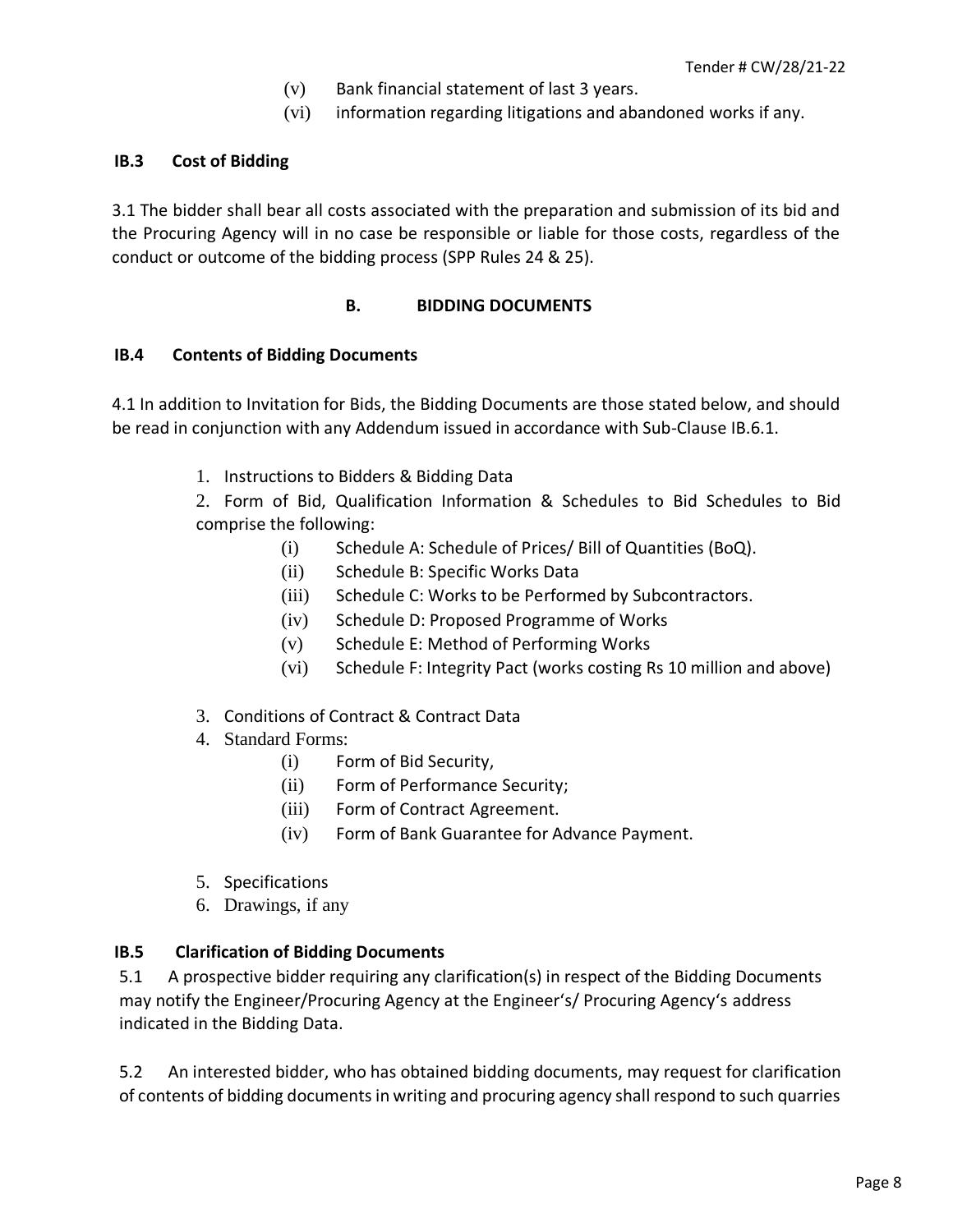(v) Bank financial statement of last 3 years.

(vi) information regarding litigations and abandoned works if any.

**IB.3 Cost of Bidding**

3.1 The bidder shall bear all costs associated with the preparation and submission of its bid and the Procuring Agency will in no case be responsible or liable for those costs, regardless of the conduct or outcome of the bidding process (SPP Rules 24 & 25).

## B. BIDDING DOCUMENTS

**IB.4 Contents of Bidding Documents**

4.1 In addition to Invitation for Bids, the Bidding Documents are those stated below, and should be read in conjunction with any Addendum issued in accordance with Sub-Clause IB.6.1.

1. Instructions to Bidders & Bidding Data
2. Form of Bid, Qualification Information & Schedules to Bid Schedules to Bid comprise the following:
   - (i) Schedule A: Schedule of Prices/ Bill of Quantities (BoQ).
   - (ii) Schedule B: Specific Works Data
   - (iii) Schedule C: Works to be Performed by Subcontractors.
   - (iv) Schedule D: Proposed Programme of Works
   - (v) Schedule E: Method of Performing Works
   - (vi) Schedule F: Integrity Pact (works costing Rs 10 million and above)
3. Conditions of Contract & Contract Data
4. Standard Forms:
   - (i) Form of Bid Security,
   - (ii) Form of Performance Security;
   - (iii) Form of Contract Agreement.
   - (iv) Form of Bank Guarantee for Advance Payment.
5. Specifications
6. Drawings, if any

**IB.5 Clarification of Bidding Documents**

5.1 A prospective bidder requiring any clarification(s) in respect of the Bidding Documents may notify the Engineer/Procuring Agency at the Engineer's/ Procuring Agency's address indicated in the Bidding Data.

5.2 An interested bidder, who has obtained bidding documents, may request for clarification of contents of bidding documents in writing and procuring agency shall respond to such quarries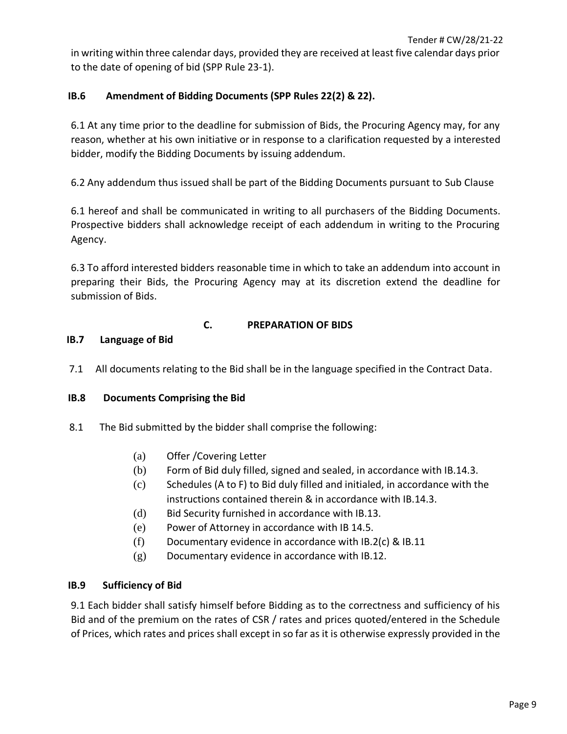in writing within three calendar days, provided they are received at least five calendar days prior to the date of opening of bid (SPP Rule 23-1).

### IB.6 Amendment of Bidding Documents (SPP Rules 22(2) & 22).

6.1 At any time prior to the deadline for submission of Bids, the Procuring Agency may, for any reason, whether at his own initiative or in response to a clarification requested by a interested bidder, modify the Bidding Documents by issuing addendum.

6.2 Any addendum thus issued shall be part of the Bidding Documents pursuant to Sub Clause

6.1 hereof and shall be communicated in writing to all purchasers of the Bidding Documents. Prospective bidders shall acknowledge receipt of each addendum in writing to the Procuring Agency.

6.3 To afford interested bidders reasonable time in which to take an addendum into account in preparing their Bids, the Procuring Agency may at its discretion extend the deadline for submission of Bids.

## C. PREPARATION OF BIDS

### IB.7 Language of Bid

7.1 All documents relating to the Bid shall be in the language specified in the Contract Data.

### IB.8 Documents Comprising the Bid

8.1 The Bid submitted by the bidder shall comprise the following:

(a) Offer /Covering Letter
(b) Form of Bid duly filled, signed and sealed, in accordance with IB.14.3.
(c) Schedules (A to F) to Bid duly filled and initialed, in accordance with the instructions contained therein & in accordance with IB.14.3.
(d) Bid Security furnished in accordance with IB.13.
(e) Power of Attorney in accordance with IB 14.5.
(f) Documentary evidence in accordance with IB.2(c) & IB.11
(g) Documentary evidence in accordance with IB.12.

### IB.9 Sufficiency of Bid

9.1 Each bidder shall satisfy himself before Bidding as to the correctness and sufficiency of his Bid and of the premium on the rates of CSR / rates and prices quoted/entered in the Schedule of Prices, which rates and prices shall except in so far as it is otherwise expressly provided in the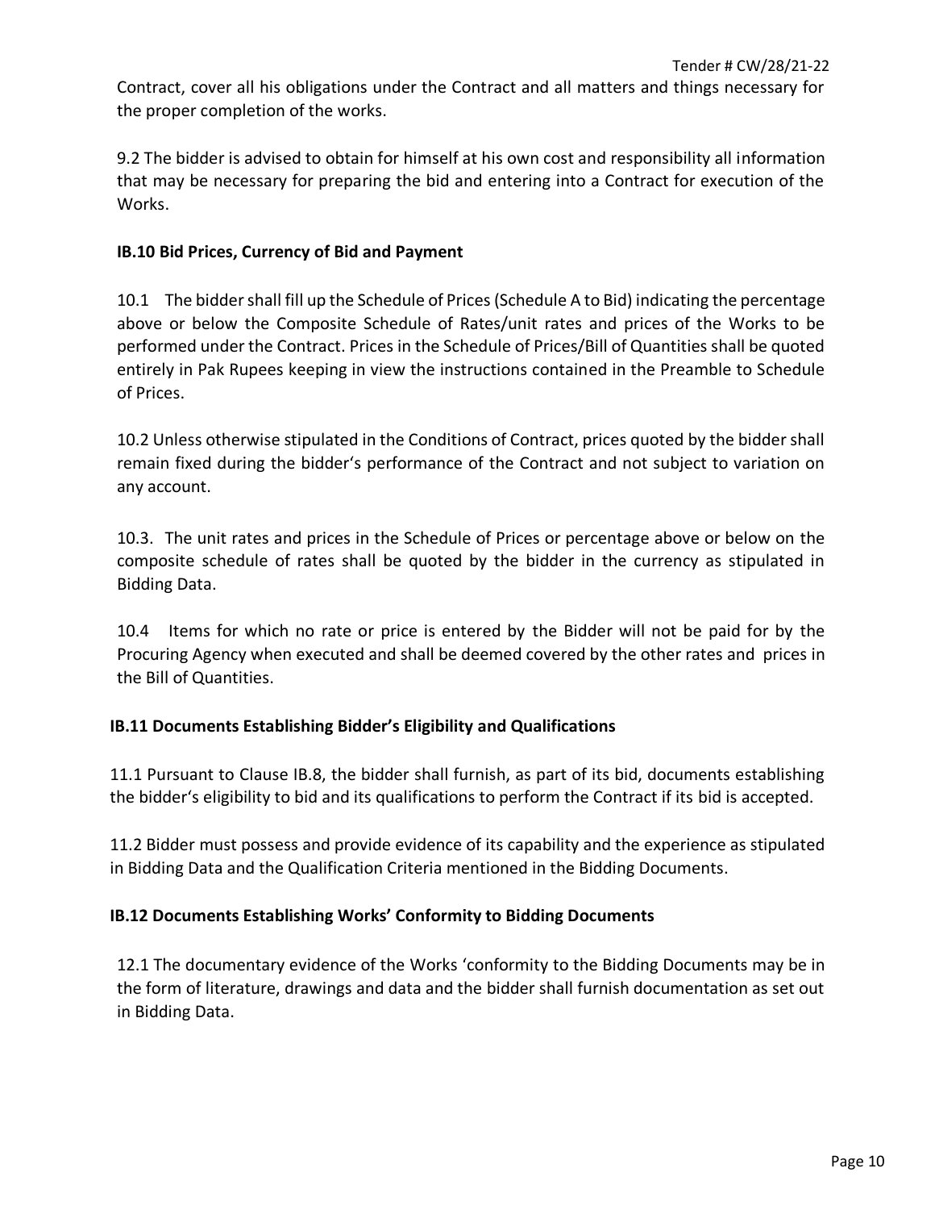Contract, cover all his obligations under the Contract and all matters and things necessary for the proper completion of the works.

9.2 The bidder is advised to obtain for himself at his own cost and responsibility all information that may be necessary for preparing the bid and entering into a Contract for execution of the Works.

**IB.10 Bid Prices, Currency of Bid and Payment**

10.1 The bidder shall fill up the Schedule of Prices (Schedule A to Bid) indicating the percentage above or below the Composite Schedule of Rates/unit rates and prices of the Works to be performed under the Contract. Prices in the Schedule of Prices/Bill of Quantities shall be quoted entirely in Pak Rupees keeping in view the instructions contained in the Preamble to Schedule of Prices.

10.2 Unless otherwise stipulated in the Conditions of Contract, prices quoted by the bidder shall remain fixed during the bidder's performance of the Contract and not subject to variation on any account.

10.3. The unit rates and prices in the Schedule of Prices or percentage above or below on the composite schedule of rates shall be quoted by the bidder in the currency as stipulated in Bidding Data.

10.4 Items for which no rate or price is entered by the Bidder will not be paid for by the Procuring Agency when executed and shall be deemed covered by the other rates and prices in the Bill of Quantities.

**IB.11 Documents Establishing Bidder's Eligibility and Qualifications**

11.1 Pursuant to Clause IB.8, the bidder shall furnish, as part of its bid, documents establishing the bidder's eligibility to bid and its qualifications to perform the Contract if its bid is accepted.

11.2 Bidder must possess and provide evidence of its capability and the experience as stipulated in Bidding Data and the Qualification Criteria mentioned in the Bidding Documents.

**IB.12 Documents Establishing Works' Conformity to Bidding Documents**

12.1 The documentary evidence of the Works 'conformity to the Bidding Documents may be in the form of literature, drawings and data and the bidder shall furnish documentation as set out in Bidding Data.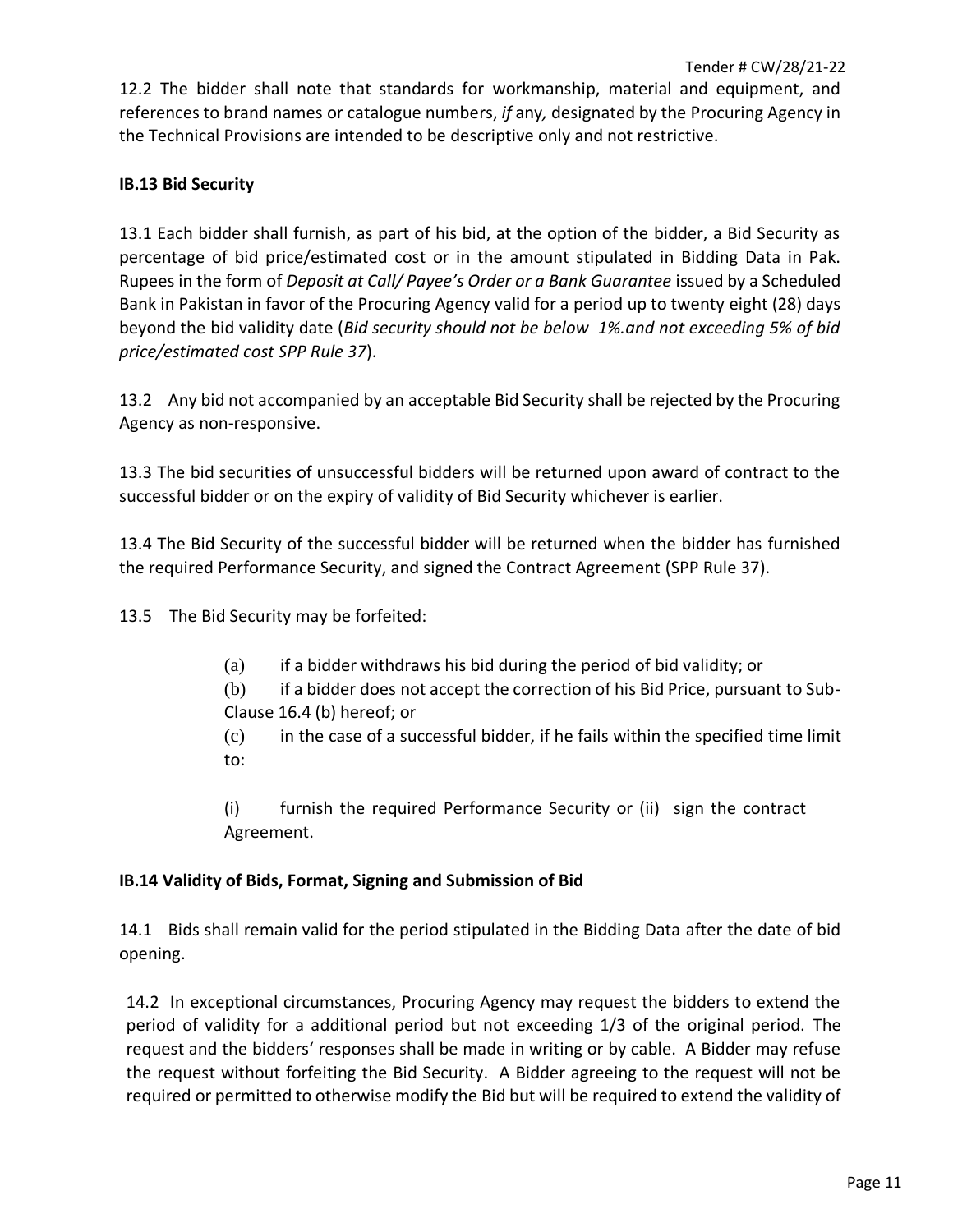12.2 The bidder shall note that standards for workmanship, material and equipment, and references to brand names or catalogue numbers, *if* any*,* designated by the Procuring Agency in the Technical Provisions are intended to be descriptive only and not restrictive.

**IB.13 Bid Security**

13.1 Each bidder shall furnish, as part of his bid, at the option of the bidder, a Bid Security as percentage of bid price/estimated cost or in the amount stipulated in Bidding Data in Pak. Rupees in the form of *Deposit at Call/ Payee's Order or a Bank Guarantee* issued by a Scheduled Bank in Pakistan in favor of the Procuring Agency valid for a period up to twenty eight (28) days beyond the bid validity date (*Bid security should not be below 1%.and not exceeding 5% of bid price/estimated cost SPP Rule 37*).

13.2 Any bid not accompanied by an acceptable Bid Security shall be rejected by the Procuring Agency as non-responsive.

13.3 The bid securities of unsuccessful bidders will be returned upon award of contract to the successful bidder or on the expiry of validity of Bid Security whichever is earlier.

13.4 The Bid Security of the successful bidder will be returned when the bidder has furnished the required Performance Security, and signed the Contract Agreement (SPP Rule 37).

13.5 The Bid Security may be forfeited:

(a) if a bidder withdraws his bid during the period of bid validity; or

(b) if a bidder does not accept the correction of his Bid Price, pursuant to Sub-Clause 16.4 (b) hereof; or

(c) in the case of a successful bidder, if he fails within the specified time limit to:

(i) furnish the required Performance Security or (ii) sign the contract Agreement.

**IB.14 Validity of Bids, Format, Signing and Submission of Bid**

14.1 Bids shall remain valid for the period stipulated in the Bidding Data after the date of bid opening.

14.2 In exceptional circumstances, Procuring Agency may request the bidders to extend the period of validity for a additional period but not exceeding 1/3 of the original period. The request and the bidders' responses shall be made in writing or by cable. A Bidder may refuse the request without forfeiting the Bid Security. A Bidder agreeing to the request will not be required or permitted to otherwise modify the Bid but will be required to extend the validity of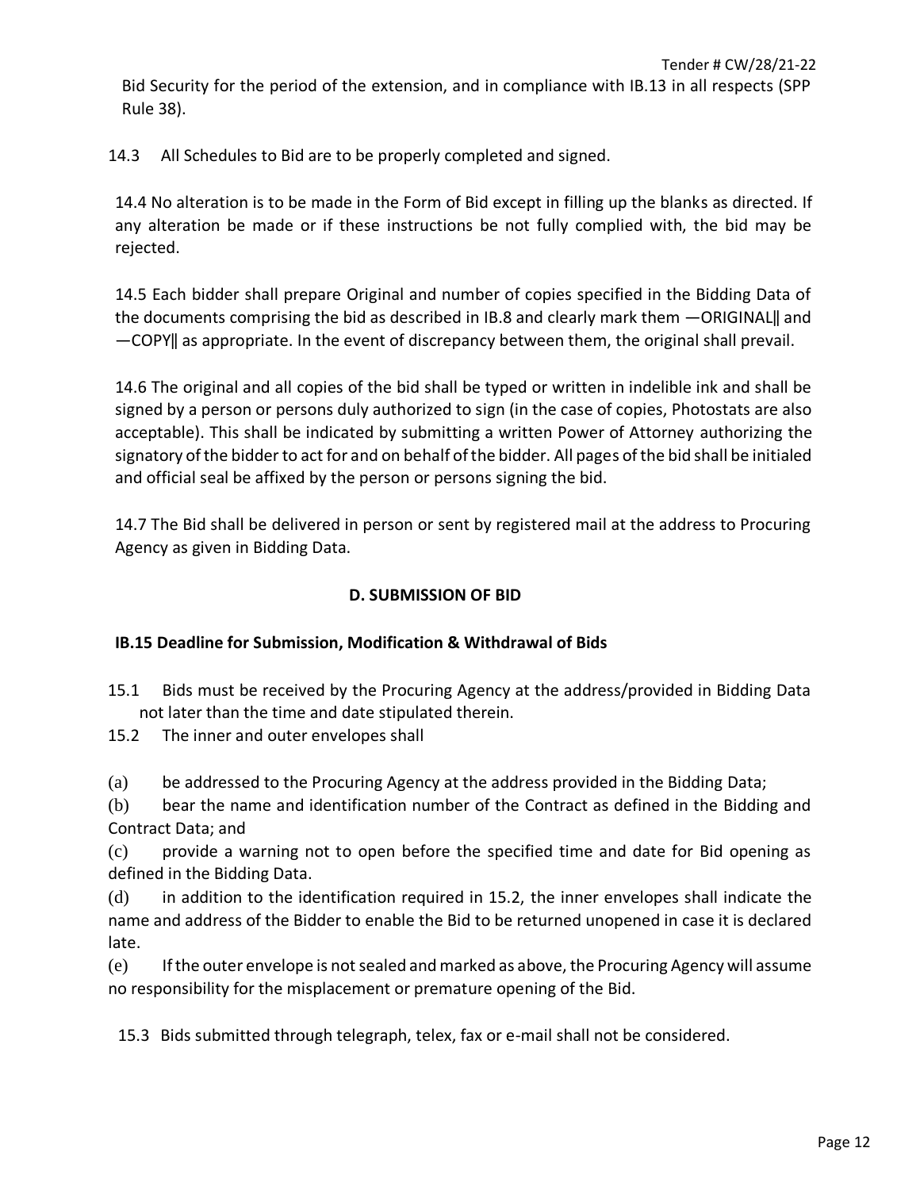Bid Security for the period of the extension, and in compliance with IB.13 in all respects (SPP Rule 38).

14.3 All Schedules to Bid are to be properly completed and signed.

14.4 No alteration is to be made in the Form of Bid except in filling up the blanks as directed. If any alteration be made or if these instructions be not fully complied with, the bid may be rejected.

14.5 Each bidder shall prepare Original and number of copies specified in the Bidding Data of the documents comprising the bid as described in IB.8 and clearly mark them —ORIGINAL‖ and —COPY‖ as appropriate. In the event of discrepancy between them, the original shall prevail.

14.6 The original and all copies of the bid shall be typed or written in indelible ink and shall be signed by a person or persons duly authorized to sign (in the case of copies, Photostats are also acceptable). This shall be indicated by submitting a written Power of Attorney authorizing the signatory of the bidder to act for and on behalf of the bidder. All pages of the bid shall be initialed and official seal be affixed by the person or persons signing the bid.

14.7 The Bid shall be delivered in person or sent by registered mail at the address to Procuring Agency as given in Bidding Data.

## D. SUBMISSION OF BID

### IB.15 Deadline for Submission, Modification & Withdrawal of Bids

15.1 Bids must be received by the Procuring Agency at the address/provided in Bidding Data not later than the time and date stipulated therein.

15.2 The inner and outer envelopes shall

(a) be addressed to the Procuring Agency at the address provided in the Bidding Data;

(b) bear the name and identification number of the Contract as defined in the Bidding and Contract Data; and

(c) provide a warning not to open before the specified time and date for Bid opening as defined in the Bidding Data.

(d) in addition to the identification required in 15.2, the inner envelopes shall indicate the name and address of the Bidder to enable the Bid to be returned unopened in case it is declared late.

(e) If the outer envelope is not sealed and marked as above, the Procuring Agency will assume no responsibility for the misplacement or premature opening of the Bid.

15.3 Bids submitted through telegraph, telex, fax or e-mail shall not be considered.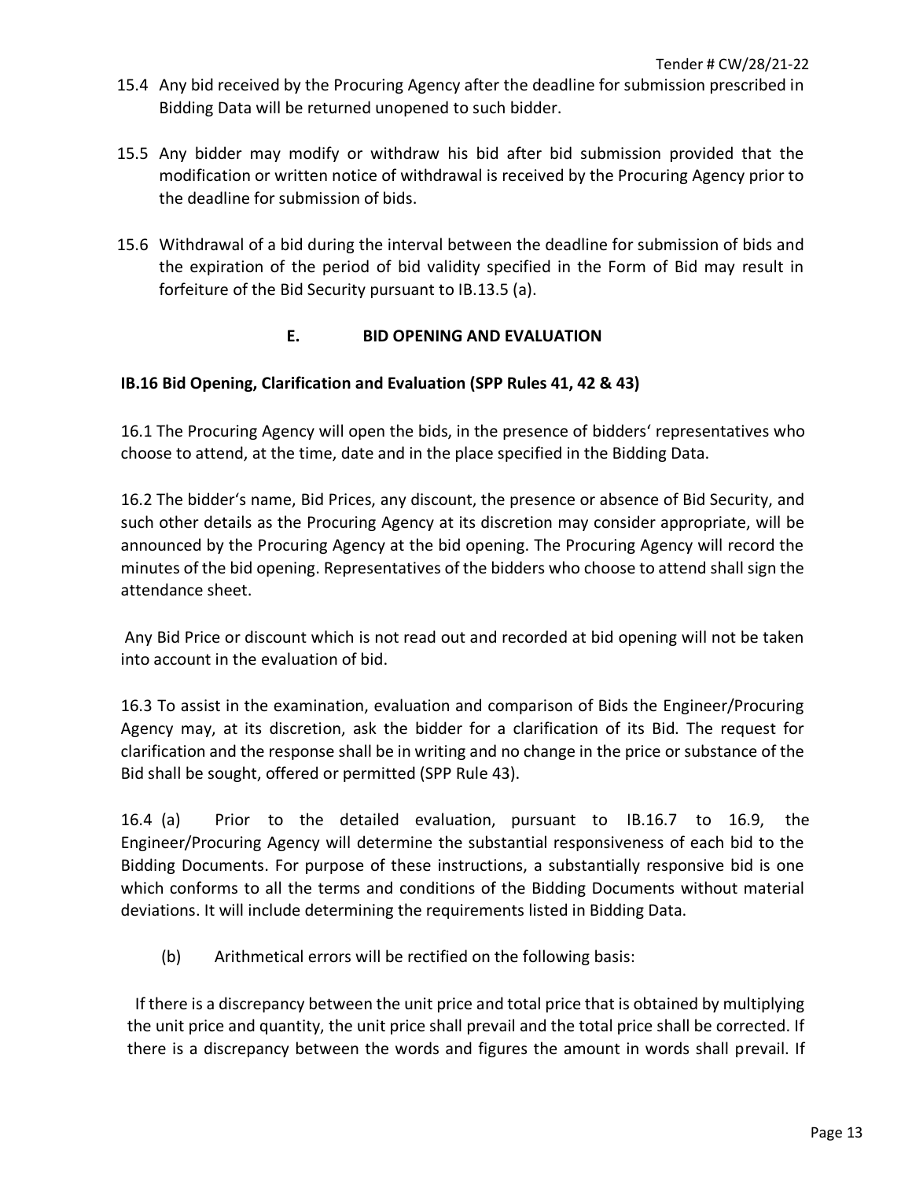15.4 Any bid received by the Procuring Agency after the deadline for submission prescribed in Bidding Data will be returned unopened to such bidder.

15.5 Any bidder may modify or withdraw his bid after bid submission provided that the modification or written notice of withdrawal is received by the Procuring Agency prior to the deadline for submission of bids.

15.6 Withdrawal of a bid during the interval between the deadline for submission of bids and the expiration of the period of bid validity specified in the Form of Bid may result in forfeiture of the Bid Security pursuant to IB.13.5 (a).

## E. BID OPENING AND EVALUATION

### IB.16 Bid Opening, Clarification and Evaluation (SPP Rules 41, 42 & 43)

16.1 The Procuring Agency will open the bids, in the presence of bidders' representatives who choose to attend, at the time, date and in the place specified in the Bidding Data.

16.2 The bidder's name, Bid Prices, any discount, the presence or absence of Bid Security, and such other details as the Procuring Agency at its discretion may consider appropriate, will be announced by the Procuring Agency at the bid opening. The Procuring Agency will record the minutes of the bid opening. Representatives of the bidders who choose to attend shall sign the attendance sheet.

Any Bid Price or discount which is not read out and recorded at bid opening will not be taken into account in the evaluation of bid.

16.3 To assist in the examination, evaluation and comparison of Bids the Engineer/Procuring Agency may, at its discretion, ask the bidder for a clarification of its Bid. The request for clarification and the response shall be in writing and no change in the price or substance of the Bid shall be sought, offered or permitted (SPP Rule 43).

16.4 (a) Prior to the detailed evaluation, pursuant to IB.16.7 to 16.9, the Engineer/Procuring Agency will determine the substantial responsiveness of each bid to the Bidding Documents. For purpose of these instructions, a substantially responsive bid is one which conforms to all the terms and conditions of the Bidding Documents without material deviations. It will include determining the requirements listed in Bidding Data.

(b) Arithmetical errors will be rectified on the following basis:

If there is a discrepancy between the unit price and total price that is obtained by multiplying the unit price and quantity, the unit price shall prevail and the total price shall be corrected. If there is a discrepancy between the words and figures the amount in words shall prevail. If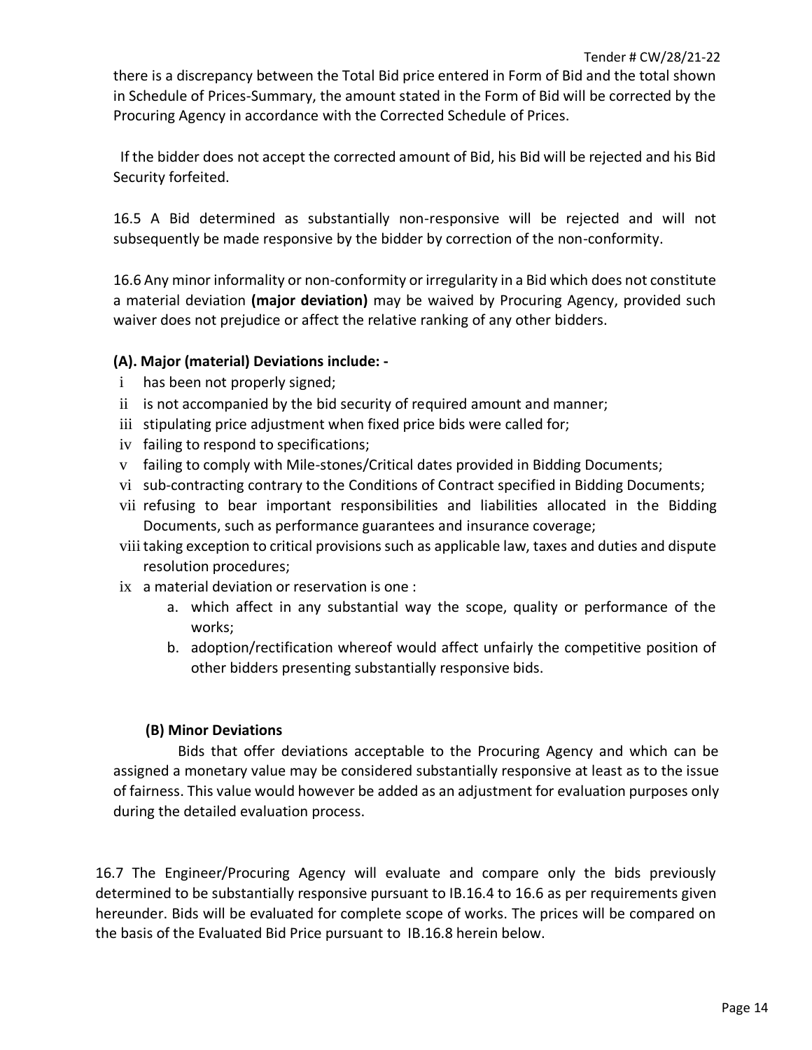there is a discrepancy between the Total Bid price entered in Form of Bid and the total shown in Schedule of Prices-Summary, the amount stated in the Form of Bid will be corrected by the Procuring Agency in accordance with the Corrected Schedule of Prices.

If the bidder does not accept the corrected amount of Bid, his Bid will be rejected and his Bid Security forfeited.

16.5 A Bid determined as substantially non-responsive will be rejected and will not subsequently be made responsive by the bidder by correction of the non-conformity.

16.6 Any minor informality or non-conformity or irregularity in a Bid which does not constitute a material deviation **(major deviation)** may be waived by Procuring Agency, provided such waiver does not prejudice or affect the relative ranking of any other bidders.

**(A). Major (material) Deviations include: -**

- i has been not properly signed;
- ii is not accompanied by the bid security of required amount and manner;
- iii stipulating price adjustment when fixed price bids were called for;
- iv failing to respond to specifications;
- v failing to comply with Mile-stones/Critical dates provided in Bidding Documents;
- vi sub-contracting contrary to the Conditions of Contract specified in Bidding Documents;
- vii refusing to bear important responsibilities and liabilities allocated in the Bidding Documents, such as performance guarantees and insurance coverage;
- viii taking exception to critical provisions such as applicable law, taxes and duties and dispute resolution procedures;
- ix a material deviation or reservation is one :
  - a. which affect in any substantial way the scope, quality or performance of the works;
  - b. adoption/rectification whereof would affect unfairly the competitive position of other bidders presenting substantially responsive bids.

**(B) Minor Deviations**

Bids that offer deviations acceptable to the Procuring Agency and which can be assigned a monetary value may be considered substantially responsive at least as to the issue of fairness. This value would however be added as an adjustment for evaluation purposes only during the detailed evaluation process.

16.7 The Engineer/Procuring Agency will evaluate and compare only the bids previously determined to be substantially responsive pursuant to IB.16.4 to 16.6 as per requirements given hereunder. Bids will be evaluated for complete scope of works. The prices will be compared on the basis of the Evaluated Bid Price pursuant to IB.16.8 herein below.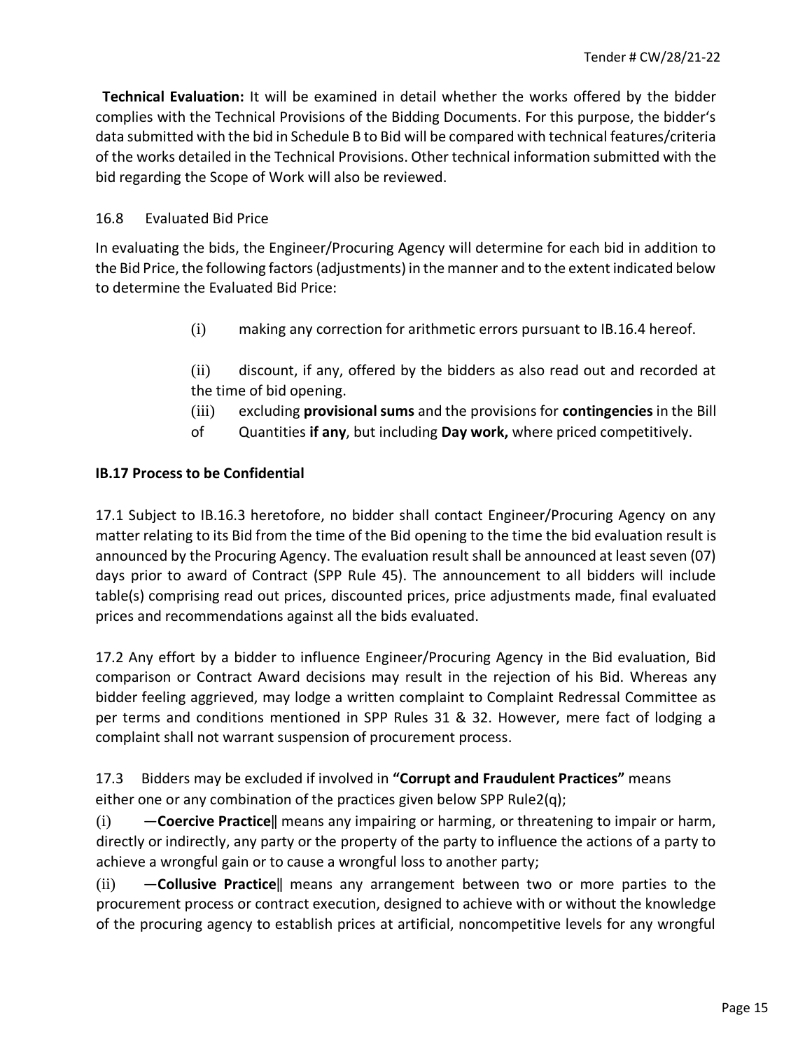**Technical Evaluation:** It will be examined in detail whether the works offered by the bidder complies with the Technical Provisions of the Bidding Documents. For this purpose, the bidder's data submitted with the bid in Schedule B to Bid will be compared with technical features/criteria of the works detailed in the Technical Provisions. Other technical information submitted with the bid regarding the Scope of Work will also be reviewed.

16.8 Evaluated Bid Price

In evaluating the bids, the Engineer/Procuring Agency will determine for each bid in addition to the Bid Price, the following factors (adjustments) in the manner and to the extent indicated below to determine the Evaluated Bid Price:

(i) making any correction for arithmetic errors pursuant to IB.16.4 hereof.

(ii) discount, if any, offered by the bidders as also read out and recorded at the time of bid opening.

(iii) excluding **provisional sums** and the provisions for **contingencies** in the Bill of Quantities **if any**, but including **Day work,** where priced competitively.

**IB.17 Process to be Confidential**

17.1 Subject to IB.16.3 heretofore, no bidder shall contact Engineer/Procuring Agency on any matter relating to its Bid from the time of the Bid opening to the time the bid evaluation result is announced by the Procuring Agency. The evaluation result shall be announced at least seven (07) days prior to award of Contract (SPP Rule 45). The announcement to all bidders will include table(s) comprising read out prices, discounted prices, price adjustments made, final evaluated prices and recommendations against all the bids evaluated.

17.2 Any effort by a bidder to influence Engineer/Procuring Agency in the Bid evaluation, Bid comparison or Contract Award decisions may result in the rejection of his Bid. Whereas any bidder feeling aggrieved, may lodge a written complaint to Complaint Redressal Committee as per terms and conditions mentioned in SPP Rules 31 & 32. However, mere fact of lodging a complaint shall not warrant suspension of procurement process.

17.3 Bidders may be excluded if involved in **"Corrupt and Fraudulent Practices"** means either one or any combination of the practices given below SPP Rule2(q);

(i) —**Coercive Practice**‖ means any impairing or harming, or threatening to impair or harm, directly or indirectly, any party or the property of the party to influence the actions of a party to achieve a wrongful gain or to cause a wrongful loss to another party;

(ii) —**Collusive Practice**‖ means any arrangement between two or more parties to the procurement process or contract execution, designed to achieve with or without the knowledge of the procuring agency to establish prices at artificial, noncompetitive levels for any wrongful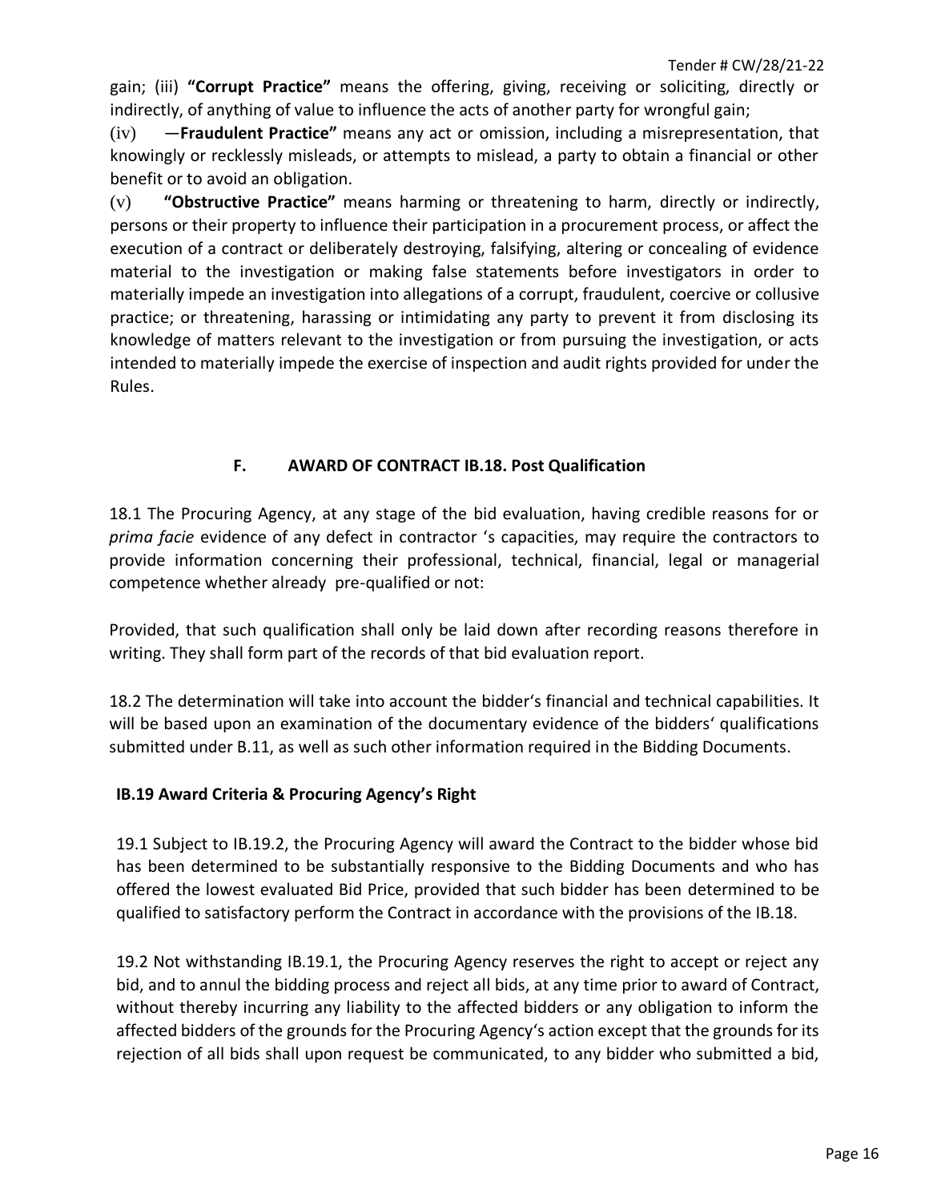gain; (iii) **"Corrupt Practice"** means the offering, giving, receiving or soliciting, directly or indirectly, of anything of value to influence the acts of another party for wrongful gain;

(iv) —**Fraudulent Practice"** means any act or omission, including a misrepresentation, that knowingly or recklessly misleads, or attempts to mislead, a party to obtain a financial or other benefit or to avoid an obligation.

(v) **"Obstructive Practice"** means harming or threatening to harm, directly or indirectly, persons or their property to influence their participation in a procurement process, or affect the execution of a contract or deliberately destroying, falsifying, altering or concealing of evidence material to the investigation or making false statements before investigators in order to materially impede an investigation into allegations of a corrupt, fraudulent, coercive or collusive practice; or threatening, harassing or intimidating any party to prevent it from disclosing its knowledge of matters relevant to the investigation or from pursuing the investigation, or acts intended to materially impede the exercise of inspection and audit rights provided for under the Rules.

## F. AWARD OF CONTRACT IB.18. Post Qualification

18.1 The Procuring Agency, at any stage of the bid evaluation, having credible reasons for or *prima facie* evidence of any defect in contractor 's capacities, may require the contractors to provide information concerning their professional, technical, financial, legal or managerial competence whether already pre-qualified or not:

Provided, that such qualification shall only be laid down after recording reasons therefore in writing. They shall form part of the records of that bid evaluation report.

18.2 The determination will take into account the bidder's financial and technical capabilities. It will be based upon an examination of the documentary evidence of the bidders' qualifications submitted under B.11, as well as such other information required in the Bidding Documents.

### IB.19 Award Criteria & Procuring Agency's Right

19.1 Subject to IB.19.2, the Procuring Agency will award the Contract to the bidder whose bid has been determined to be substantially responsive to the Bidding Documents and who has offered the lowest evaluated Bid Price, provided that such bidder has been determined to be qualified to satisfactory perform the Contract in accordance with the provisions of the IB.18.

19.2 Not withstanding IB.19.1, the Procuring Agency reserves the right to accept or reject any bid, and to annul the bidding process and reject all bids, at any time prior to award of Contract, without thereby incurring any liability to the affected bidders or any obligation to inform the affected bidders of the grounds for the Procuring Agency's action except that the grounds for its rejection of all bids shall upon request be communicated, to any bidder who submitted a bid,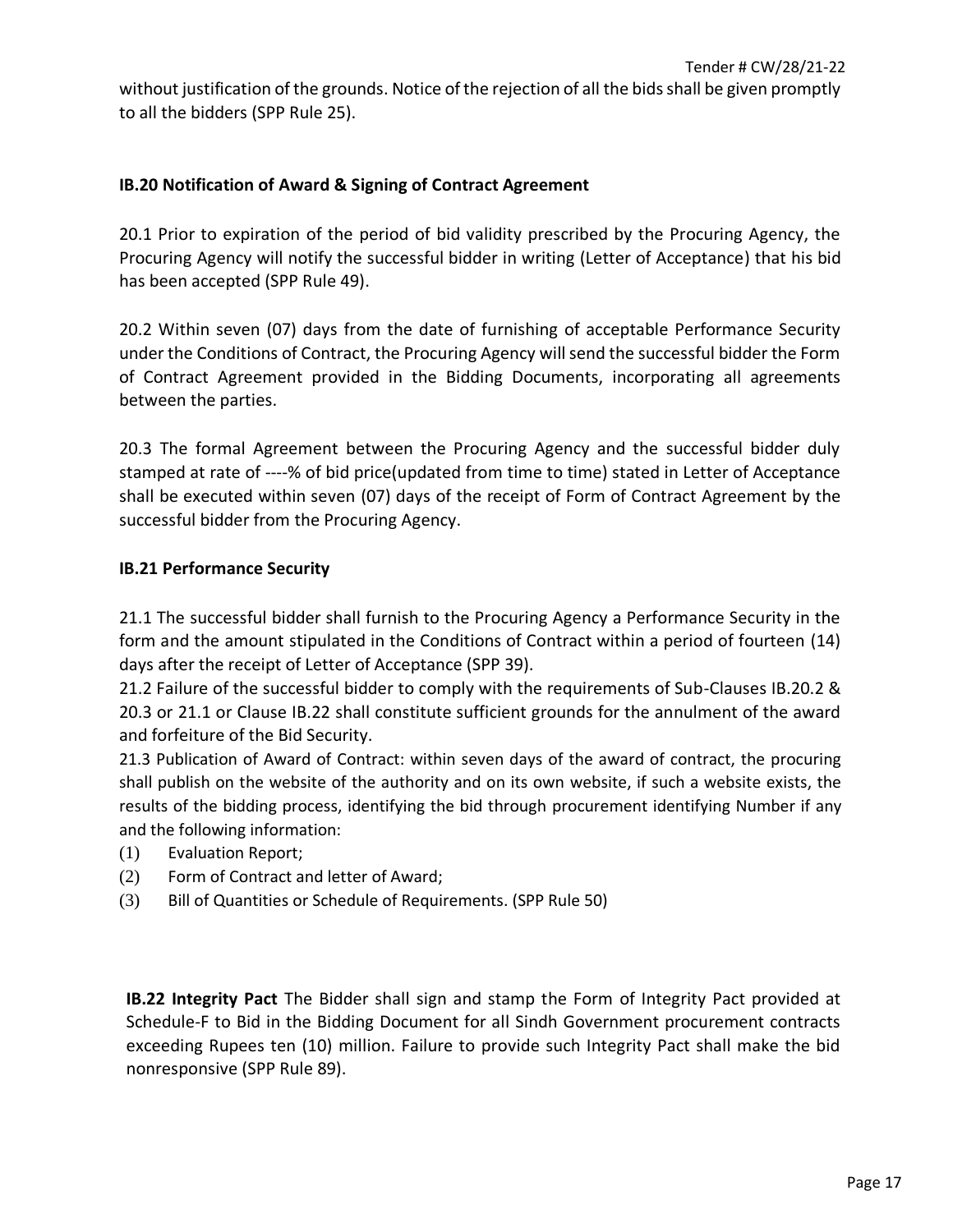without justification of the grounds. Notice of the rejection of all the bids shall be given promptly to all the bidders (SPP Rule 25).

**IB.20 Notification of Award & Signing of Contract Agreement**

20.1 Prior to expiration of the period of bid validity prescribed by the Procuring Agency, the Procuring Agency will notify the successful bidder in writing (Letter of Acceptance) that his bid has been accepted (SPP Rule 49).

20.2 Within seven (07) days from the date of furnishing of acceptable Performance Security under the Conditions of Contract, the Procuring Agency will send the successful bidder the Form of Contract Agreement provided in the Bidding Documents, incorporating all agreements between the parties.

20.3 The formal Agreement between the Procuring Agency and the successful bidder duly stamped at rate of ----% of bid price(updated from time to time) stated in Letter of Acceptance shall be executed within seven (07) days of the receipt of Form of Contract Agreement by the successful bidder from the Procuring Agency.

**IB.21 Performance Security**

21.1 The successful bidder shall furnish to the Procuring Agency a Performance Security in the form and the amount stipulated in the Conditions of Contract within a period of fourteen (14) days after the receipt of Letter of Acceptance (SPP 39).

21.2 Failure of the successful bidder to comply with the requirements of Sub-Clauses IB.20.2 & 20.3 or 21.1 or Clause IB.22 shall constitute sufficient grounds for the annulment of the award and forfeiture of the Bid Security.

21.3 Publication of Award of Contract: within seven days of the award of contract, the procuring shall publish on the website of the authority and on its own website, if such a website exists, the results of the bidding process, identifying the bid through procurement identifying Number if any and the following information:

(1) Evaluation Report;
(2) Form of Contract and letter of Award;
(3) Bill of Quantities or Schedule of Requirements. (SPP Rule 50)

**IB.22 Integrity Pact** The Bidder shall sign and stamp the Form of Integrity Pact provided at Schedule-F to Bid in the Bidding Document for all Sindh Government procurement contracts exceeding Rupees ten (10) million. Failure to provide such Integrity Pact shall make the bid nonresponsive (SPP Rule 89).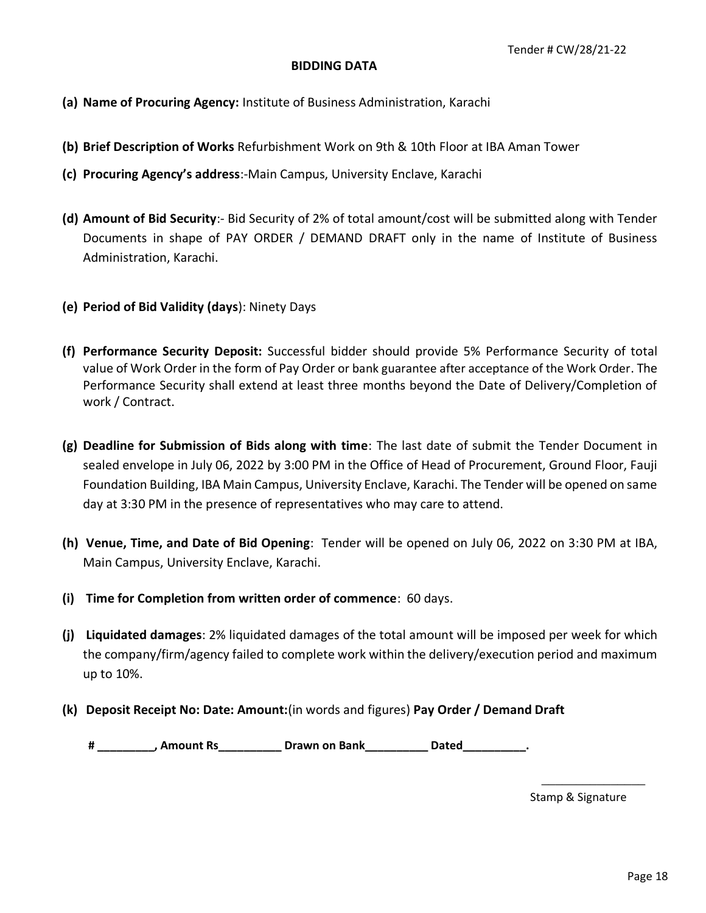Tender # CW/28/21-22

## BIDDING DATA

**(a) Name of Procuring Agency:** Institute of Business Administration, Karachi

**(b) Brief Description of Works** Refurbishment Work on 9th & 10th Floor at IBA Aman Tower

**(c) Procuring Agency's address**:-Main Campus, University Enclave, Karachi

**(d) Amount of Bid Security**:- Bid Security of 2% of total amount/cost will be submitted along with Tender Documents in shape of PAY ORDER / DEMAND DRAFT only in the name of Institute of Business Administration, Karachi.

**(e) Period of Bid Validity (days**): Ninety Days

**(f) Performance Security Deposit:** Successful bidder should provide 5% Performance Security of total value of Work Order in the form of Pay Order or bank guarantee after acceptance of the Work Order. The Performance Security shall extend at least three months beyond the Date of Delivery/Completion of work / Contract.

**(g) Deadline for Submission of Bids along with time**: The last date of submit the Tender Document in sealed envelope in July 06, 2022 by 3:00 PM in the Office of Head of Procurement, Ground Floor, Fauji Foundation Building, IBA Main Campus, University Enclave, Karachi. The Tender will be opened on same day at 3:30 PM in the presence of representatives who may care to attend.

**(h) Venue, Time, and Date of Bid Opening**: Tender will be opened on July 06, 2022 on 3:30 PM at IBA, Main Campus, University Enclave, Karachi.

**(i) Time for Completion from written order of commence**: 60 days.

**(j) Liquidated damages**: 2% liquidated damages of the total amount will be imposed per week for which the company/firm/agency failed to complete work within the delivery/execution period and maximum up to 10%.

**(k) Deposit Receipt No: Date: Amount:**(in words and figures) **Pay Order / Demand Draft**

**# _________, Amount Rs__________ Drawn on Bank__________ Dated__________.**

_________________

Stamp & Signature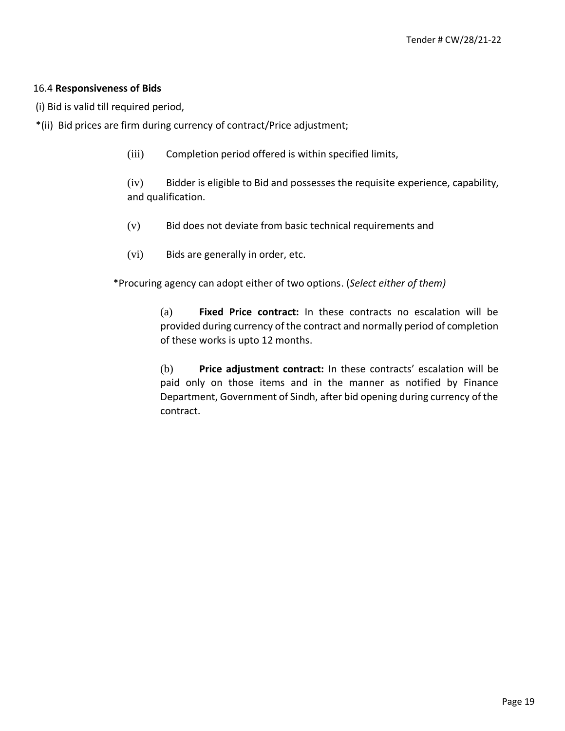16.4 **Responsiveness of Bids**

(i) Bid is valid till required period,

*(ii) Bid prices are firm during currency of contract/Price adjustment;

(iii) Completion period offered is within specified limits,

(iv) Bidder is eligible to Bid and possesses the requisite experience, capability, and qualification.

(v) Bid does not deviate from basic technical requirements and

(vi) Bids are generally in order, etc.

*Procuring agency can adopt either of two options. (*Select either of them)*

(a) **Fixed Price contract:** In these contracts no escalation will be provided during currency of the contract and normally period of completion of these works is upto 12 months.

(b) **Price adjustment contract:** In these contracts' escalation will be paid only on those items and in the manner as notified by Finance Department, Government of Sindh, after bid opening during currency of the contract.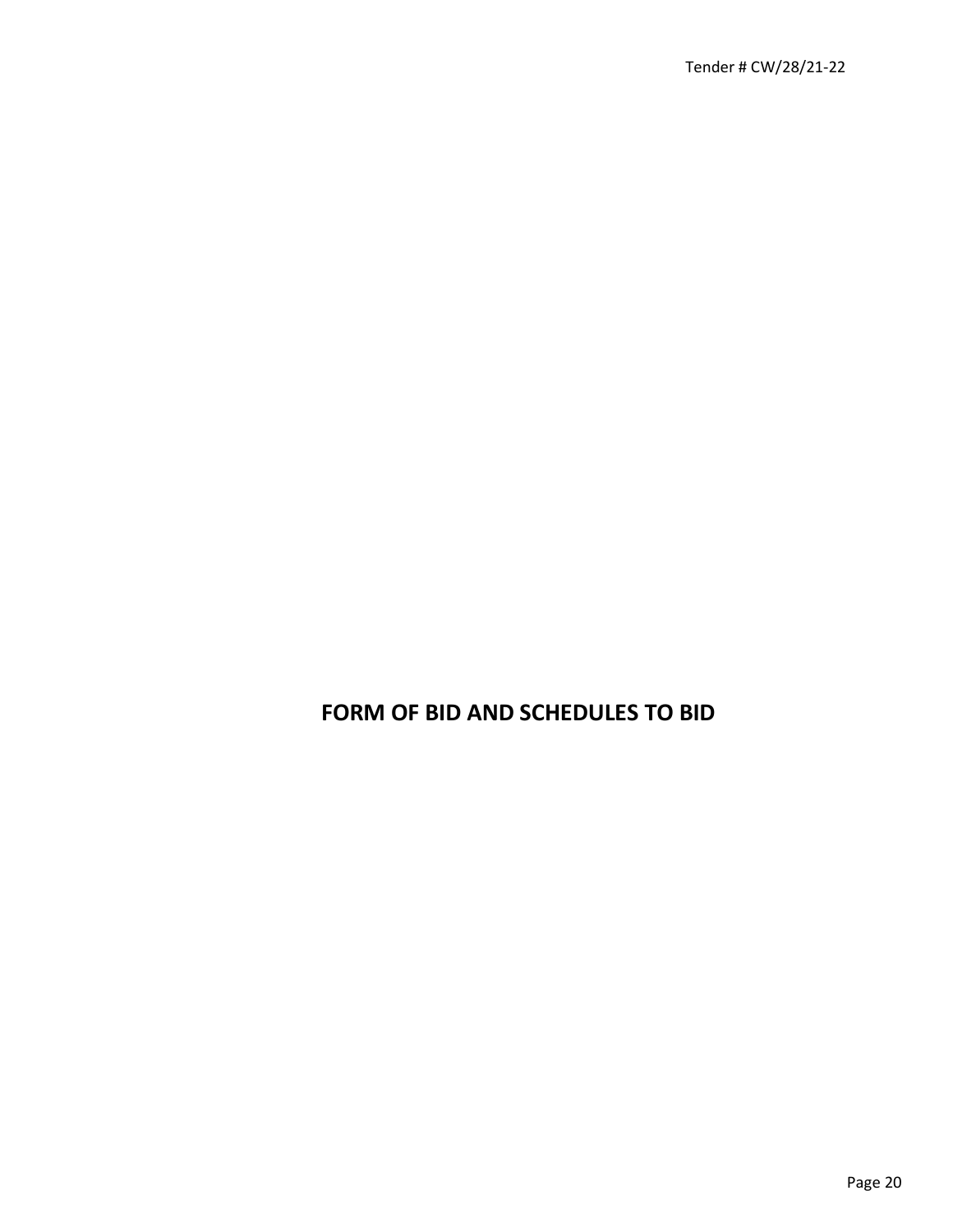# FORM OF BID AND SCHEDULES TO BID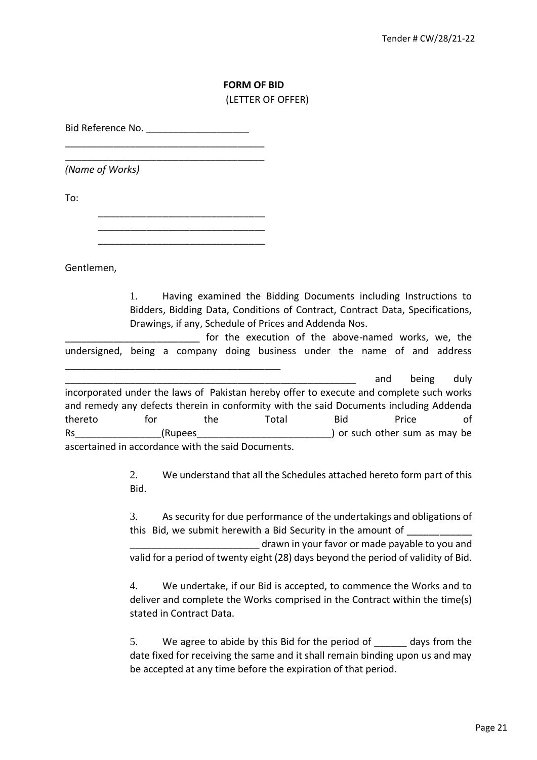## FORM OF BID

(LETTER OF OFFER)

Bid Reference No. ___________________

_____________________________________
_____________________________________
*(Name of Works)*

To:

_______________________________
_______________________________
_______________________________

Gentlemen,

1. Having examined the Bidding Documents including Instructions to Bidders, Bidding Data, Conditions of Contract, Contract Data, Specifications, Drawings, if any, Schedule of Prices and Addenda Nos. _________________________ for the execution of the above-named works, we, the undersigned, being a company doing business under the name of and address _______________________________________ _______________________________________________________ and being duly incorporated under the laws of Pakistan hereby offer to execute and complete such works and remedy any defects therein in conformity with the said Documents including Addenda thereto for the Total Bid Price of Rs________________(Rupees_________________________) or such other sum as may be ascertained in accordance with the said Documents.

2. We understand that all the Schedules attached hereto form part of this Bid.

3. As security for due performance of the undertakings and obligations of this Bid, we submit herewith a Bid Security in the amount of ____________ ________________________ drawn in your favor or made payable to you and valid for a period of twenty eight (28) days beyond the period of validity of Bid.

4. We undertake, if our Bid is accepted, to commence the Works and to deliver and complete the Works comprised in the Contract within the time(s) stated in Contract Data.

5. We agree to abide by this Bid for the period of ______ days from the date fixed for receiving the same and it shall remain binding upon us and may be accepted at any time before the expiration of that period.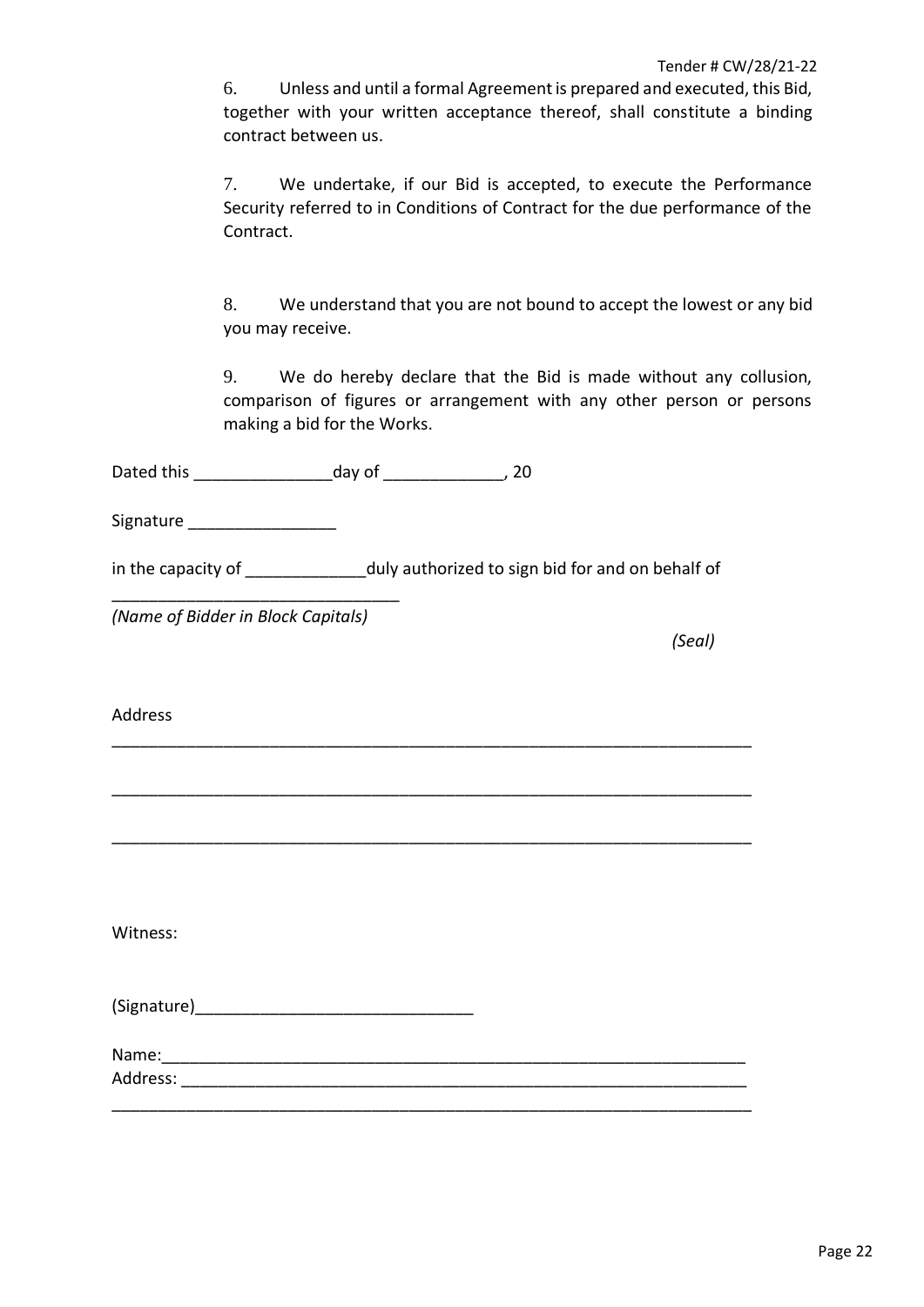6. Unless and until a formal Agreement is prepared and executed, this Bid, together with your written acceptance thereof, shall constitute a binding contract between us.

7. We undertake, if our Bid is accepted, to execute the Performance Security referred to in Conditions of Contract for the due performance of the Contract.

8. We understand that you are not bound to accept the lowest or any bid you may receive.

9. We do hereby declare that the Bid is made without any collusion, comparison of figures or arrangement with any other person or persons making a bid for the Works.

Dated this _______________day of _____________, 20

Signature ________________

in the capacity of _____________duly authorized to sign bid for and on behalf of

_______________________________
*(Name of Bidder in Block Capitals)*

*(Seal)*

Address

_______________________________________________________________________

_______________________________________________________________________

_______________________________________________________________________

Witness:

(Signature)______________________________

Name:_________________________________________________________________
Address: _______________________________________________________________
_______________________________________________________________________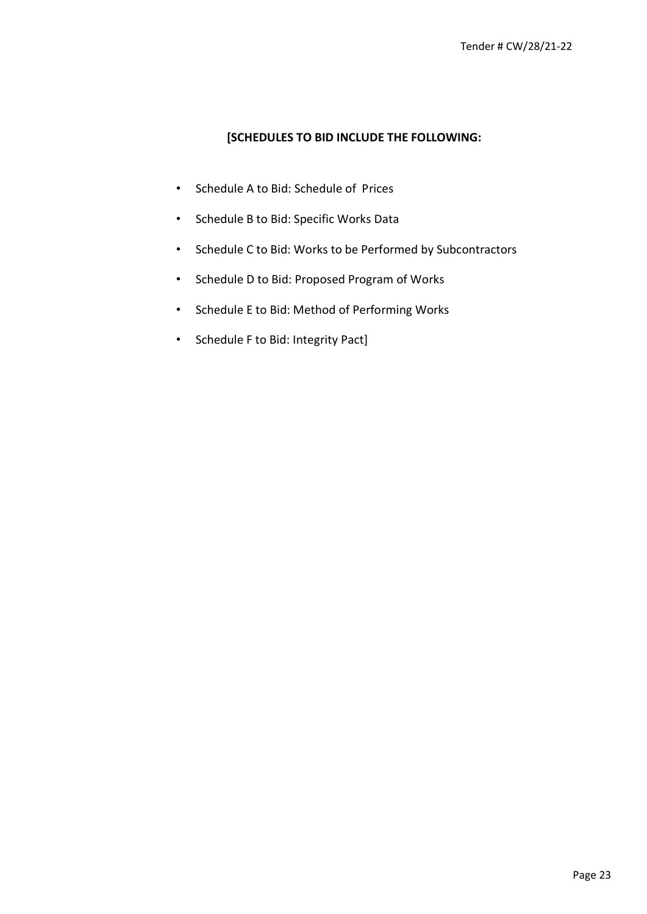**[SCHEDULES TO BID INCLUDE THE FOLLOWING:**

- Schedule A to Bid: Schedule of Prices
- Schedule B to Bid: Specific Works Data
- Schedule C to Bid: Works to be Performed by Subcontractors
- Schedule D to Bid: Proposed Program of Works
- Schedule E to Bid: Method of Performing Works
- Schedule F to Bid: Integrity Pact]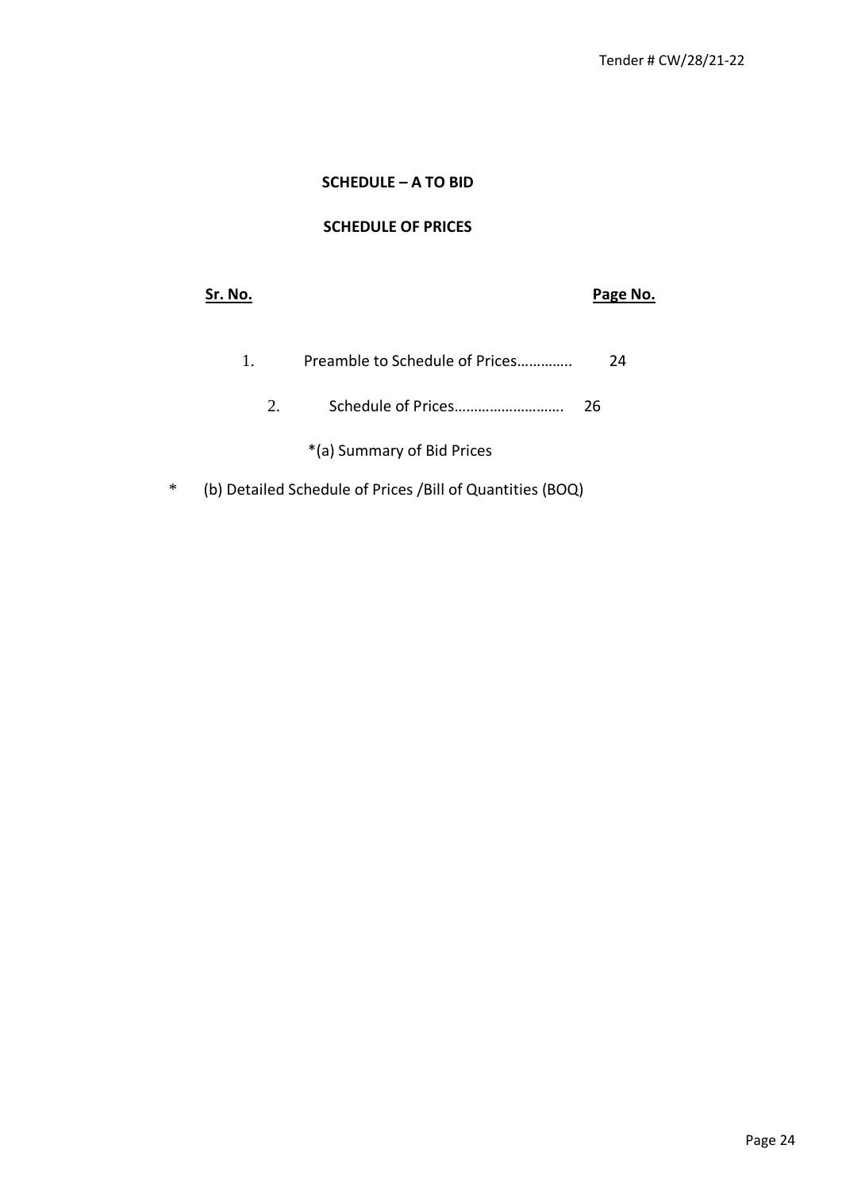**SCHEDULE – A TO BID**

**SCHEDULE OF PRICES**

| Sr. No. | | Page No. |
|---|---|---|
| 1. | Preamble to Schedule of Prices…………. | 24 |
| 2. | Schedule of Prices………………………. | 26 |

*(a) Summary of Bid Prices

* (b) Detailed Schedule of Prices /Bill of Quantities (BOQ)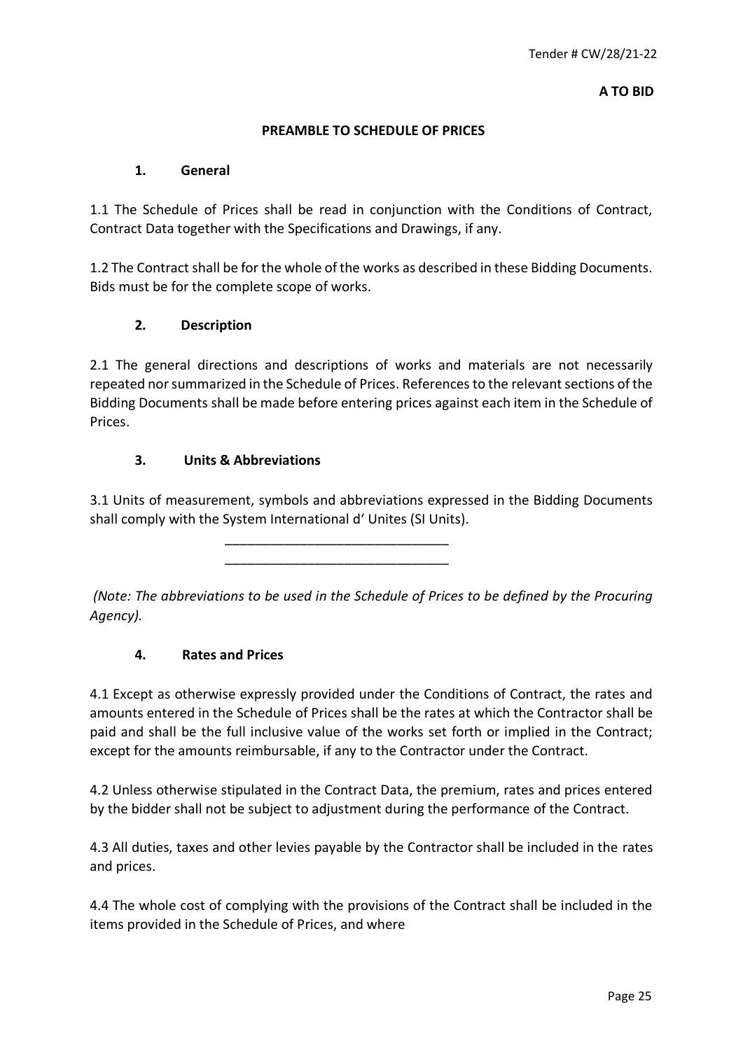**A TO BID**

## PREAMBLE TO SCHEDULE OF PRICES

### 1. General

1.1 The Schedule of Prices shall be read in conjunction with the Conditions of Contract, Contract Data together with the Specifications and Drawings, if any.

1.2 The Contract shall be for the whole of the works as described in these Bidding Documents. Bids must be for the complete scope of works.

### 2. Description

2.1 The general directions and descriptions of works and materials are not necessarily repeated nor summarized in the Schedule of Prices. References to the relevant sections of the Bidding Documents shall be made before entering prices against each item in the Schedule of Prices.

### 3. Units & Abbreviations

3.1 Units of measurement, symbols and abbreviations expressed in the Bidding Documents shall comply with the System International d' Unites (SI Units).

______________________________

______________________________

*(Note: The abbreviations to be used in the Schedule of Prices to be defined by the Procuring Agency).*

### 4. Rates and Prices

4.1 Except as otherwise expressly provided under the Conditions of Contract, the rates and amounts entered in the Schedule of Prices shall be the rates at which the Contractor shall be paid and shall be the full inclusive value of the works set forth or implied in the Contract; except for the amounts reimbursable, if any to the Contractor under the Contract.

4.2 Unless otherwise stipulated in the Contract Data, the premium, rates and prices entered by the bidder shall not be subject to adjustment during the performance of the Contract.

4.3 All duties, taxes and other levies payable by the Contractor shall be included in the rates and prices.

4.4 The whole cost of complying with the provisions of the Contract shall be included in the items provided in the Schedule of Prices, and where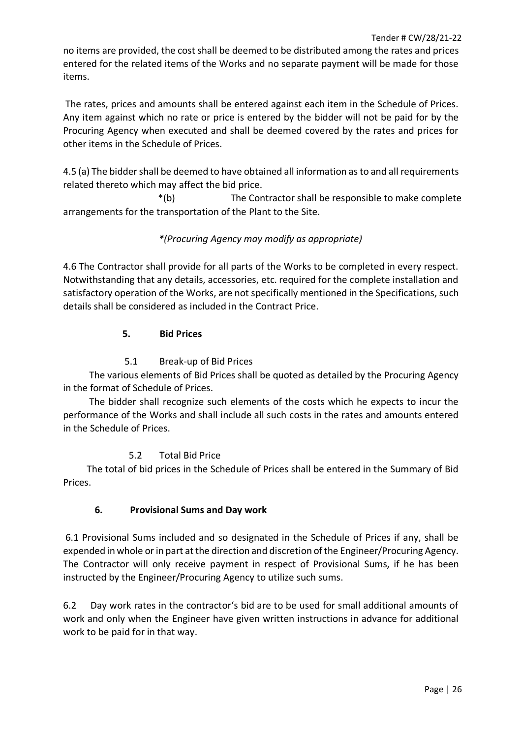no items are provided, the cost shall be deemed to be distributed among the rates and prices entered for the related items of the Works and no separate payment will be made for those items.

The rates, prices and amounts shall be entered against each item in the Schedule of Prices. Any item against which no rate or price is entered by the bidder will not be paid for by the Procuring Agency when executed and shall be deemed covered by the rates and prices for other items in the Schedule of Prices.

4.5 (a) The bidder shall be deemed to have obtained all information as to and all requirements related thereto which may affect the bid price.

*(b) The Contractor shall be responsible to make complete arrangements for the transportation of the Plant to the Site.

*\*(Procuring Agency may modify as appropriate)*

4.6 The Contractor shall provide for all parts of the Works to be completed in every respect. Notwithstanding that any details, accessories, etc. required for the complete installation and satisfactory operation of the Works, are not specifically mentioned in the Specifications, such details shall be considered as included in the Contract Price.

## 5. Bid Prices

### 5.1 Break-up of Bid Prices

The various elements of Bid Prices shall be quoted as detailed by the Procuring Agency in the format of Schedule of Prices.

The bidder shall recognize such elements of the costs which he expects to incur the performance of the Works and shall include all such costs in the rates and amounts entered in the Schedule of Prices.

### 5.2 Total Bid Price

The total of bid prices in the Schedule of Prices shall be entered in the Summary of Bid Prices.

## 6. Provisional Sums and Day work

6.1 Provisional Sums included and so designated in the Schedule of Prices if any, shall be expended in whole or in part at the direction and discretion of the Engineer/Procuring Agency. The Contractor will only receive payment in respect of Provisional Sums, if he has been instructed by the Engineer/Procuring Agency to utilize such sums.

6.2 Day work rates in the contractor's bid are to be used for small additional amounts of work and only when the Engineer have given written instructions in advance for additional work to be paid for in that way.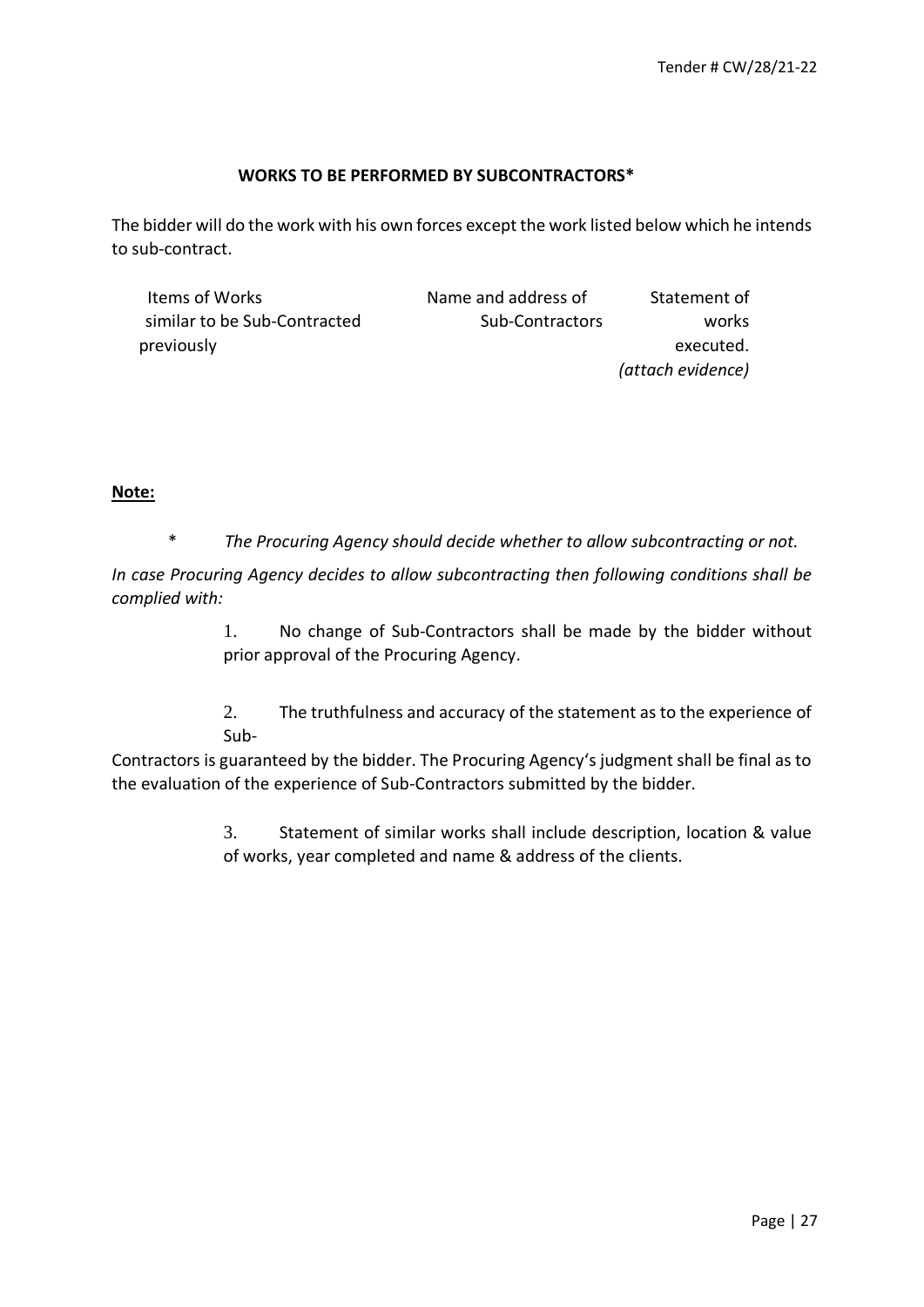## WORKS TO BE PERFORMED BY SUBCONTRACTORS*

The bidder will do the work with his own forces except the work listed below which he intends to sub-contract.

| Items of Works to be Sub-Contracted | Name and address of Sub-Contractors | Statement of similar works executed previously. *(attach evidence)* |
|---|---|---|
| | | |

**Note:**

\* *The Procuring Agency should decide whether to allow subcontracting or not.*

*In case Procuring Agency decides to allow subcontracting then following conditions shall be complied with:*

1. No change of Sub-Contractors shall be made by the bidder without prior approval of the Procuring Agency.
2. The truthfulness and accuracy of the statement as to the experience of Sub-Contractors is guaranteed by the bidder. The Procuring Agency's judgment shall be final as to the evaluation of the experience of Sub-Contractors submitted by the bidder.
3. Statement of similar works shall include description, location & value of works, year completed and name & address of the clients.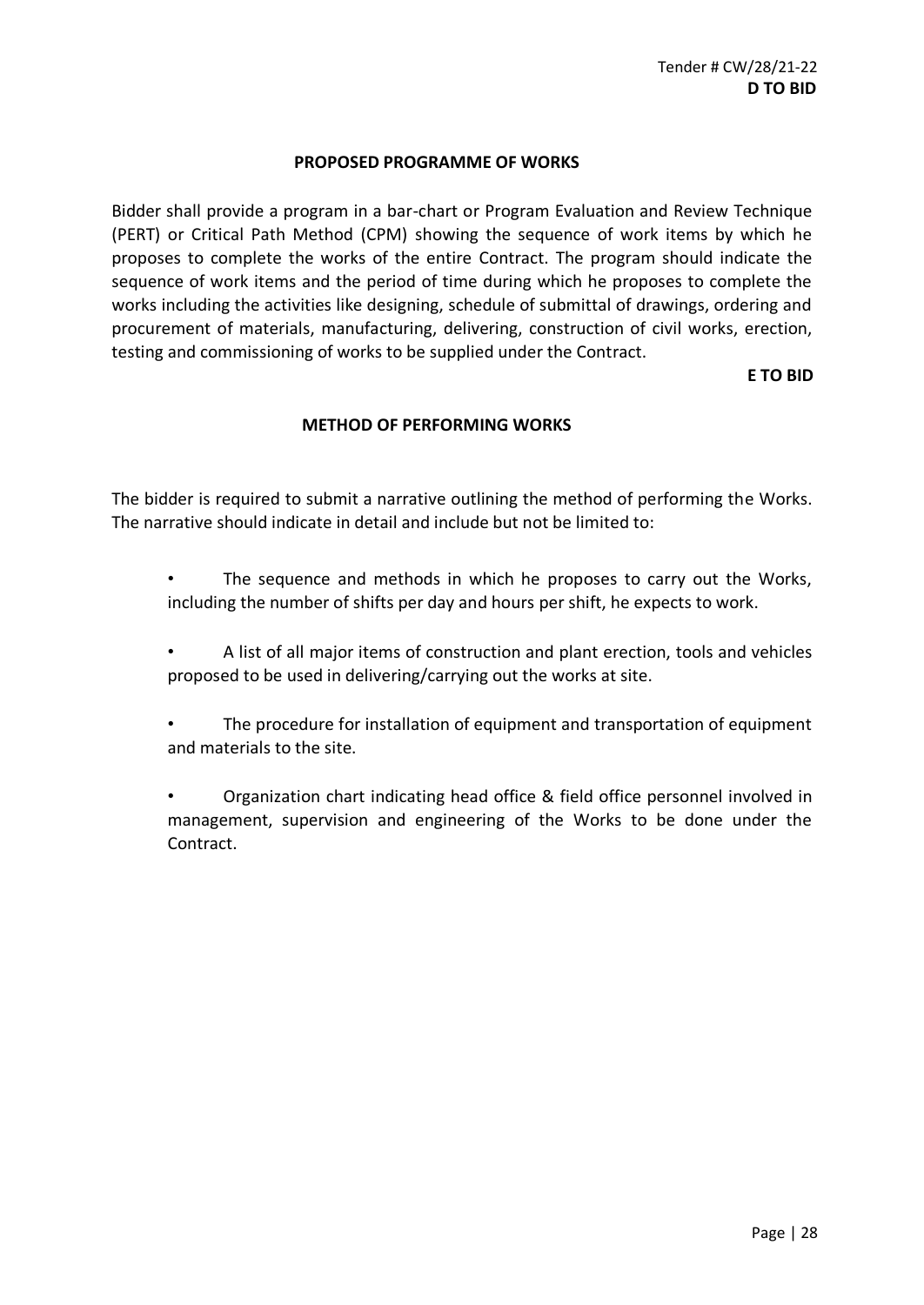**D TO BID**

## PROPOSED PROGRAMME OF WORKS

Bidder shall provide a program in a bar-chart or Program Evaluation and Review Technique (PERT) or Critical Path Method (CPM) showing the sequence of work items by which he proposes to complete the works of the entire Contract. The program should indicate the sequence of work items and the period of time during which he proposes to complete the works including the activities like designing, schedule of submittal of drawings, ordering and procurement of materials, manufacturing, delivering, construction of civil works, erection, testing and commissioning of works to be supplied under the Contract.

**E TO BID**

## METHOD OF PERFORMING WORKS

The bidder is required to submit a narrative outlining the method of performing the Works. The narrative should indicate in detail and include but not be limited to:

- The sequence and methods in which he proposes to carry out the Works, including the number of shifts per day and hours per shift, he expects to work.
- A list of all major items of construction and plant erection, tools and vehicles proposed to be used in delivering/carrying out the works at site.
- The procedure for installation of equipment and transportation of equipment and materials to the site.
- Organization chart indicating head office & field office personnel involved in management, supervision and engineering of the Works to be done under the Contract.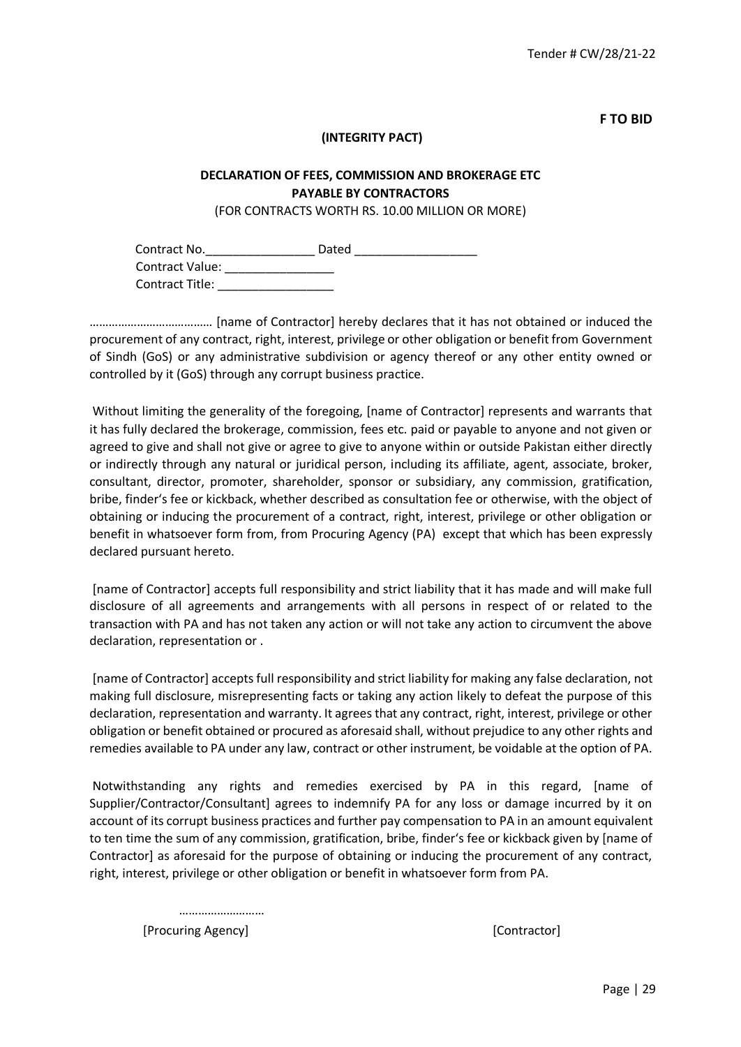**F TO BID**

**(INTEGRITY PACT)**

**DECLARATION OF FEES, COMMISSION AND BROKERAGE ETC PAYABLE BY CONTRACTORS**

(FOR CONTRACTS WORTH RS. 10.00 MILLION OR MORE)

Contract No.________________ Dated __________________
Contract Value: ________________
Contract Title: _________________

………………………………. [name of Contractor] hereby declares that it has not obtained or induced the procurement of any contract, right, interest, privilege or other obligation or benefit from Government of Sindh (GoS) or any administrative subdivision or agency thereof or any other entity owned or controlled by it (GoS) through any corrupt business practice.

Without limiting the generality of the foregoing, [name of Contractor] represents and warrants that it has fully declared the brokerage, commission, fees etc. paid or payable to anyone and not given or agreed to give and shall not give or agree to give to anyone within or outside Pakistan either directly or indirectly through any natural or juridical person, including its affiliate, agent, associate, broker, consultant, director, promoter, shareholder, sponsor or subsidiary, any commission, gratification, bribe, finder's fee or kickback, whether described as consultation fee or otherwise, with the object of obtaining or inducing the procurement of a contract, right, interest, privilege or other obligation or benefit in whatsoever form from, from Procuring Agency (PA) except that which has been expressly declared pursuant hereto.

[name of Contractor] accepts full responsibility and strict liability that it has made and will make full disclosure of all agreements and arrangements with all persons in respect of or related to the transaction with PA and has not taken any action or will not take any action to circumvent the above declaration, representation or .

[name of Contractor] accepts full responsibility and strict liability for making any false declaration, not making full disclosure, misrepresenting facts or taking any action likely to defeat the purpose of this declaration, representation and warranty. It agrees that any contract, right, interest, privilege or other obligation or benefit obtained or procured as aforesaid shall, without prejudice to any other rights and remedies available to PA under any law, contract or other instrument, be voidable at the option of PA.

Notwithstanding any rights and remedies exercised by PA in this regard, [name of Supplier/Contractor/Consultant] agrees to indemnify PA for any loss or damage incurred by it on account of its corrupt business practices and further pay compensation to PA in an amount equivalent to ten time the sum of any commission, gratification, bribe, finder's fee or kickback given by [name of Contractor] as aforesaid for the purpose of obtaining or inducing the procurement of any contract, right, interest, privilege or other obligation or benefit in whatsoever form from PA.

………………………

[Procuring Agency] [Contractor]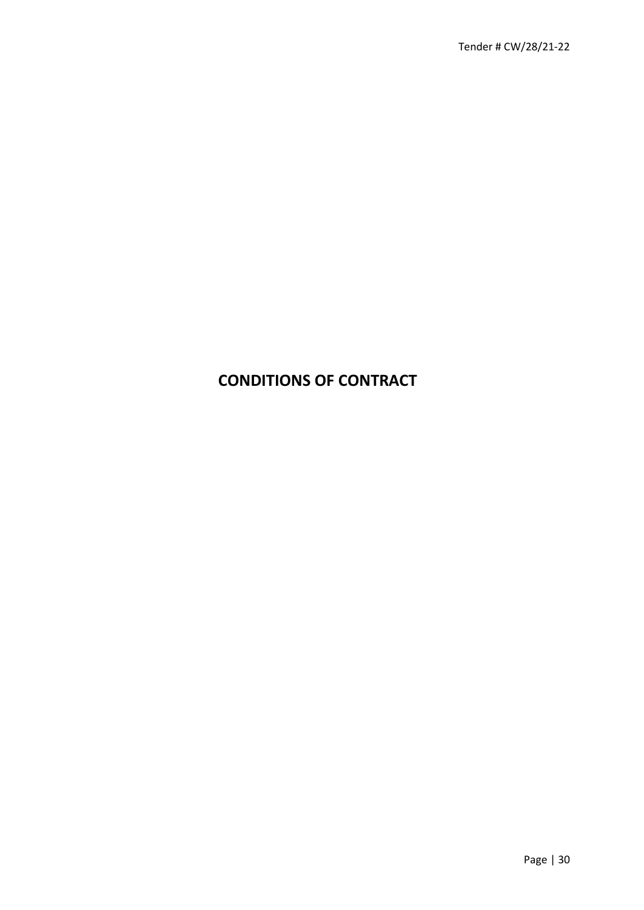# CONDITIONS OF CONTRACT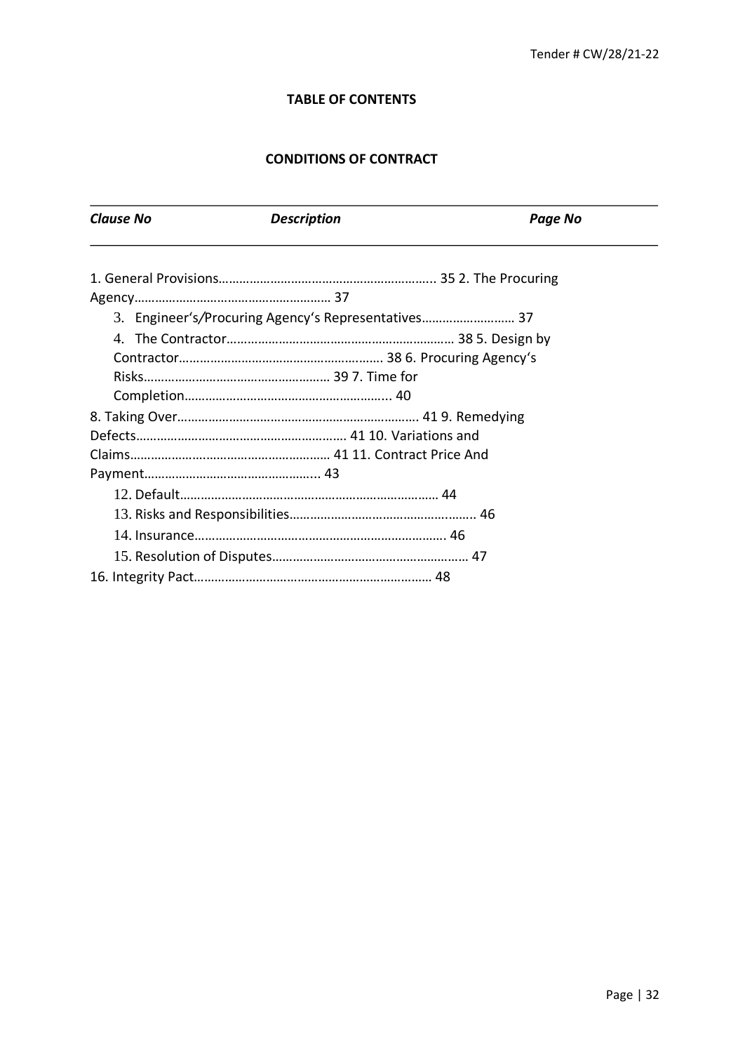**TABLE OF CONTENTS**

**CONDITIONS OF CONTRACT**

| *Clause No* | *Description* | *Page No* |
|---|---|---|

1. General Provisions……………………………………………………….. 35
2. The Procuring Agency………………………………………………… 37
3. Engineer's/Procuring Agency's Representatives……………………… 37
4. The Contractor………………………………………………………… 38
5. Design by Contractor…………………………………………………. 38
6. Procuring Agency's Risks……………………………………………… 39
7. Time for Completion…………………………………………………... 40
8. Taking Over……………………………………………………………. 41
9. Remedying Defects……………………………………………………. 41
10. Variations and Claims………………………………………………… 41
11. Contract Price And Payment…………………………………………... 43
12. Default………………………………………………………………… 44
13. Risks and Responsibilities……………………………………………... 46
14. Insurance……………………………………………………………… 46
15. Resolution of Disputes………………………………………………… 47
16. Integrity Pact…………………………………………………………… 48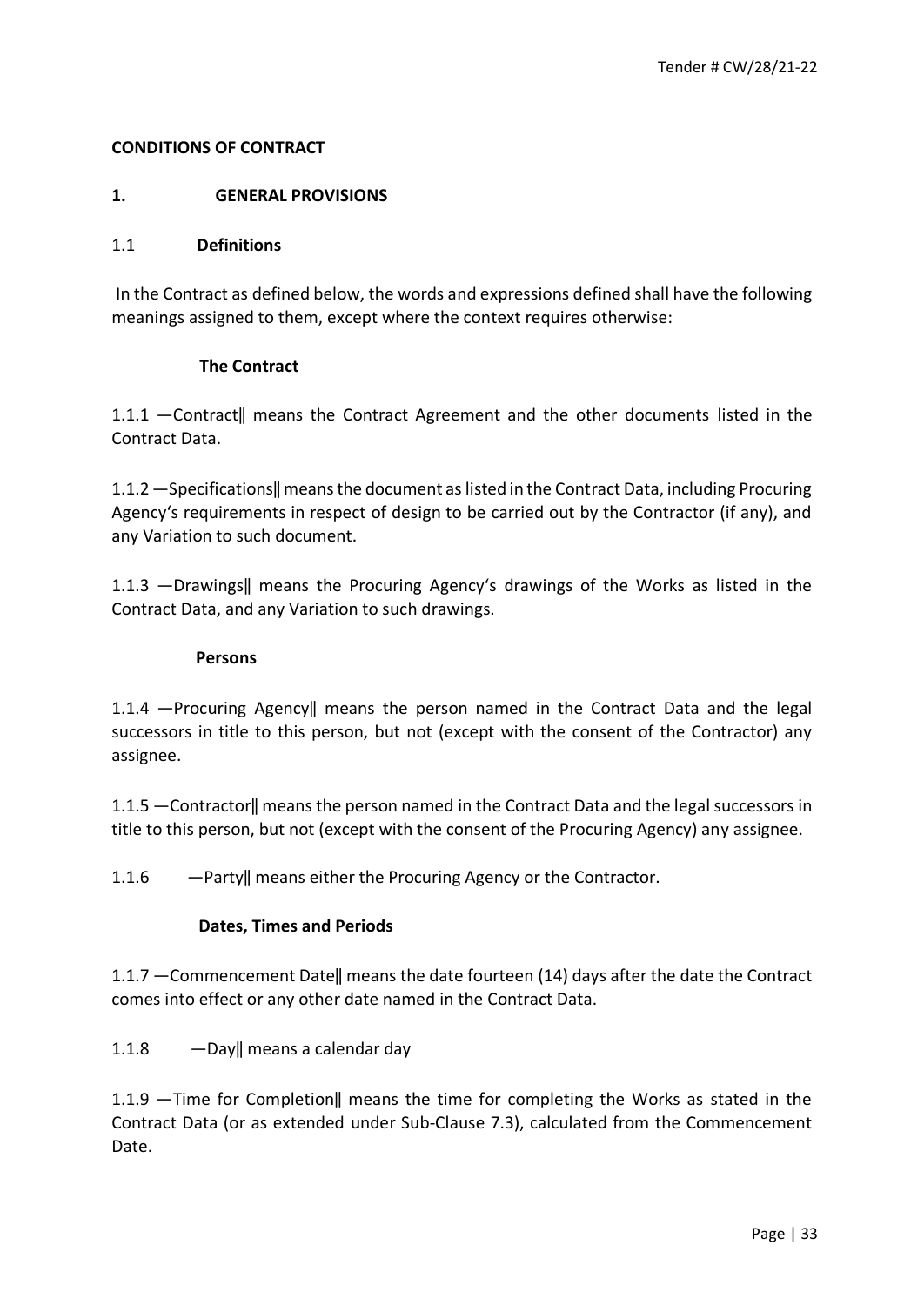**CONDITIONS OF CONTRACT**

## 1. GENERAL PROVISIONS

### 1.1 Definitions

In the Contract as defined below, the words and expressions defined shall have the following meanings assigned to them, except where the context requires otherwise:

**The Contract**

1.1.1 ―Contract‖ means the Contract Agreement and the other documents listed in the Contract Data.

1.1.2 ―Specifications‖ means the document as listed in the Contract Data, including Procuring Agency‘s requirements in respect of design to be carried out by the Contractor (if any), and any Variation to such document.

1.1.3 ―Drawings‖ means the Procuring Agency‘s drawings of the Works as listed in the Contract Data, and any Variation to such drawings.

**Persons**

1.1.4 ―Procuring Agency‖ means the person named in the Contract Data and the legal successors in title to this person, but not (except with the consent of the Contractor) any assignee.

1.1.5 ―Contractor‖ means the person named in the Contract Data and the legal successors in title to this person, but not (except with the consent of the Procuring Agency) any assignee.

1.1.6 ―Party‖ means either the Procuring Agency or the Contractor.

**Dates, Times and Periods**

1.1.7 ―Commencement Date‖ means the date fourteen (14) days after the date the Contract comes into effect or any other date named in the Contract Data.

1.1.8 ―Day‖ means a calendar day

1.1.9 ―Time for Completion‖ means the time for completing the Works as stated in the Contract Data (or as extended under Sub-Clause 7.3), calculated from the Commencement Date.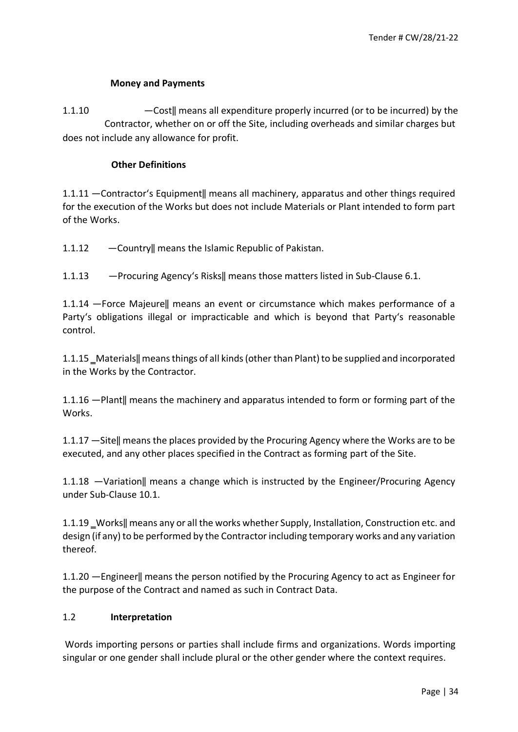**Money and Payments**

1.1.10 —Cost‖ means all expenditure properly incurred (or to be incurred) by the Contractor, whether on or off the Site, including overheads and similar charges but does not include any allowance for profit.

**Other Definitions**

1.1.11 —Contractor's Equipment‖ means all machinery, apparatus and other things required for the execution of the Works but does not include Materials or Plant intended to form part of the Works.

1.1.12 —Country‖ means the Islamic Republic of Pakistan.

1.1.13 —Procuring Agency's Risks‖ means those matters listed in Sub-Clause 6.1.

1.1.14 —Force Majeure‖ means an event or circumstance which makes performance of a Party's obligations illegal or impracticable and which is beyond that Party's reasonable control.

1.1.15 ‗Materials‖ means things of all kinds (other than Plant) to be supplied and incorporated in the Works by the Contractor.

1.1.16 —Plant‖ means the machinery and apparatus intended to form or forming part of the Works.

1.1.17 —Site‖ means the places provided by the Procuring Agency where the Works are to be executed, and any other places specified in the Contract as forming part of the Site.

1.1.18 —Variation‖ means a change which is instructed by the Engineer/Procuring Agency under Sub-Clause 10.1.

1.1.19 ‗Works‖ means any or all the works whether Supply, Installation, Construction etc. and design (if any) to be performed by the Contractor including temporary works and any variation thereof.

1.1.20 —Engineer‖ means the person notified by the Procuring Agency to act as Engineer for the purpose of the Contract and named as such in Contract Data.

## 1.2 Interpretation

Words importing persons or parties shall include firms and organizations. Words importing singular or one gender shall include plural or the other gender where the context requires.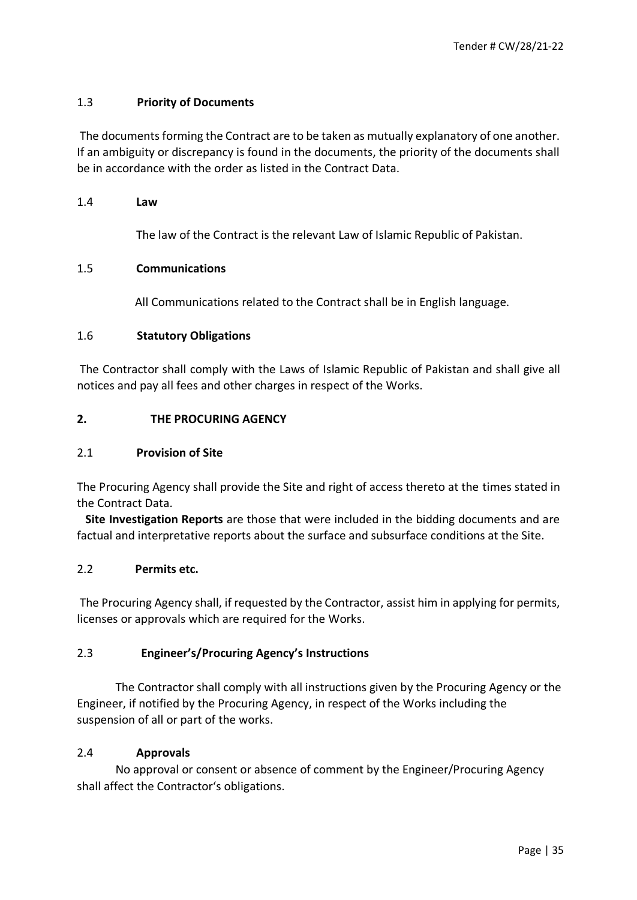### 1.3 Priority of Documents

The documents forming the Contract are to be taken as mutually explanatory of one another. If an ambiguity or discrepancy is found in the documents, the priority of the documents shall be in accordance with the order as listed in the Contract Data.

### 1.4 Law

The law of the Contract is the relevant Law of Islamic Republic of Pakistan.

### 1.5 Communications

All Communications related to the Contract shall be in English language.

### 1.6 Statutory Obligations

The Contractor shall comply with the Laws of Islamic Republic of Pakistan and shall give all notices and pay all fees and other charges in respect of the Works.

## 2. THE PROCURING AGENCY

### 2.1 Provision of Site

The Procuring Agency shall provide the Site and right of access thereto at the times stated in the Contract Data.

**Site Investigation Reports** are those that were included in the bidding documents and are factual and interpretative reports about the surface and subsurface conditions at the Site.

### 2.2 Permits etc.

The Procuring Agency shall, if requested by the Contractor, assist him in applying for permits, licenses or approvals which are required for the Works.

### 2.3 Engineer's/Procuring Agency's Instructions

The Contractor shall comply with all instructions given by the Procuring Agency or the Engineer, if notified by the Procuring Agency, in respect of the Works including the suspension of all or part of the works.

### 2.4 Approvals

No approval or consent or absence of comment by the Engineer/Procuring Agency shall affect the Contractor's obligations.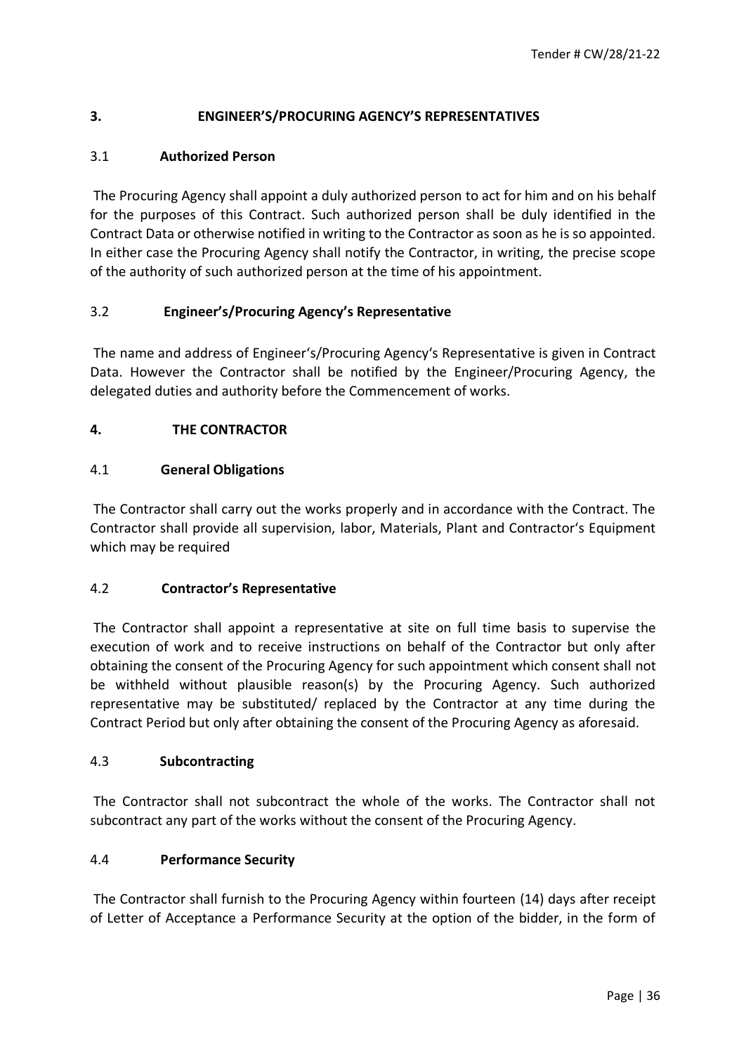## 3. ENGINEER'S/PROCURING AGENCY'S REPRESENTATIVES

### 3.1 Authorized Person

The Procuring Agency shall appoint a duly authorized person to act for him and on his behalf for the purposes of this Contract. Such authorized person shall be duly identified in the Contract Data or otherwise notified in writing to the Contractor as soon as he is so appointed. In either case the Procuring Agency shall notify the Contractor, in writing, the precise scope of the authority of such authorized person at the time of his appointment.

### 3.2 Engineer's/Procuring Agency's Representative

The name and address of Engineer's/Procuring Agency's Representative is given in Contract Data. However the Contractor shall be notified by the Engineer/Procuring Agency, the delegated duties and authority before the Commencement of works.

## 4. THE CONTRACTOR

### 4.1 General Obligations

The Contractor shall carry out the works properly and in accordance with the Contract. The Contractor shall provide all supervision, labor, Materials, Plant and Contractor's Equipment which may be required

### 4.2 Contractor's Representative

The Contractor shall appoint a representative at site on full time basis to supervise the execution of work and to receive instructions on behalf of the Contractor but only after obtaining the consent of the Procuring Agency for such appointment which consent shall not be withheld without plausible reason(s) by the Procuring Agency. Such authorized representative may be substituted/ replaced by the Contractor at any time during the Contract Period but only after obtaining the consent of the Procuring Agency as aforesaid.

### 4.3 Subcontracting

The Contractor shall not subcontract the whole of the works. The Contractor shall not subcontract any part of the works without the consent of the Procuring Agency.

### 4.4 Performance Security

The Contractor shall furnish to the Procuring Agency within fourteen (14) days after receipt of Letter of Acceptance a Performance Security at the option of the bidder, in the form of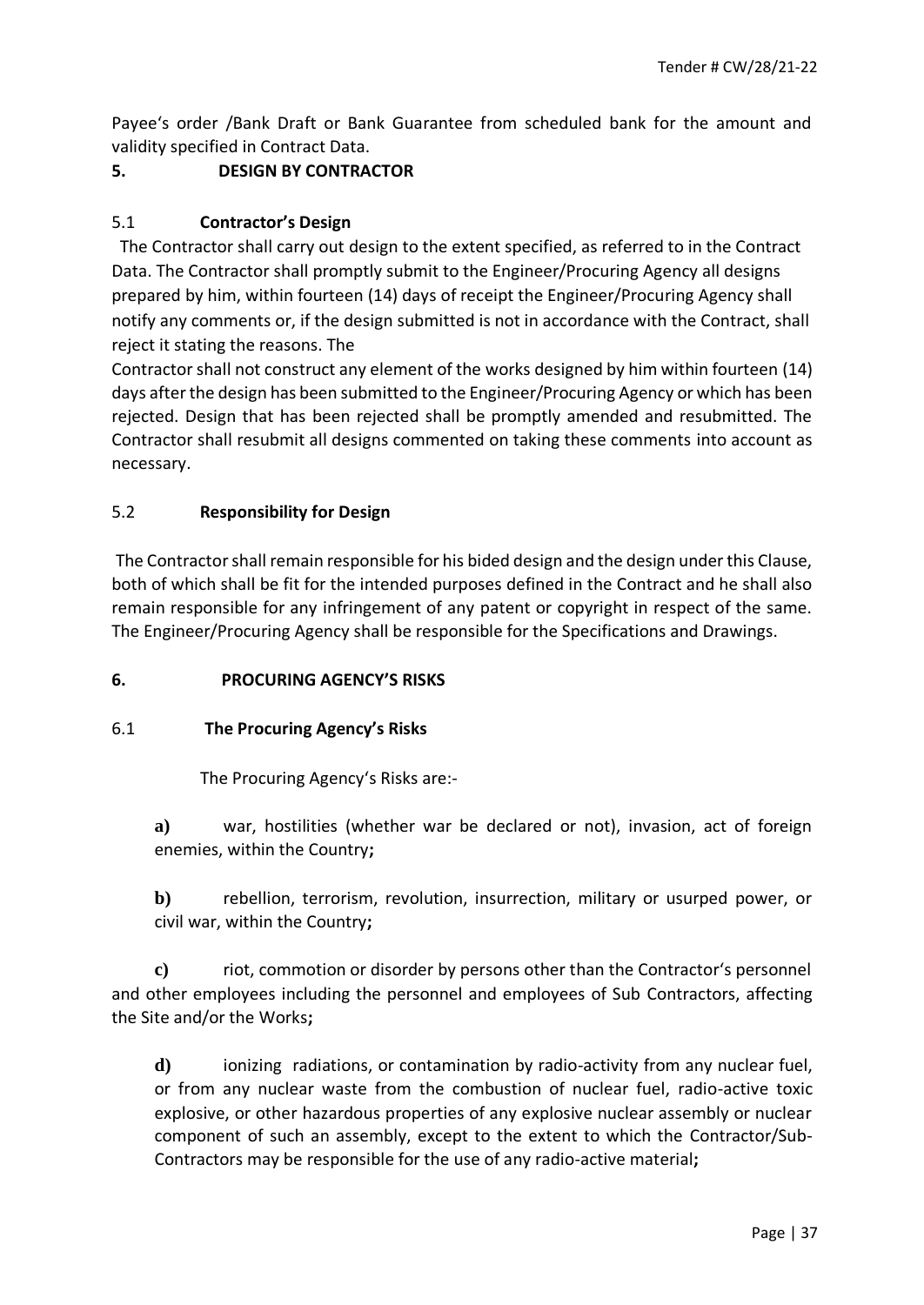Payee's order /Bank Draft or Bank Guarantee from scheduled bank for the amount and validity specified in Contract Data.

## 5. DESIGN BY CONTRACTOR

### 5.1 Contractor's Design

The Contractor shall carry out design to the extent specified, as referred to in the Contract Data. The Contractor shall promptly submit to the Engineer/Procuring Agency all designs prepared by him, within fourteen (14) days of receipt the Engineer/Procuring Agency shall notify any comments or, if the design submitted is not in accordance with the Contract, shall reject it stating the reasons. The

Contractor shall not construct any element of the works designed by him within fourteen (14) days after the design has been submitted to the Engineer/Procuring Agency or which has been rejected. Design that has been rejected shall be promptly amended and resubmitted. The Contractor shall resubmit all designs commented on taking these comments into account as necessary.

### 5.2 Responsibility for Design

The Contractor shall remain responsible for his bided design and the design under this Clause, both of which shall be fit for the intended purposes defined in the Contract and he shall also remain responsible for any infringement of any patent or copyright in respect of the same. The Engineer/Procuring Agency shall be responsible for the Specifications and Drawings.

## 6. PROCURING AGENCY'S RISKS

### 6.1 The Procuring Agency's Risks

The Procuring Agency's Risks are:-

**a)** war, hostilities (whether war be declared or not), invasion, act of foreign enemies, within the Country**;**

**b)** rebellion, terrorism, revolution, insurrection, military or usurped power, or civil war, within the Country**;**

**c)** riot, commotion or disorder by persons other than the Contractor's personnel and other employees including the personnel and employees of Sub Contractors, affecting the Site and/or the Works**;**

**d)** ionizing radiations, or contamination by radio-activity from any nuclear fuel, or from any nuclear waste from the combustion of nuclear fuel, radio-active toxic explosive, or other hazardous properties of any explosive nuclear assembly or nuclear component of such an assembly, except to the extent to which the Contractor/Sub-Contractors may be responsible for the use of any radio-active material**;**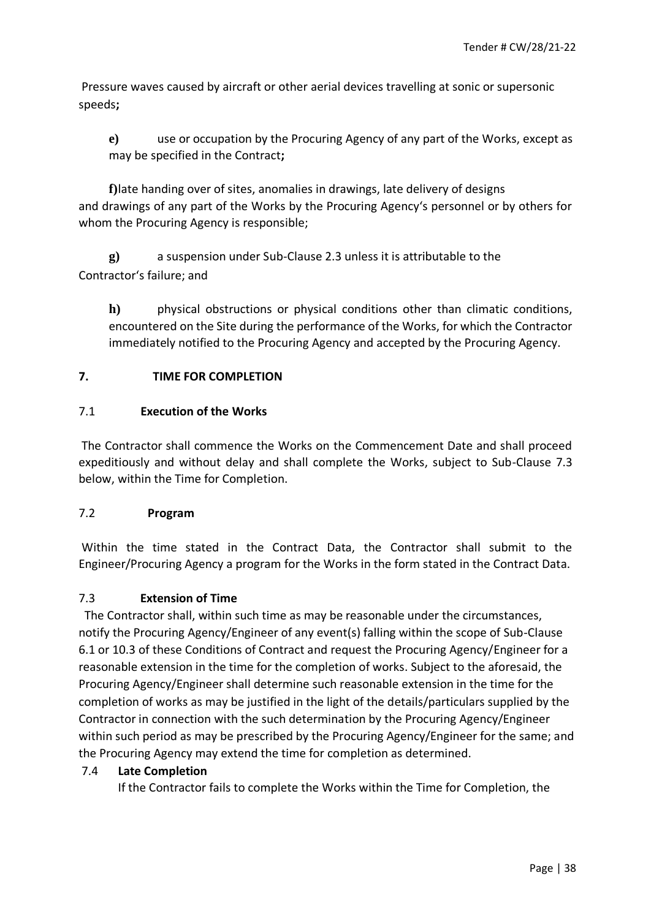Pressure waves caused by aircraft or other aerial devices travelling at sonic or supersonic speeds**;**

**e)** use or occupation by the Procuring Agency of any part of the Works, except as may be specified in the Contract**;**

**f)**late handing over of sites, anomalies in drawings, late delivery of designs and drawings of any part of the Works by the Procuring Agency's personnel or by others for whom the Procuring Agency is responsible;

**g)** a suspension under Sub-Clause 2.3 unless it is attributable to the Contractor's failure; and

**h)** physical obstructions or physical conditions other than climatic conditions, encountered on the Site during the performance of the Works, for which the Contractor immediately notified to the Procuring Agency and accepted by the Procuring Agency.

## 7. TIME FOR COMPLETION

### 7.1 Execution of the Works

The Contractor shall commence the Works on the Commencement Date and shall proceed expeditiously and without delay and shall complete the Works, subject to Sub-Clause 7.3 below, within the Time for Completion.

### 7.2 Program

Within the time stated in the Contract Data, the Contractor shall submit to the Engineer/Procuring Agency a program for the Works in the form stated in the Contract Data.

### 7.3 Extension of Time

The Contractor shall, within such time as may be reasonable under the circumstances, notify the Procuring Agency/Engineer of any event(s) falling within the scope of Sub-Clause 6.1 or 10.3 of these Conditions of Contract and request the Procuring Agency/Engineer for a reasonable extension in the time for the completion of works. Subject to the aforesaid, the Procuring Agency/Engineer shall determine such reasonable extension in the time for the completion of works as may be justified in the light of the details/particulars supplied by the Contractor in connection with the such determination by the Procuring Agency/Engineer within such period as may be prescribed by the Procuring Agency/Engineer for the same; and the Procuring Agency may extend the time for completion as determined.

### 7.4 Late Completion

If the Contractor fails to complete the Works within the Time for Completion, the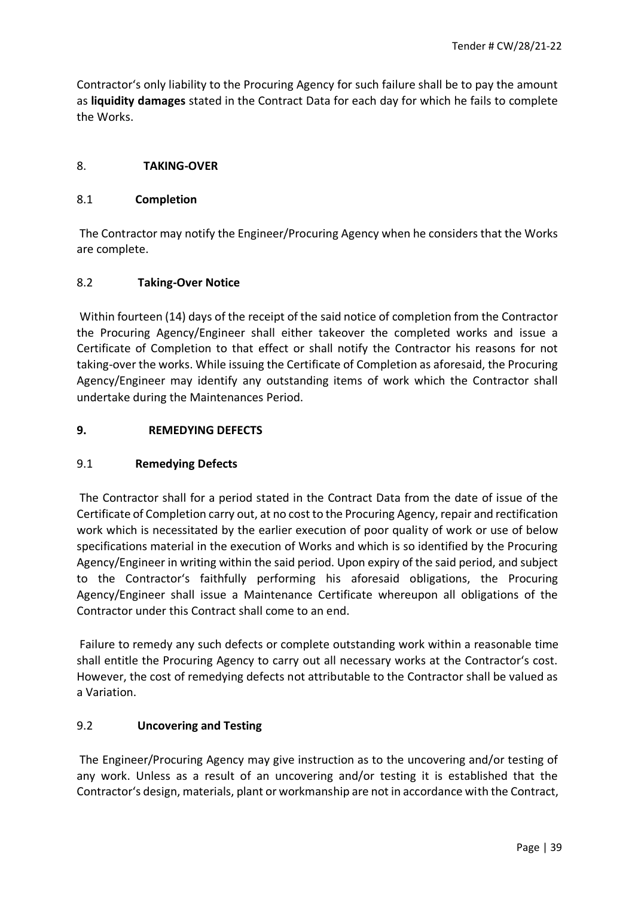Contractor‘s only liability to the Procuring Agency for such failure shall be to pay the amount as **liquidity damages** stated in the Contract Data for each day for which he fails to complete the Works.

## 8. TAKING-OVER

### 8.1 Completion

The Contractor may notify the Engineer/Procuring Agency when he considers that the Works are complete.

### 8.2 Taking-Over Notice

Within fourteen (14) days of the receipt of the said notice of completion from the Contractor the Procuring Agency/Engineer shall either takeover the completed works and issue a Certificate of Completion to that effect or shall notify the Contractor his reasons for not taking-over the works. While issuing the Certificate of Completion as aforesaid, the Procuring Agency/Engineer may identify any outstanding items of work which the Contractor shall undertake during the Maintenances Period.

## 9. REMEDYING DEFECTS

### 9.1 Remedying Defects

The Contractor shall for a period stated in the Contract Data from the date of issue of the Certificate of Completion carry out, at no cost to the Procuring Agency, repair and rectification work which is necessitated by the earlier execution of poor quality of work or use of below specifications material in the execution of Works and which is so identified by the Procuring Agency/Engineer in writing within the said period. Upon expiry of the said period, and subject to the Contractor‘s faithfully performing his aforesaid obligations, the Procuring Agency/Engineer shall issue a Maintenance Certificate whereupon all obligations of the Contractor under this Contract shall come to an end.

Failure to remedy any such defects or complete outstanding work within a reasonable time shall entitle the Procuring Agency to carry out all necessary works at the Contractor‘s cost. However, the cost of remedying defects not attributable to the Contractor shall be valued as a Variation.

### 9.2 Uncovering and Testing

The Engineer/Procuring Agency may give instruction as to the uncovering and/or testing of any work. Unless as a result of an uncovering and/or testing it is established that the Contractor‘s design, materials, plant or workmanship are not in accordance with the Contract,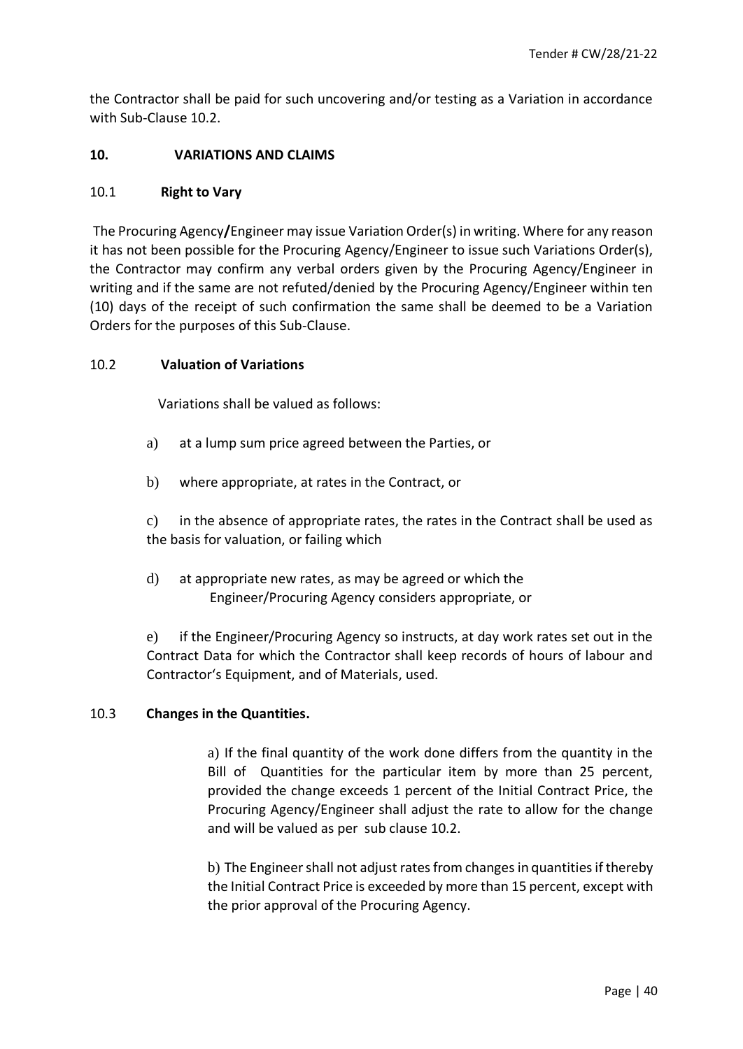the Contractor shall be paid for such uncovering and/or testing as a Variation in accordance with Sub-Clause 10.2.

## 10. VARIATIONS AND CLAIMS

### 10.1 Right to Vary

The Procuring Agency/Engineer may issue Variation Order(s) in writing. Where for any reason it has not been possible for the Procuring Agency/Engineer to issue such Variations Order(s), the Contractor may confirm any verbal orders given by the Procuring Agency/Engineer in writing and if the same are not refuted/denied by the Procuring Agency/Engineer within ten (10) days of the receipt of such confirmation the same shall be deemed to be a Variation Orders for the purposes of this Sub-Clause.

### 10.2 Valuation of Variations

Variations shall be valued as follows:

a) at a lump sum price agreed between the Parties, or

b) where appropriate, at rates in the Contract, or

c) in the absence of appropriate rates, the rates in the Contract shall be used as the basis for valuation, or failing which

d) at appropriate new rates, as may be agreed or which the Engineer/Procuring Agency considers appropriate, or

e) if the Engineer/Procuring Agency so instructs, at day work rates set out in the Contract Data for which the Contractor shall keep records of hours of labour and Contractor's Equipment, and of Materials, used.

### 10.3 Changes in the Quantities.

a) If the final quantity of the work done differs from the quantity in the Bill of Quantities for the particular item by more than 25 percent, provided the change exceeds 1 percent of the Initial Contract Price, the Procuring Agency/Engineer shall adjust the rate to allow for the change and will be valued as per sub clause 10.2.

b) The Engineer shall not adjust rates from changes in quantities if thereby the Initial Contract Price is exceeded by more than 15 percent, except with the prior approval of the Procuring Agency.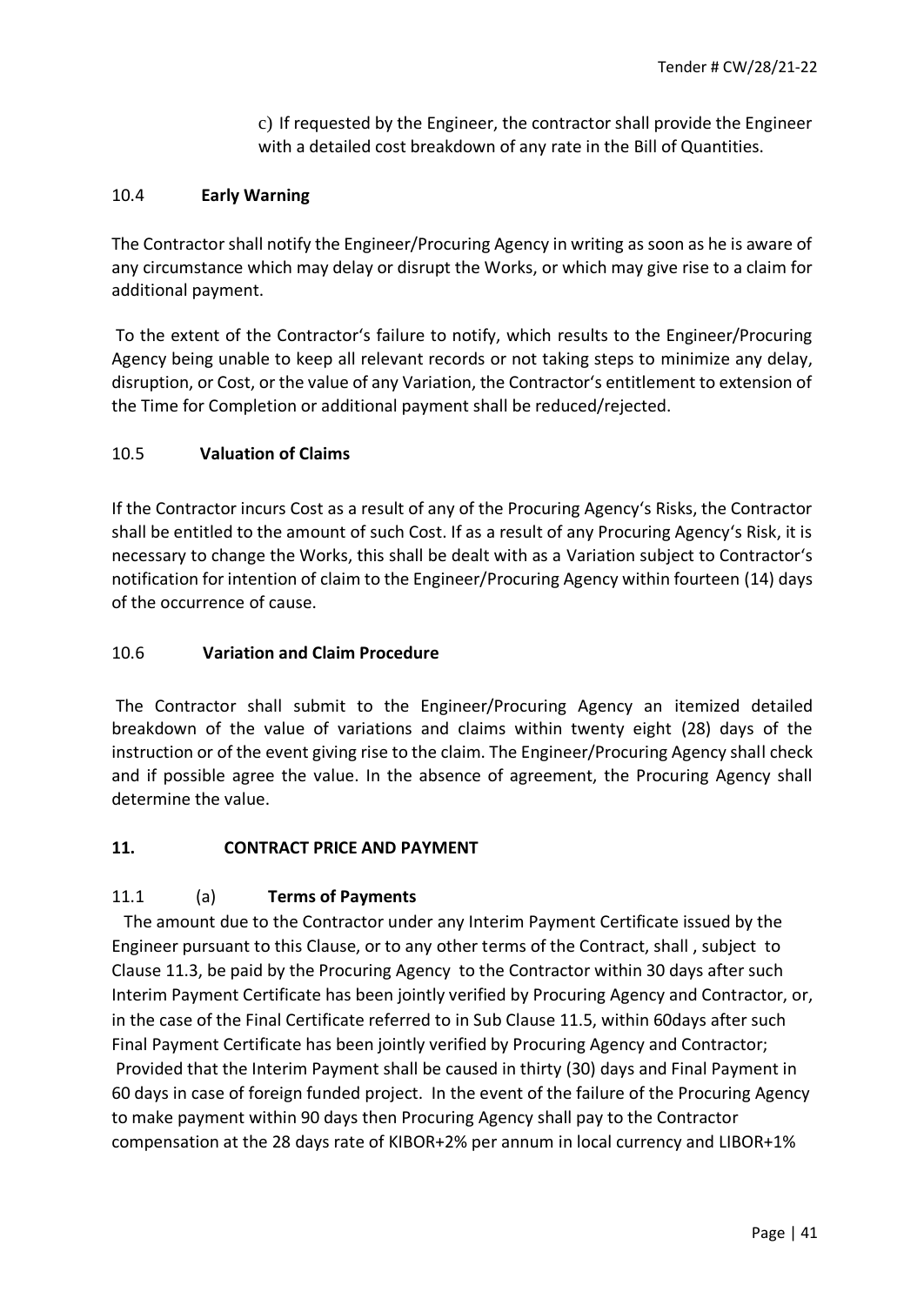c) If requested by the Engineer, the contractor shall provide the Engineer with a detailed cost breakdown of any rate in the Bill of Quantities.

### 10.4 Early Warning

The Contractor shall notify the Engineer/Procuring Agency in writing as soon as he is aware of any circumstance which may delay or disrupt the Works, or which may give rise to a claim for additional payment.

To the extent of the Contractor's failure to notify, which results to the Engineer/Procuring Agency being unable to keep all relevant records or not taking steps to minimize any delay, disruption, or Cost, or the value of any Variation, the Contractor's entitlement to extension of the Time for Completion or additional payment shall be reduced/rejected.

### 10.5 Valuation of Claims

If the Contractor incurs Cost as a result of any of the Procuring Agency's Risks, the Contractor shall be entitled to the amount of such Cost. If as a result of any Procuring Agency's Risk, it is necessary to change the Works, this shall be dealt with as a Variation subject to Contractor's notification for intention of claim to the Engineer/Procuring Agency within fourteen (14) days of the occurrence of cause.

### 10.6 Variation and Claim Procedure

The Contractor shall submit to the Engineer/Procuring Agency an itemized detailed breakdown of the value of variations and claims within twenty eight (28) days of the instruction or of the event giving rise to the claim. The Engineer/Procuring Agency shall check and if possible agree the value. In the absence of agreement, the Procuring Agency shall determine the value.

## 11. CONTRACT PRICE AND PAYMENT

### 11.1 (a) Terms of Payments

The amount due to the Contractor under any Interim Payment Certificate issued by the Engineer pursuant to this Clause, or to any other terms of the Contract, shall , subject to Clause 11.3, be paid by the Procuring Agency to the Contractor within 30 days after such Interim Payment Certificate has been jointly verified by Procuring Agency and Contractor, or, in the case of the Final Certificate referred to in Sub Clause 11.5, within 60days after such Final Payment Certificate has been jointly verified by Procuring Agency and Contractor;
Provided that the Interim Payment shall be caused in thirty (30) days and Final Payment in 60 days in case of foreign funded project. In the event of the failure of the Procuring Agency to make payment within 90 days then Procuring Agency shall pay to the Contractor compensation at the 28 days rate of KIBOR+2% per annum in local currency and LIBOR+1%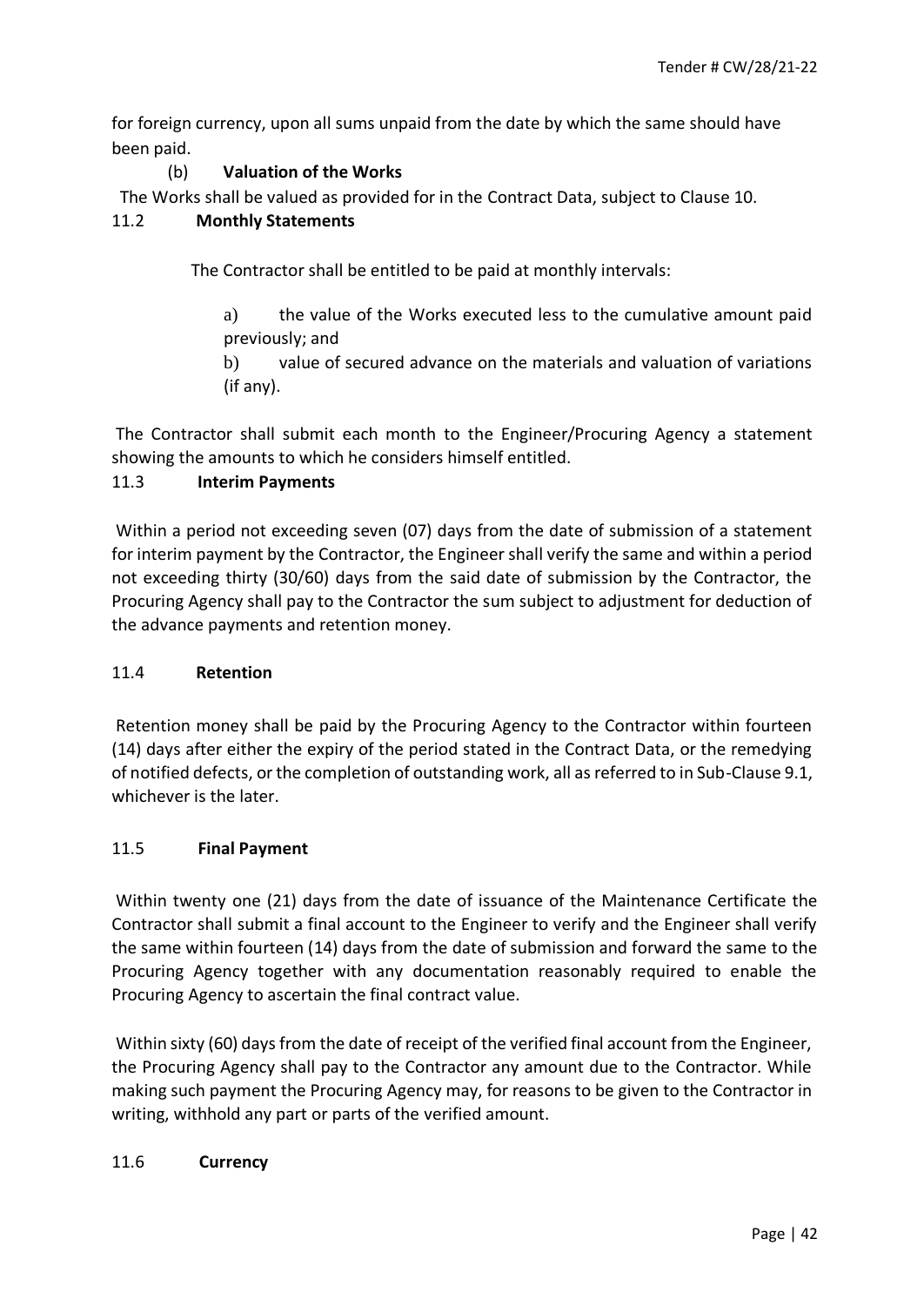for foreign currency, upon all sums unpaid from the date by which the same should have been paid.

(b) **Valuation of the Works**

The Works shall be valued as provided for in the Contract Data, subject to Clause 10.

### 11.2 Monthly Statements

The Contractor shall be entitled to be paid at monthly intervals:

a) the value of the Works executed less to the cumulative amount paid previously; and

b) value of secured advance on the materials and valuation of variations (if any).

The Contractor shall submit each month to the Engineer/Procuring Agency a statement showing the amounts to which he considers himself entitled.

### 11.3 Interim Payments

Within a period not exceeding seven (07) days from the date of submission of a statement for interim payment by the Contractor, the Engineer shall verify the same and within a period not exceeding thirty (30/60) days from the said date of submission by the Contractor, the Procuring Agency shall pay to the Contractor the sum subject to adjustment for deduction of the advance payments and retention money.

### 11.4 Retention

Retention money shall be paid by the Procuring Agency to the Contractor within fourteen (14) days after either the expiry of the period stated in the Contract Data, or the remedying of notified defects, or the completion of outstanding work, all as referred to in Sub-Clause 9.1, whichever is the later.

### 11.5 Final Payment

Within twenty one (21) days from the date of issuance of the Maintenance Certificate the Contractor shall submit a final account to the Engineer to verify and the Engineer shall verify the same within fourteen (14) days from the date of submission and forward the same to the Procuring Agency together with any documentation reasonably required to enable the Procuring Agency to ascertain the final contract value.

Within sixty (60) days from the date of receipt of the verified final account from the Engineer, the Procuring Agency shall pay to the Contractor any amount due to the Contractor. While making such payment the Procuring Agency may, for reasons to be given to the Contractor in writing, withhold any part or parts of the verified amount.

### 11.6 Currency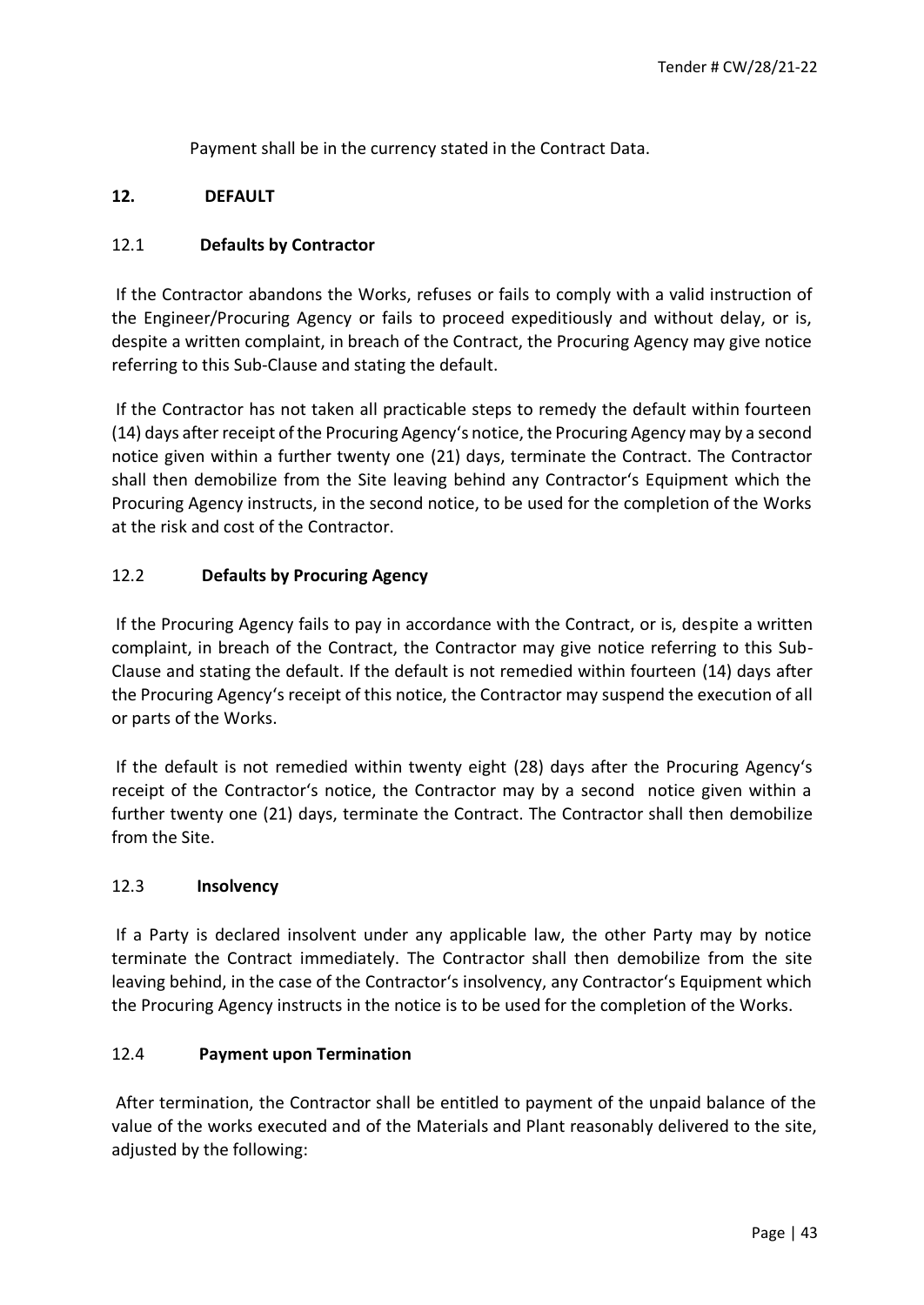Payment shall be in the currency stated in the Contract Data.

## 12. DEFAULT

### 12.1 Defaults by Contractor

If the Contractor abandons the Works, refuses or fails to comply with a valid instruction of the Engineer/Procuring Agency or fails to proceed expeditiously and without delay, or is, despite a written complaint, in breach of the Contract, the Procuring Agency may give notice referring to this Sub-Clause and stating the default.

If the Contractor has not taken all practicable steps to remedy the default within fourteen (14) days after receipt of the Procuring Agency's notice, the Procuring Agency may by a second notice given within a further twenty one (21) days, terminate the Contract. The Contractor shall then demobilize from the Site leaving behind any Contractor's Equipment which the Procuring Agency instructs, in the second notice, to be used for the completion of the Works at the risk and cost of the Contractor.

### 12.2 Defaults by Procuring Agency

If the Procuring Agency fails to pay in accordance with the Contract, or is, despite a written complaint, in breach of the Contract, the Contractor may give notice referring to this Sub-Clause and stating the default. If the default is not remedied within fourteen (14) days after the Procuring Agency's receipt of this notice, the Contractor may suspend the execution of all or parts of the Works.

If the default is not remedied within twenty eight (28) days after the Procuring Agency's receipt of the Contractor's notice, the Contractor may by a second notice given within a further twenty one (21) days, terminate the Contract. The Contractor shall then demobilize from the Site.

### 12.3 Insolvency

If a Party is declared insolvent under any applicable law, the other Party may by notice terminate the Contract immediately. The Contractor shall then demobilize from the site leaving behind, in the case of the Contractor's insolvency, any Contractor's Equipment which the Procuring Agency instructs in the notice is to be used for the completion of the Works.

### 12.4 Payment upon Termination

After termination, the Contractor shall be entitled to payment of the unpaid balance of the value of the works executed and of the Materials and Plant reasonably delivered to the site, adjusted by the following: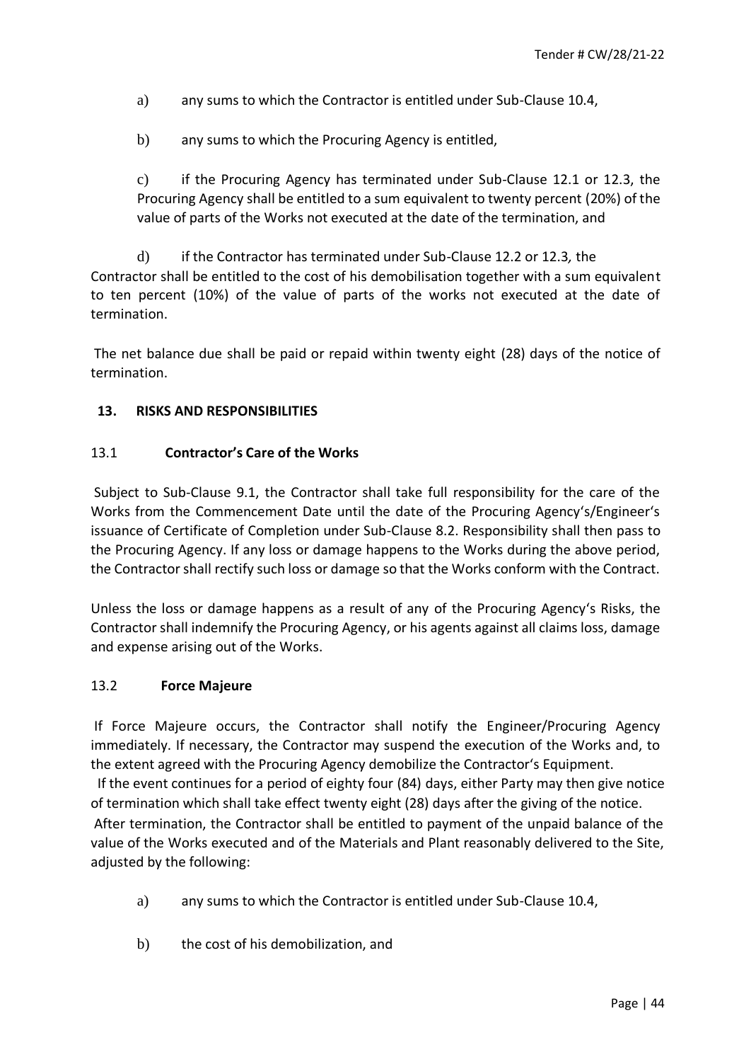a) any sums to which the Contractor is entitled under Sub-Clause 10.4,

b) any sums to which the Procuring Agency is entitled,

c) if the Procuring Agency has terminated under Sub-Clause 12.1 or 12.3, the Procuring Agency shall be entitled to a sum equivalent to twenty percent (20%) of the value of parts of the Works not executed at the date of the termination, and

d) if the Contractor has terminated under Sub-Clause 12.2 or 12.3, the Contractor shall be entitled to the cost of his demobilisation together with a sum equivalent to ten percent (10%) of the value of parts of the works not executed at the date of termination.

The net balance due shall be paid or repaid within twenty eight (28) days of the notice of termination.

## 13. RISKS AND RESPONSIBILITIES

### 13.1 Contractor's Care of the Works

Subject to Sub-Clause 9.1, the Contractor shall take full responsibility for the care of the Works from the Commencement Date until the date of the Procuring Agency's/Engineer's issuance of Certificate of Completion under Sub-Clause 8.2. Responsibility shall then pass to the Procuring Agency. If any loss or damage happens to the Works during the above period, the Contractor shall rectify such loss or damage so that the Works conform with the Contract.

Unless the loss or damage happens as a result of any of the Procuring Agency's Risks, the Contractor shall indemnify the Procuring Agency, or his agents against all claims loss, damage and expense arising out of the Works.

### 13.2 Force Majeure

If Force Majeure occurs, the Contractor shall notify the Engineer/Procuring Agency immediately. If necessary, the Contractor may suspend the execution of the Works and, to the extent agreed with the Procuring Agency demobilize the Contractor's Equipment.

If the event continues for a period of eighty four (84) days, either Party may then give notice of termination which shall take effect twenty eight (28) days after the giving of the notice.

After termination, the Contractor shall be entitled to payment of the unpaid balance of the value of the Works executed and of the Materials and Plant reasonably delivered to the Site, adjusted by the following:

a) any sums to which the Contractor is entitled under Sub-Clause 10.4,

b) the cost of his demobilization, and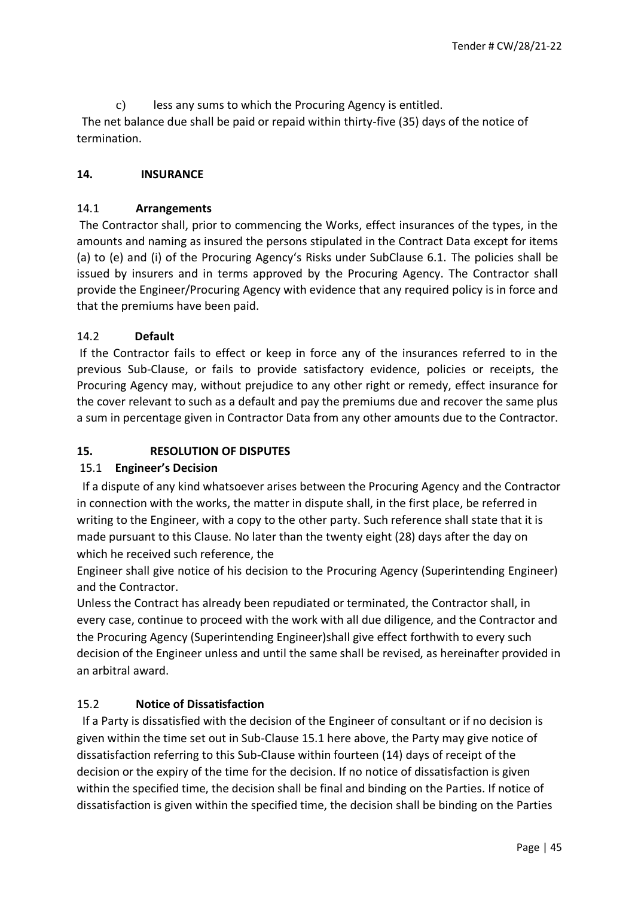c) less any sums to which the Procuring Agency is entitled.

The net balance due shall be paid or repaid within thirty-five (35) days of the notice of termination.

## 14. INSURANCE

### 14.1 Arrangements

The Contractor shall, prior to commencing the Works, effect insurances of the types, in the amounts and naming as insured the persons stipulated in the Contract Data except for items (a) to (e) and (i) of the Procuring Agency's Risks under SubClause 6.1. The policies shall be issued by insurers and in terms approved by the Procuring Agency. The Contractor shall provide the Engineer/Procuring Agency with evidence that any required policy is in force and that the premiums have been paid.

### 14.2 Default

If the Contractor fails to effect or keep in force any of the insurances referred to in the previous Sub-Clause, or fails to provide satisfactory evidence, policies or receipts, the Procuring Agency may, without prejudice to any other right or remedy, effect insurance for the cover relevant to such as a default and pay the premiums due and recover the same plus a sum in percentage given in Contractor Data from any other amounts due to the Contractor.

## 15. RESOLUTION OF DISPUTES

### 15.1 Engineer's Decision

If a dispute of any kind whatsoever arises between the Procuring Agency and the Contractor in connection with the works, the matter in dispute shall, in the first place, be referred in writing to the Engineer, with a copy to the other party. Such reference shall state that it is made pursuant to this Clause. No later than the twenty eight (28) days after the day on which he received such reference, the Engineer shall give notice of his decision to the Procuring Agency (Superintending Engineer) and the Contractor.

Unless the Contract has already been repudiated or terminated, the Contractor shall, in every case, continue to proceed with the work with all due diligence, and the Contractor and the Procuring Agency (Superintending Engineer)shall give effect forthwith to every such decision of the Engineer unless and until the same shall be revised, as hereinafter provided in an arbitral award.

### 15.2 Notice of Dissatisfaction

If a Party is dissatisfied with the decision of the Engineer of consultant or if no decision is given within the time set out in Sub-Clause 15.1 here above, the Party may give notice of dissatisfaction referring to this Sub-Clause within fourteen (14) days of receipt of the decision or the expiry of the time for the decision. If no notice of dissatisfaction is given within the specified time, the decision shall be final and binding on the Parties. If notice of dissatisfaction is given within the specified time, the decision shall be binding on the Parties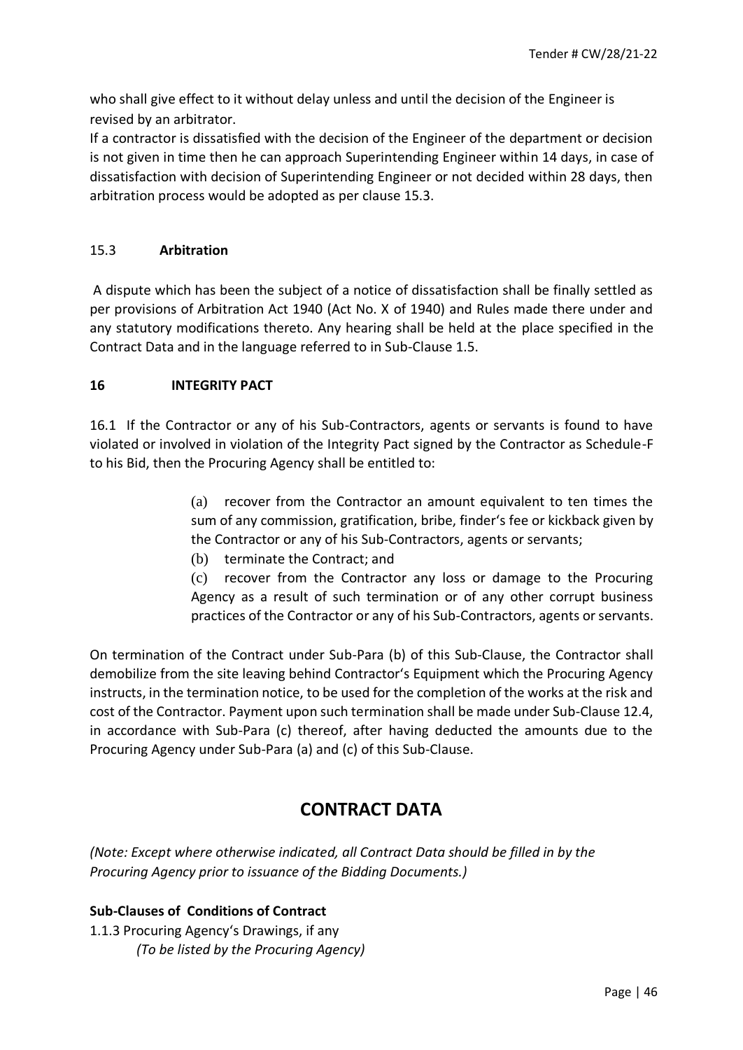who shall give effect to it without delay unless and until the decision of the Engineer is revised by an arbitrator.

If a contractor is dissatisfied with the decision of the Engineer of the department or decision is not given in time then he can approach Superintending Engineer within 14 days, in case of dissatisfaction with decision of Superintending Engineer or not decided within 28 days, then arbitration process would be adopted as per clause 15.3.

### 15.3 **Arbitration**

A dispute which has been the subject of a notice of dissatisfaction shall be finally settled as per provisions of Arbitration Act 1940 (Act No. X of 1940) and Rules made there under and any statutory modifications thereto. Any hearing shall be held at the place specified in the Contract Data and in the language referred to in Sub-Clause 1.5.

## 16 INTEGRITY PACT

16.1 If the Contractor or any of his Sub-Contractors, agents or servants is found to have violated or involved in violation of the Integrity Pact signed by the Contractor as Schedule-F to his Bid, then the Procuring Agency shall be entitled to:

(a) recover from the Contractor an amount equivalent to ten times the sum of any commission, gratification, bribe, finder's fee or kickback given by the Contractor or any of his Sub-Contractors, agents or servants;

(b) terminate the Contract; and

(c) recover from the Contractor any loss or damage to the Procuring Agency as a result of such termination or of any other corrupt business practices of the Contractor or any of his Sub-Contractors, agents or servants.

On termination of the Contract under Sub-Para (b) of this Sub-Clause, the Contractor shall demobilize from the site leaving behind Contractor's Equipment which the Procuring Agency instructs, in the termination notice, to be used for the completion of the works at the risk and cost of the Contractor. Payment upon such termination shall be made under Sub-Clause 12.4, in accordance with Sub-Para (c) thereof, after having deducted the amounts due to the Procuring Agency under Sub-Para (a) and (c) of this Sub-Clause.

# CONTRACT DATA

*(Note: Except where otherwise indicated, all Contract Data should be filled in by the Procuring Agency prior to issuance of the Bidding Documents.)*

**Sub-Clauses of Conditions of Contract**

1.1.3 Procuring Agency's Drawings, if any
*(To be listed by the Procuring Agency)*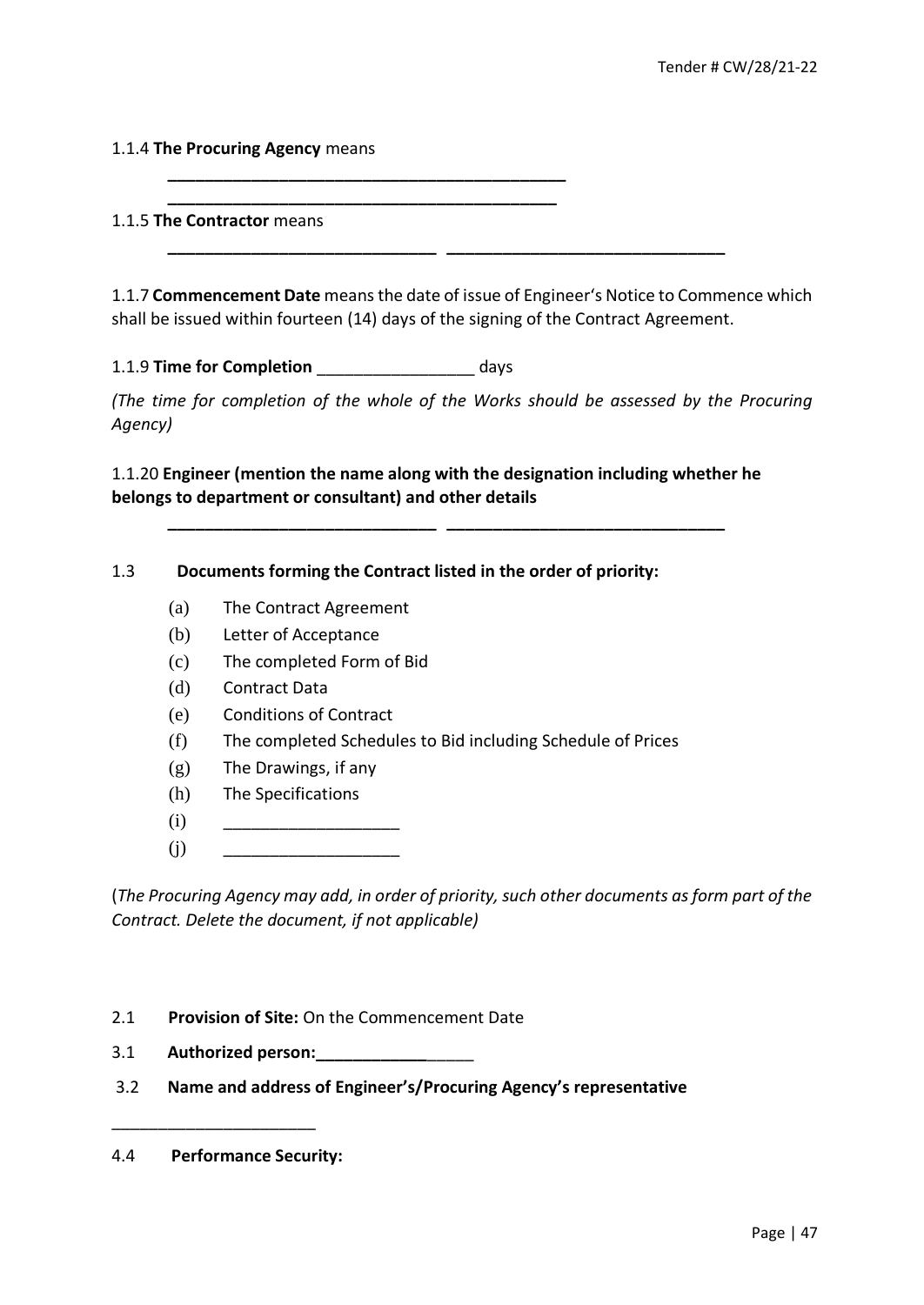1.1.4 **The Procuring Agency** means

**___________________________________________**
**___________________________________________**

1.1.5 **The Contractor** means

**_____________________________ ______________________________**

1.1.7 **Commencement Date** means the date of issue of Engineer's Notice to Commence which shall be issued within fourteen (14) days of the signing of the Contract Agreement.

1.1.9 **Time for Completion** ________________ days

*(The time for completion of the whole of the Works should be assessed by the Procuring Agency)*

1.1.20 **Engineer (mention the name along with the designation including whether he belongs to department or consultant) and other details**

**_____________________________ ______________________________**

1.3 **Documents forming the Contract listed in the order of priority:**

- (a) The Contract Agreement
- (b) Letter of Acceptance
- (c) The completed Form of Bid
- (d) Contract Data
- (e) Conditions of Contract
- (f) The completed Schedules to Bid including Schedule of Prices
- (g) The Drawings, if any
- (h) The Specifications
- (i) ___________________
- (j) ___________________

(*The Procuring Agency may add, in order of priority, such other documents as form part of the Contract. Delete the document, if not applicable)*

2.1 **Provision of Site:** On the Commencement Date

3.1 **Authorized person:_____________**_____

3.2 **Name and address of Engineer's/Procuring Agency's representative**

_____________________

4.4 **Performance Security:**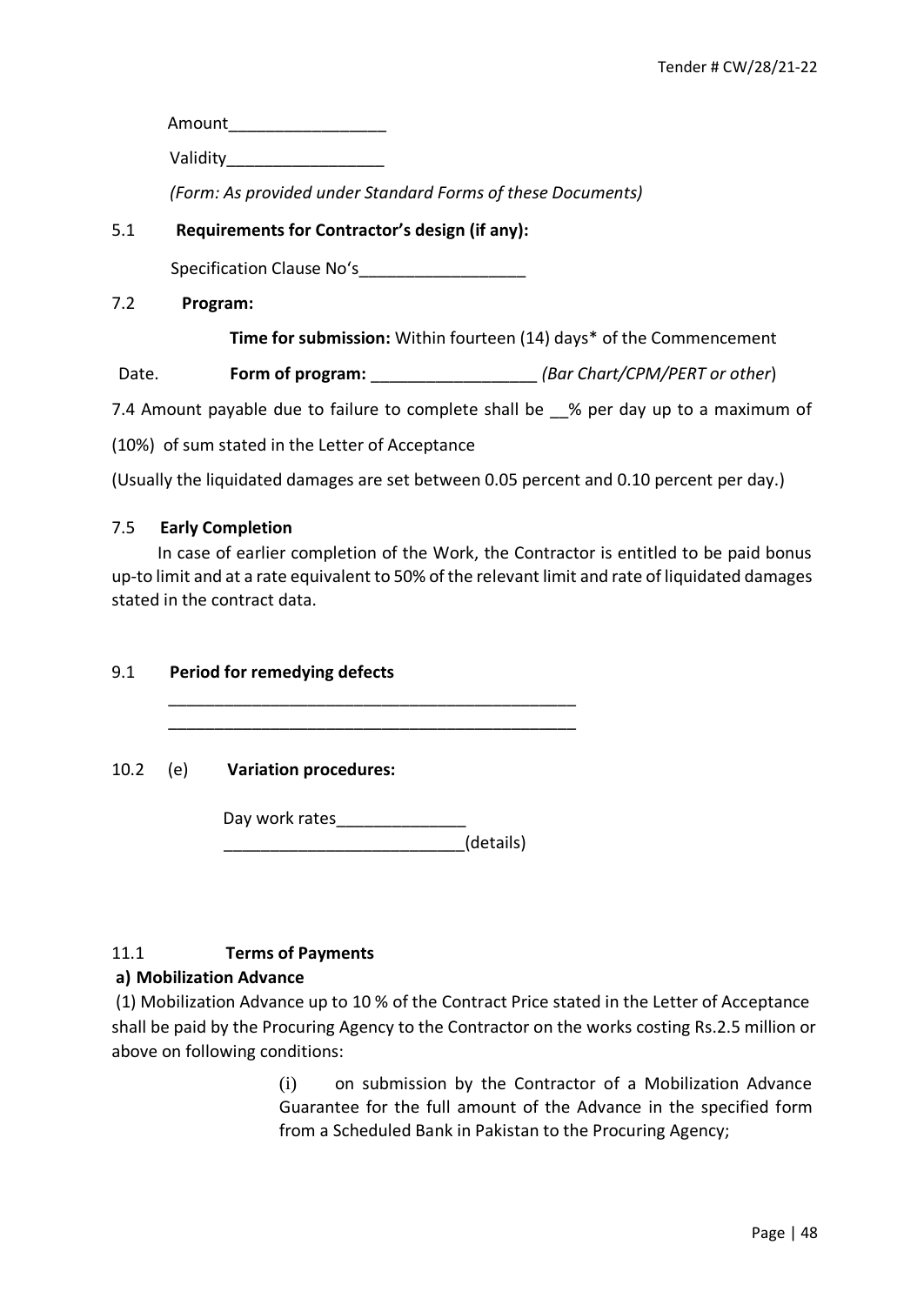Amount_________________

Validity_________________

*(Form: As provided under Standard Forms of these Documents)*

5.1 **Requirements for Contractor's design (if any):**

Specification Clause No's__________________

7.2 **Program:**

**Time for submission:** Within fourteen (14) days* of the Commencement Date. **Form of program:** __________________ *(Bar Chart/CPM/PERT or other)*

7.4 Amount payable due to failure to complete shall be __% per day up to a maximum of (10%) of sum stated in the Letter of Acceptance

(Usually the liquidated damages are set between 0.05 percent and 0.10 percent per day.)

7.5 **Early Completion**

In case of earlier completion of the Work, the Contractor is entitled to be paid bonus up-to limit and at a rate equivalent to 50% of the relevant limit and rate of liquidated damages stated in the contract data.

9.1 **Period for remedying defects**

______________________________________________

______________________________________________

10.2 (e) **Variation procedures:**

Day work rates______________

__________________________(details)

11.1 **Terms of Payments**

**a) Mobilization Advance**

(1) Mobilization Advance up to 10 % of the Contract Price stated in the Letter of Acceptance shall be paid by the Procuring Agency to the Contractor on the works costing Rs.2.5 million or above on following conditions:

(i) on submission by the Contractor of a Mobilization Advance Guarantee for the full amount of the Advance in the specified form from a Scheduled Bank in Pakistan to the Procuring Agency;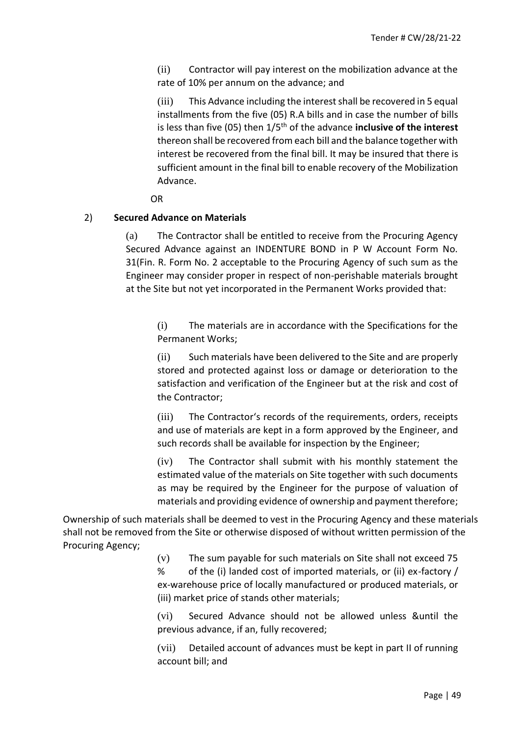(ii) Contractor will pay interest on the mobilization advance at the rate of 10% per annum on the advance; and

(iii) This Advance including the interest shall be recovered in 5 equal installments from the five (05) R.A bills and in case the number of bills is less than five (05) then 1/5th of the advance **inclusive of the interest** thereon shall be recovered from each bill and the balance together with interest be recovered from the final bill. It may be insured that there is sufficient amount in the final bill to enable recovery of the Mobilization Advance.

OR

2) **Secured Advance on Materials**

(a) The Contractor shall be entitled to receive from the Procuring Agency Secured Advance against an INDENTURE BOND in P W Account Form No. 31(Fin. R. Form No. 2 acceptable to the Procuring Agency of such sum as the Engineer may consider proper in respect of non-perishable materials brought at the Site but not yet incorporated in the Permanent Works provided that:

(i) The materials are in accordance with the Specifications for the Permanent Works;

(ii) Such materials have been delivered to the Site and are properly stored and protected against loss or damage or deterioration to the satisfaction and verification of the Engineer but at the risk and cost of the Contractor;

(iii) The Contractor's records of the requirements, orders, receipts and use of materials are kept in a form approved by the Engineer, and such records shall be available for inspection by the Engineer;

(iv) The Contractor shall submit with his monthly statement the estimated value of the materials on Site together with such documents as may be required by the Engineer for the purpose of valuation of materials and providing evidence of ownership and payment therefore;

Ownership of such materials shall be deemed to vest in the Procuring Agency and these materials shall not be removed from the Site or otherwise disposed of without written permission of the Procuring Agency;

(v) The sum payable for such materials on Site shall not exceed 75 % of the (i) landed cost of imported materials, or (ii) ex-factory / ex-warehouse price of locally manufactured or produced materials, or (iii) market price of stands other materials;

(vi) Secured Advance should not be allowed unless &until the previous advance, if an, fully recovered;

(vii) Detailed account of advances must be kept in part II of running account bill; and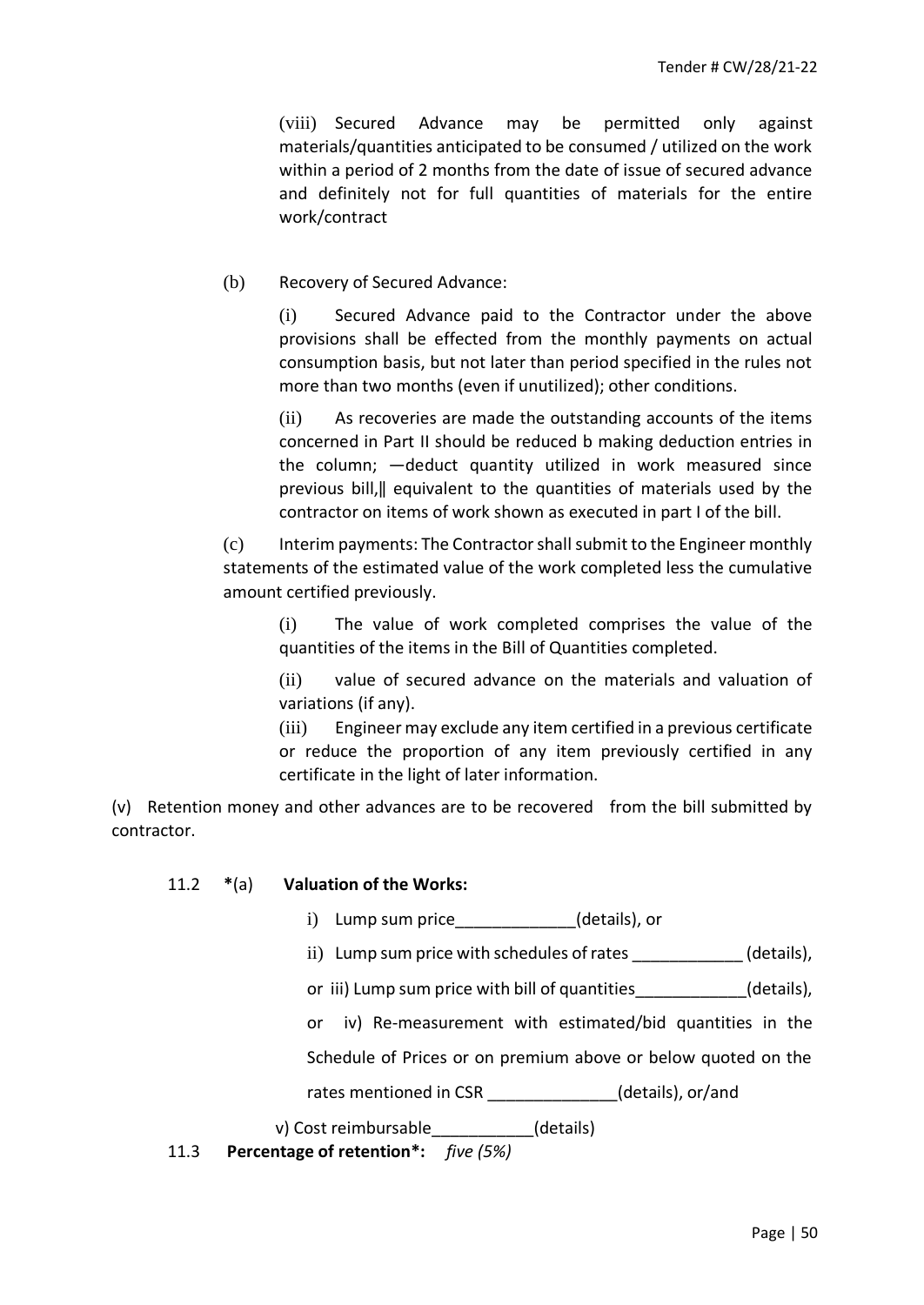(viii) Secured Advance may be permitted only against materials/quantities anticipated to be consumed / utilized on the work within a period of 2 months from the date of issue of secured advance and definitely not for full quantities of materials for the entire work/contract

(b) Recovery of Secured Advance:

(i) Secured Advance paid to the Contractor under the above provisions shall be effected from the monthly payments on actual consumption basis, but not later than period specified in the rules not more than two months (even if unutilized); other conditions.

(ii) As recoveries are made the outstanding accounts of the items concerned in Part II should be reduced b making deduction entries in the column; ―deduct quantity utilized in work measured since previous bill,‖ equivalent to the quantities of materials used by the contractor on items of work shown as executed in part I of the bill.

(c) Interim payments: The Contractor shall submit to the Engineer monthly statements of the estimated value of the work completed less the cumulative amount certified previously.

(i) The value of work completed comprises the value of the quantities of the items in the Bill of Quantities completed.

(ii) value of secured advance on the materials and valuation of variations (if any).

(iii) Engineer may exclude any item certified in a previous certificate or reduce the proportion of any item previously certified in any certificate in the light of later information.

(v) Retention money and other advances are to be recovered from the bill submitted by contractor.

11.2 **\***(a) **Valuation of the Works:**

i) Lump sum price_____________(details), or

ii) Lump sum price with schedules of rates ____________ (details),

or iii) Lump sum price with bill of quantities____________(details),

or iv) Re-measurement with estimated/bid quantities in the Schedule of Prices or on premium above or below quoted on the rates mentioned in CSR ______________(details), or/and

v) Cost reimbursable___________(details)

11.3 **Percentage of retention\*:** *five (5%)*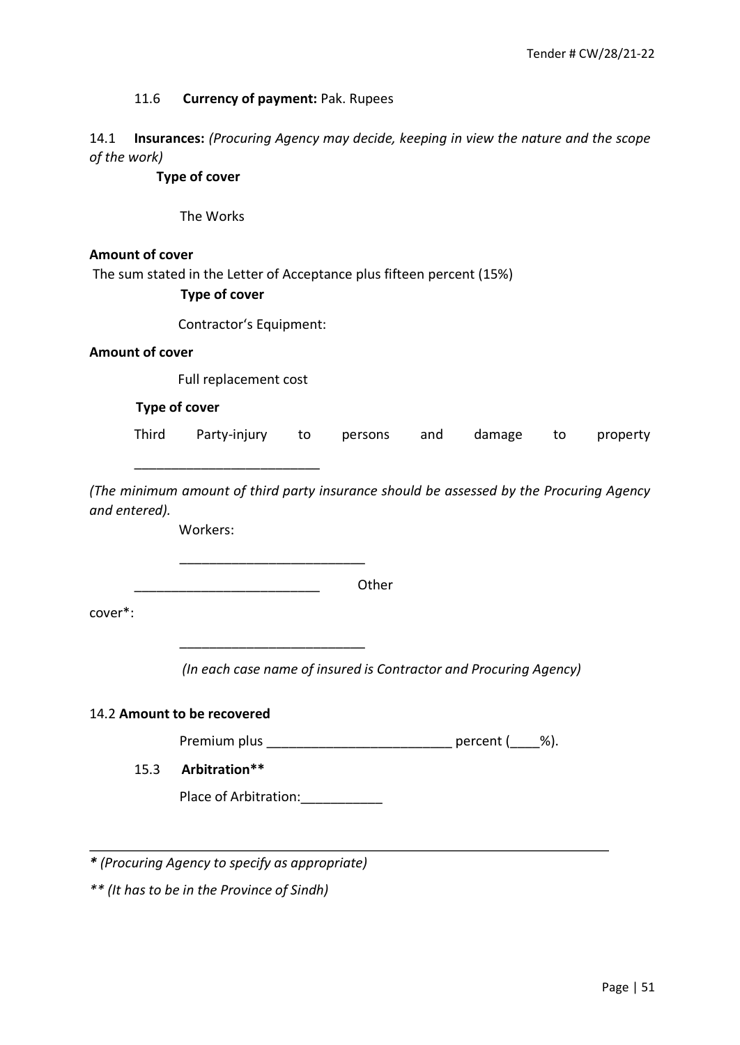11.6 **Currency of payment:** Pak. Rupees

14.1 **Insurances:** *(Procuring Agency may decide, keeping in view the nature and the scope of the work)*

**Type of cover**

The Works

**Amount of cover**

The sum stated in the Letter of Acceptance plus fifteen percent (15%)

**Type of cover**

Contractor's Equipment:

**Amount of cover**

Full replacement cost

**Type of cover**

Third Party-injury to persons and damage to property _________________________

*(The minimum amount of third party insurance should be assessed by the Procuring Agency and entered).*

Workers:

_________________________

_________________________ Other cover*:

_________________________

*(In each case name of insured is Contractor and Procuring Agency)*

14.2 **Amount to be recovered**

Premium plus _________________________ percent (____%).

15.3 **Arbitration****

Place of Arbitration:___________

---

*** (Procuring Agency to specify as appropriate)*

*** (It has to be in the Province of Sindh)*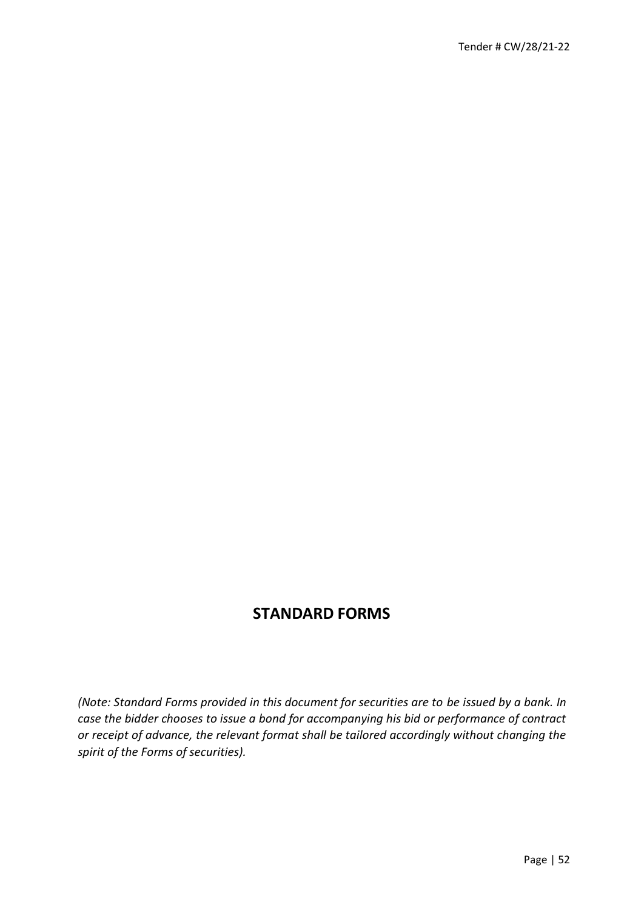# STANDARD FORMS

*(Note: Standard Forms provided in this document for securities are to be issued by a bank. In case the bidder chooses to issue a bond for accompanying his bid or performance of contract or receipt of advance, the relevant format shall be tailored accordingly without changing the spirit of the Forms of securities).*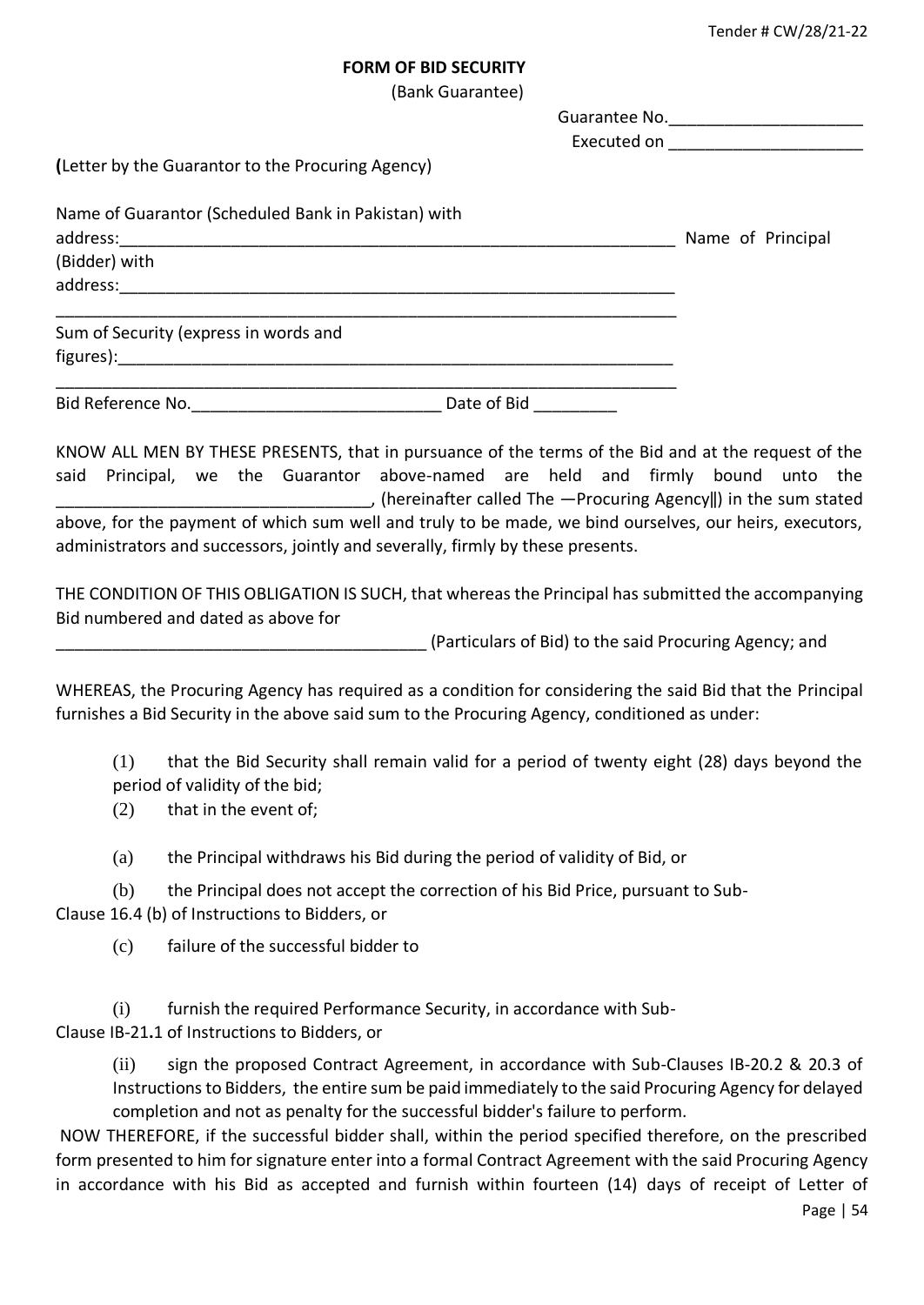**FORM OF BID SECURITY**

(Bank Guarantee)

Guarantee No.____________________

Executed on ____________________

**(**Letter by the Guarantor to the Procuring Agency)

Name of Guarantor (Scheduled Bank in Pakistan) with address:_____________________________________________________________ Name of Principal (Bidder) with address:_____________________________________________________________

_____________________________________________________________________

Sum of Security (express in words and figures):____________________________________________________________

_____________________________________________________________________

Bid Reference No.__________________________ Date of Bid _________

KNOW ALL MEN BY THESE PRESENTS, that in pursuance of the terms of the Bid and at the request of the said Principal, we the Guarantor above-named are held and firmly bound unto the _________________________________, (hereinafter called The ―Procuring Agency‖) in the sum stated above, for the payment of which sum well and truly to be made, we bind ourselves, our heirs, executors, administrators and successors, jointly and severally, firmly by these presents.

THE CONDITION OF THIS OBLIGATION IS SUCH, that whereas the Principal has submitted the accompanying Bid numbered and dated as above for

________________________________________ (Particulars of Bid) to the said Procuring Agency; and

WHEREAS, the Procuring Agency has required as a condition for considering the said Bid that the Principal furnishes a Bid Security in the above said sum to the Procuring Agency, conditioned as under:

(1) that the Bid Security shall remain valid for a period of twenty eight (28) days beyond the period of validity of the bid;

(2) that in the event of;

(a) the Principal withdraws his Bid during the period of validity of Bid, or

(b) the Principal does not accept the correction of his Bid Price, pursuant to Sub-Clause 16.4 (b) of Instructions to Bidders, or

(c) failure of the successful bidder to

(i) furnish the required Performance Security, in accordance with Sub-Clause IB-21.1 of Instructions to Bidders, or

(ii) sign the proposed Contract Agreement, in accordance with Sub-Clauses IB-20.2 & 20.3 of Instructions to Bidders, the entire sum be paid immediately to the said Procuring Agency for delayed completion and not as penalty for the successful bidder's failure to perform.

NOW THEREFORE, if the successful bidder shall, within the period specified therefore, on the prescribed form presented to him for signature enter into a formal Contract Agreement with the said Procuring Agency in accordance with his Bid as accepted and furnish within fourteen (14) days of receipt of Letter of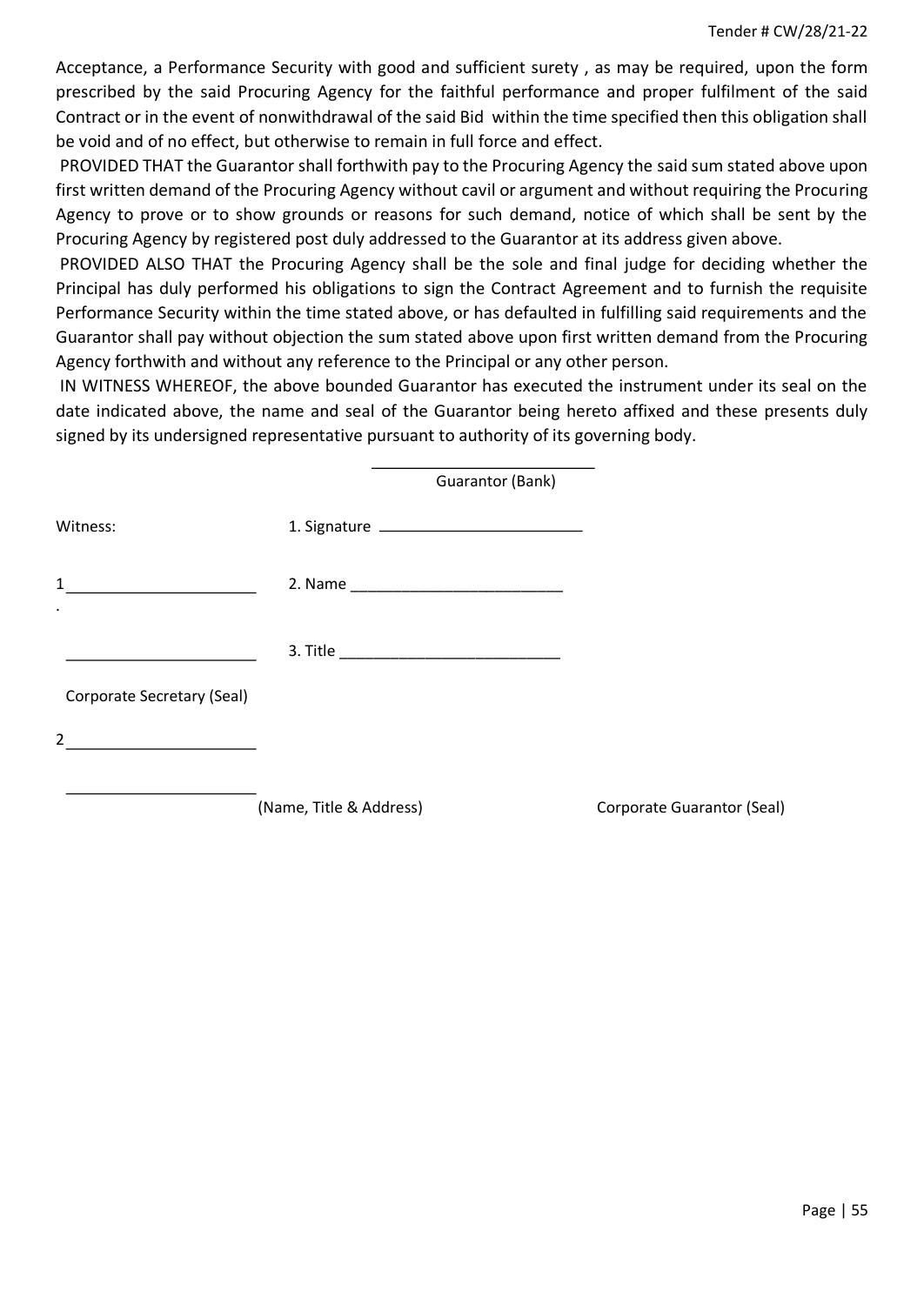Acceptance, a Performance Security with good and sufficient surety , as may be required, upon the form prescribed by the said Procuring Agency for the faithful performance and proper fulfilment of the said Contract or in the event of nonwithdrawal of the said Bid within the time specified then this obligation shall be void and of no effect, but otherwise to remain in full force and effect.

PROVIDED THAT the Guarantor shall forthwith pay to the Procuring Agency the said sum stated above upon first written demand of the Procuring Agency without cavil or argument and without requiring the Procuring Agency to prove or to show grounds or reasons for such demand, notice of which shall be sent by the Procuring Agency by registered post duly addressed to the Guarantor at its address given above.

PROVIDED ALSO THAT the Procuring Agency shall be the sole and final judge for deciding whether the Principal has duly performed his obligations to sign the Contract Agreement and to furnish the requisite Performance Security within the time stated above, or has defaulted in fulfilling said requirements and the Guarantor shall pay without objection the sum stated above upon first written demand from the Procuring Agency forthwith and without any reference to the Principal or any other person.

IN WITNESS WHEREOF, the above bounded Guarantor has executed the instrument under its seal on the date indicated above, the name and seal of the Guarantor being hereto affixed and these presents duly signed by its undersigned representative pursuant to authority of its governing body.

\_\_\_\_\_\_\_\_\_\_\_\_\_\_\_\_\_\_\_\_\_\_\_\_\_
Guarantor (Bank)

Witness:

1. Signature \_\_\_\_\_\_\_\_\_\_\_\_\_\_\_\_\_\_\_\_\_\_\_\_

1. \_\_\_\_\_\_\_\_\_\_\_\_\_\_\_\_\_\_\_\_\_\_

2. Name \_\_\_\_\_\_\_\_\_\_\_\_\_\_\_\_\_\_\_\_\_\_\_\_\_

\_\_\_\_\_\_\_\_\_\_\_\_\_\_\_\_\_\_\_\_\_\_

3. Title \_\_\_\_\_\_\_\_\_\_\_\_\_\_\_\_\_\_\_\_\_\_\_\_\_\_

Corporate Secretary (Seal)

2. \_\_\_\_\_\_\_\_\_\_\_\_\_\_\_\_\_\_\_\_\_\_

\_\_\_\_\_\_\_\_\_\_\_\_\_\_\_\_\_\_\_\_\_\_

(Name, Title & Address)

Corporate Guarantor (Seal)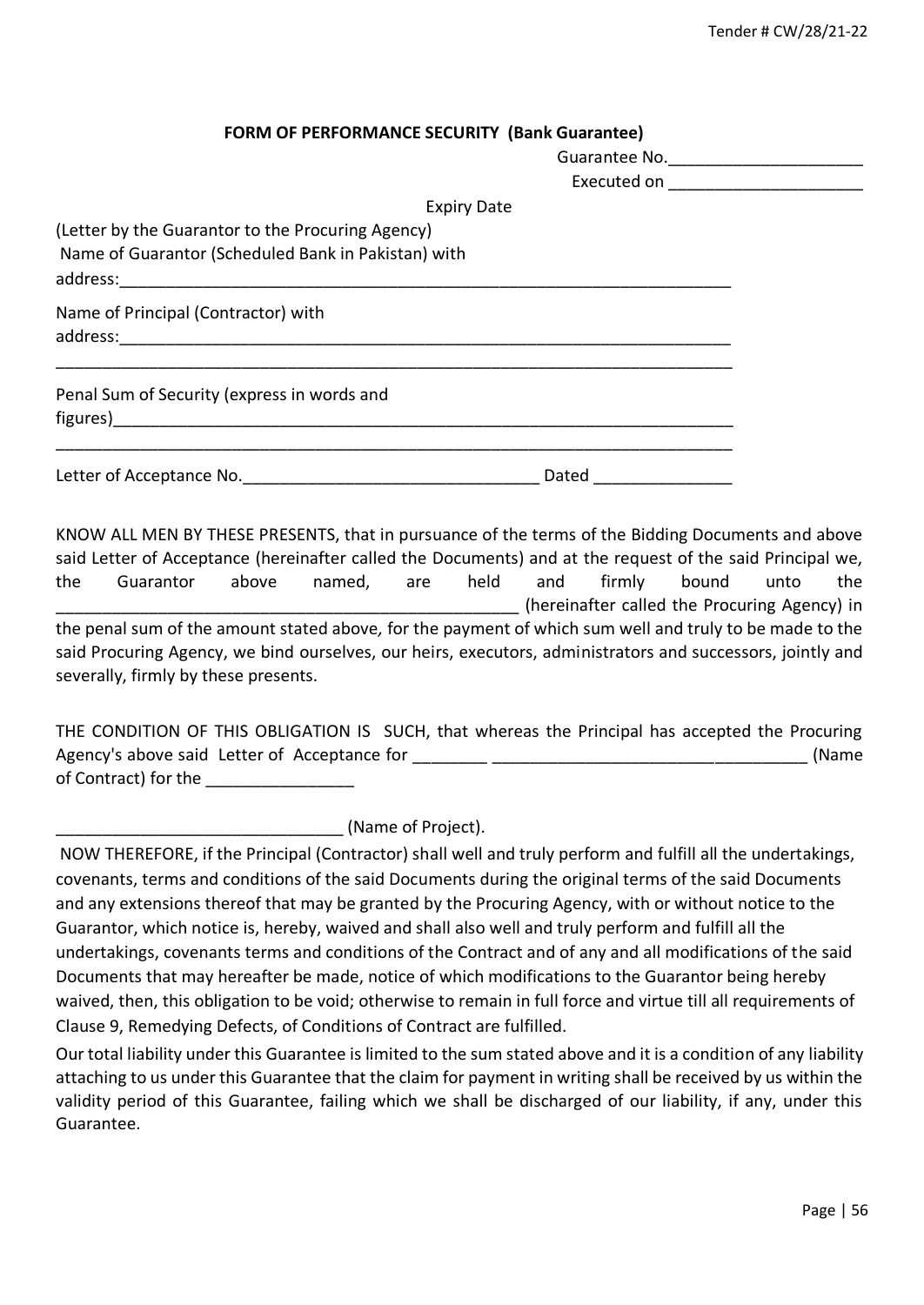## FORM OF PERFORMANCE SECURITY (Bank Guarantee)

Guarantee No.____________________

Executed on ____________________

Expiry Date

(Letter by the Guarantor to the Procuring Agency)

Name of Guarantor (Scheduled Bank in Pakistan) with address:_______________________________________________________________

Name of Principal (Contractor) with address:_______________________________________________________________

_______________________________________________________________________

Penal Sum of Security (express in words and figures)_______________________________________________________________

_______________________________________________________________________

Letter of Acceptance No.______________________________ Dated ______________

KNOW ALL MEN BY THESE PRESENTS, that in pursuance of the terms of the Bidding Documents and above said Letter of Acceptance (hereinafter called the Documents) and at the request of the said Principal we, the Guarantor above named, are held and firmly bound unto the ______________________________________________ (hereinafter called the Procuring Agency) in the penal sum of the amount stated above, for the payment of which sum well and truly to be made to the said Procuring Agency, we bind ourselves, our heirs, executors, administrators and successors, jointly and severally, firmly by these presents.

THE CONDITION OF THIS OBLIGATION IS SUCH, that whereas the Principal has accepted the Procuring Agency's above said Letter of Acceptance for ________ ________________________________ (Name of Contract) for the _______________

______________________________ (Name of Project).

NOW THEREFORE, if the Principal (Contractor) shall well and truly perform and fulfill all the undertakings, covenants, terms and conditions of the said Documents during the original terms of the said Documents and any extensions thereof that may be granted by the Procuring Agency, with or without notice to the Guarantor, which notice is, hereby, waived and shall also well and truly perform and fulfill all the undertakings, covenants terms and conditions of the Contract and of any and all modifications of the said Documents that may hereafter be made, notice of which modifications to the Guarantor being hereby waived, then, this obligation to be void; otherwise to remain in full force and virtue till all requirements of Clause 9, Remedying Defects, of Conditions of Contract are fulfilled.

Our total liability under this Guarantee is limited to the sum stated above and it is a condition of any liability attaching to us under this Guarantee that the claim for payment in writing shall be received by us within the validity period of this Guarantee, failing which we shall be discharged of our liability, if any, under this Guarantee.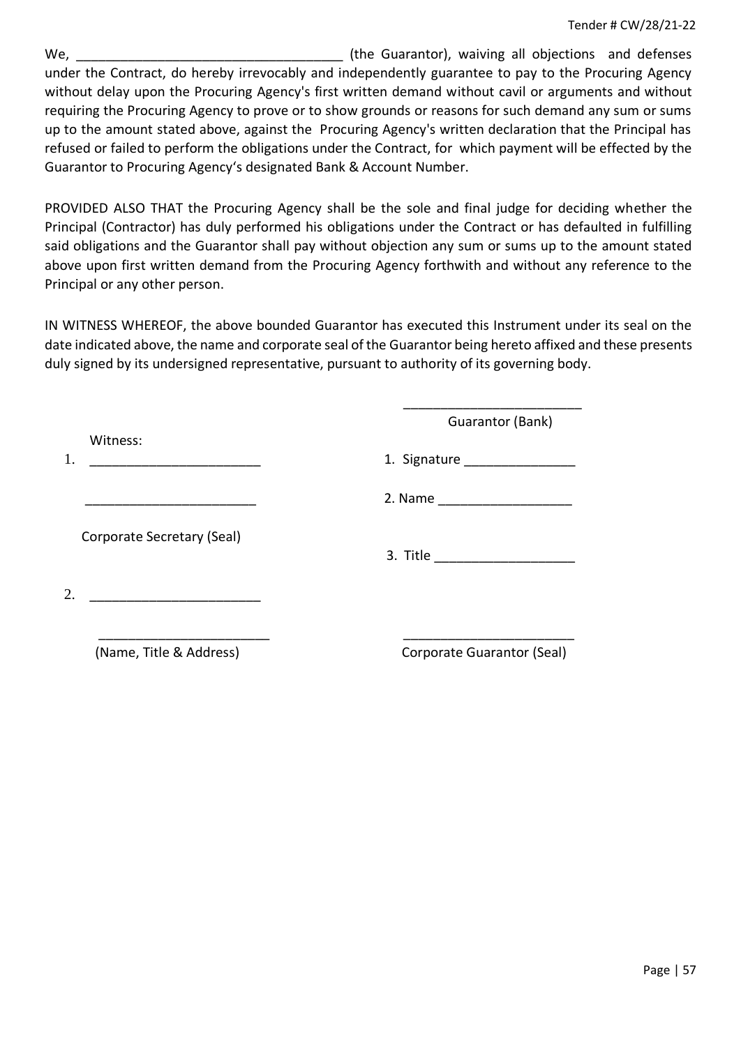We, ___________________________________ (the Guarantor), waiving all objections and defenses under the Contract, do hereby irrevocably and independently guarantee to pay to the Procuring Agency without delay upon the Procuring Agency's first written demand without cavil or arguments and without requiring the Procuring Agency to prove or to show grounds or reasons for such demand any sum or sums up to the amount stated above, against the Procuring Agency's written declaration that the Principal has refused or failed to perform the obligations under the Contract, for which payment will be effected by the Guarantor to Procuring Agency's designated Bank & Account Number.

PROVIDED ALSO THAT the Procuring Agency shall be the sole and final judge for deciding whether the Principal (Contractor) has duly performed his obligations under the Contract or has defaulted in fulfilling said obligations and the Guarantor shall pay without objection any sum or sums up to the amount stated above upon first written demand from the Procuring Agency forthwith and without any reference to the Principal or any other person.

IN WITNESS WHEREOF, the above bounded Guarantor has executed this Instrument under its seal on the date indicated above, the name and corporate seal of the Guarantor being hereto affixed and these presents duly signed by its undersigned representative, pursuant to authority of its governing body.

_______________________
Guarantor (Bank)

Witness:

1. _______________________

_______________________

Corporate Secretary (Seal)

2. _______________________

_______________________
(Name, Title & Address)

1. Signature _______________

2. Name __________________

3. Title ___________________

_______________________
Corporate Guarantor (Seal)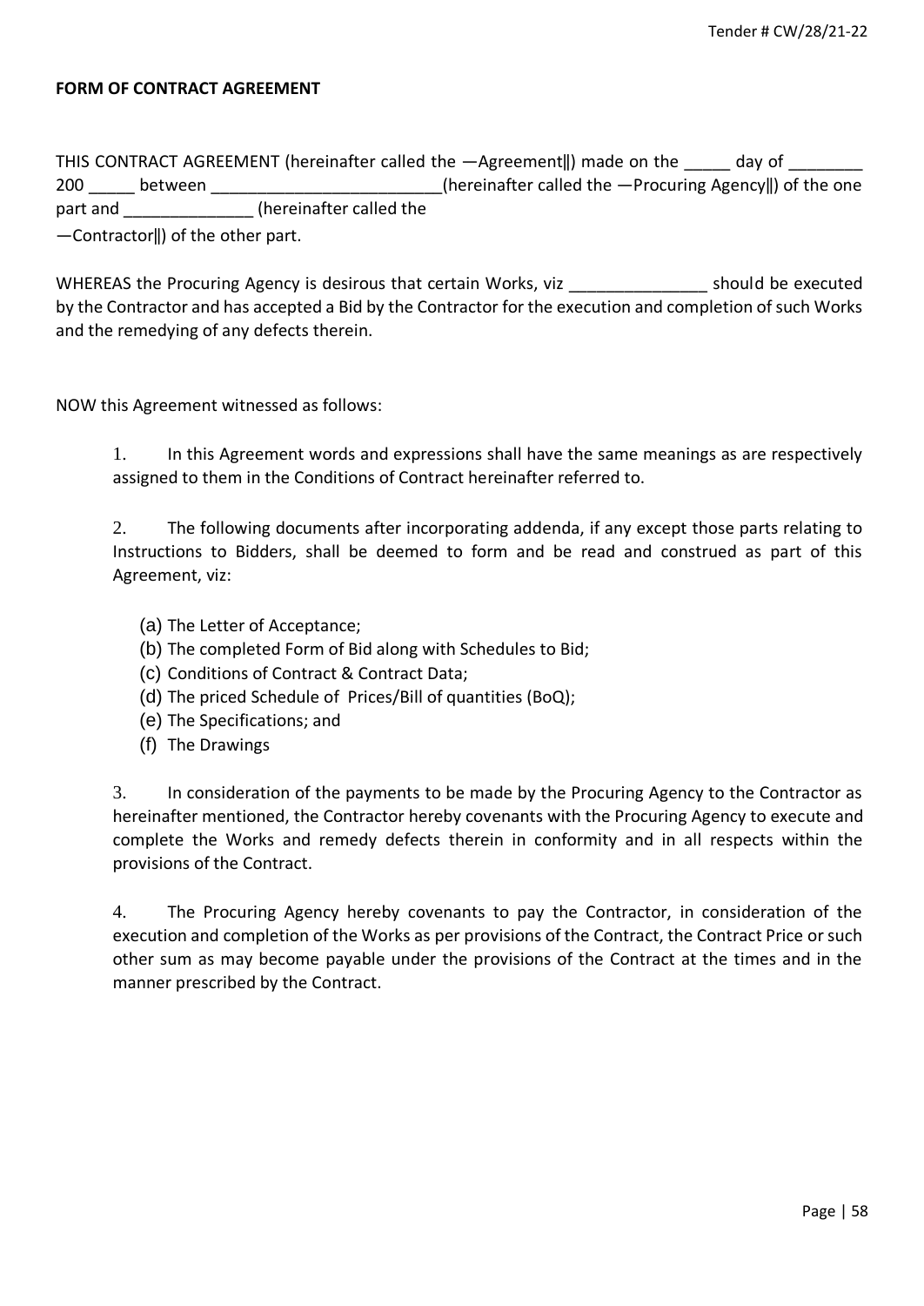**FORM OF CONTRACT AGREEMENT**

THIS CONTRACT AGREEMENT (hereinafter called the —Agreement‖) made on the _____ day of ________ 200 _____ between ________________________(hereinafter called the —Procuring Agency‖) of the one part and ______________ (hereinafter called the —Contractor‖) of the other part.

WHEREAS the Procuring Agency is desirous that certain Works, viz _______________ should be executed by the Contractor and has accepted a Bid by the Contractor for the execution and completion of such Works and the remedying of any defects therein.

NOW this Agreement witnessed as follows:

1. In this Agreement words and expressions shall have the same meanings as are respectively assigned to them in the Conditions of Contract hereinafter referred to.

2. The following documents after incorporating addenda, if any except those parts relating to Instructions to Bidders, shall be deemed to form and be read and construed as part of this Agreement, viz:

   (a) The Letter of Acceptance;
   (b) The completed Form of Bid along with Schedules to Bid;
   (c) Conditions of Contract & Contract Data;
   (d) The priced Schedule of Prices/Bill of quantities (BoQ);
   (e) The Specifications; and
   (f) The Drawings

3. In consideration of the payments to be made by the Procuring Agency to the Contractor as hereinafter mentioned, the Contractor hereby covenants with the Procuring Agency to execute and complete the Works and remedy defects therein in conformity and in all respects within the provisions of the Contract.

4. The Procuring Agency hereby covenants to pay the Contractor, in consideration of the execution and completion of the Works as per provisions of the Contract, the Contract Price or such other sum as may become payable under the provisions of the Contract at the times and in the manner prescribed by the Contract.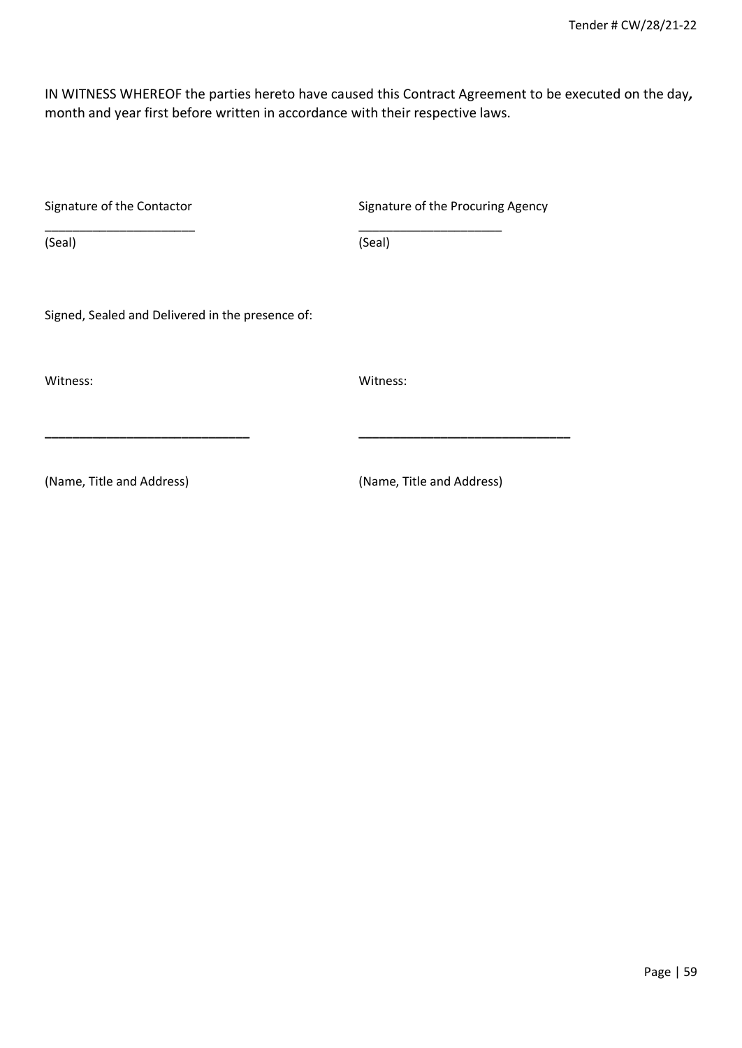IN WITNESS WHEREOF the parties hereto have caused this Contract Agreement to be executed on the day, month and year first before written in accordance with their respective laws.

| Signature of the Contactor | Signature of the Procuring Agency |
|---|---|
| _____________________ | _____________________ |
| (Seal) | (Seal) |

Signed, Sealed and Delivered in the presence of:

| Witness: | Witness: |
|---|---|
| ____________________________ | ____________________________ |
| (Name, Title and Address) | (Name, Title and Address) |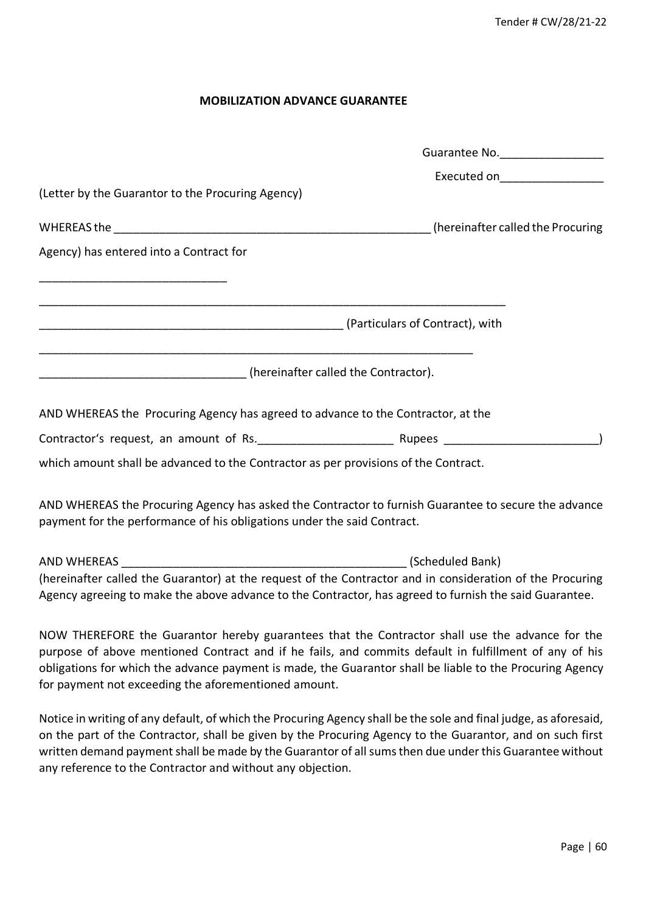# MOBILIZATION ADVANCE GUARANTEE

Guarantee No.________________

Executed on________________

(Letter by the Guarantor to the Procuring Agency)

WHEREAS the __________________________________________________ (hereinafter called the Procuring Agency) has entered into a Contract for

_____________________________

___________________________________________________________________________

_______________________________________________ (Particulars of Contract), with

_______________________________________________________________________

________________________________ (hereinafter called the Contractor).

AND WHEREAS the Procuring Agency has agreed to advance to the Contractor, at the Contractor's request, an amount of Rs.____________________ Rupees ________________________) which amount shall be advanced to the Contractor as per provisions of the Contract.

AND WHEREAS the Procuring Agency has asked the Contractor to furnish Guarantee to secure the advance payment for the performance of his obligations under the said Contract.

AND WHEREAS ____________________________________________ (Scheduled Bank) (hereinafter called the Guarantor) at the request of the Contractor and in consideration of the Procuring Agency agreeing to make the above advance to the Contractor, has agreed to furnish the said Guarantee.

NOW THEREFORE the Guarantor hereby guarantees that the Contractor shall use the advance for the purpose of above mentioned Contract and if he fails, and commits default in fulfillment of any of his obligations for which the advance payment is made, the Guarantor shall be liable to the Procuring Agency for payment not exceeding the aforementioned amount.

Notice in writing of any default, of which the Procuring Agency shall be the sole and final judge, as aforesaid, on the part of the Contractor, shall be given by the Procuring Agency to the Guarantor, and on such first written demand payment shall be made by the Guarantor of all sums then due under this Guarantee without any reference to the Contractor and without any objection.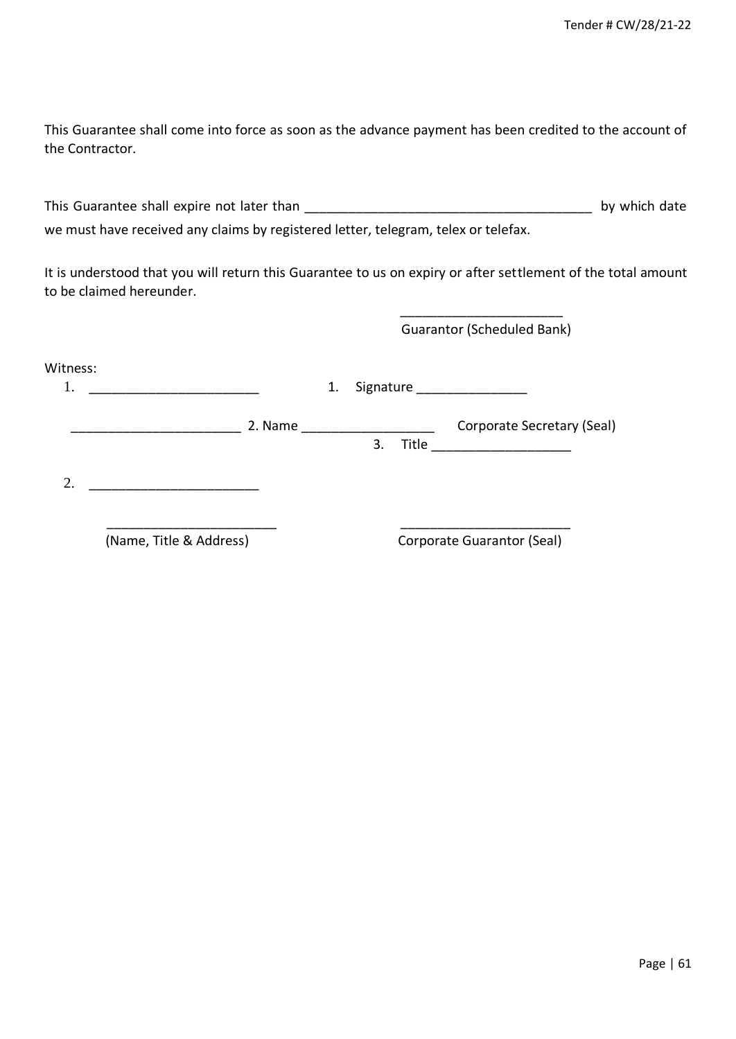This Guarantee shall come into force as soon as the advance payment has been credited to the account of the Contractor.

This Guarantee shall expire not later than _______________________________________ by which date we must have received any claims by registered letter, telegram, telex or telefax.

It is understood that you will return this Guarantee to us on expiry or after settlement of the total amount to be claimed hereunder.

______________________
Guarantor (Scheduled Bank)

Witness:

1. _______________________ 1. Signature _______________

_______________________ 2. Name __________________ Corporate Secretary (Seal)

3. Title ___________________

2. _______________________

_______________________ _______________________
(Name, Title & Address) Corporate Guarantor (Seal)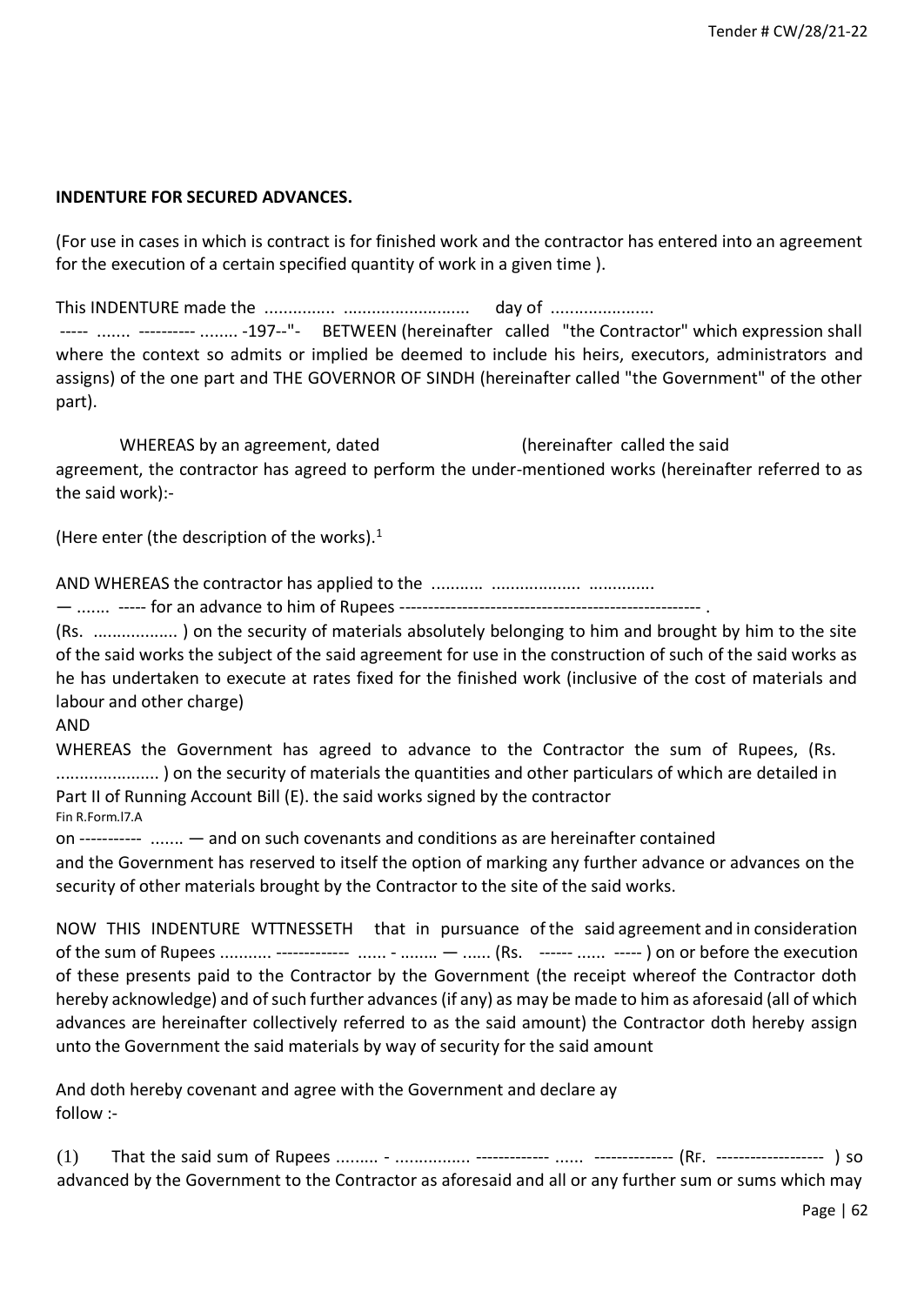**INDENTURE FOR SECURED ADVANCES.**

(For use in cases in which is contract is for finished work and the contractor has entered into an agreement for the execution of a certain specified quantity of work in a given time ).

This INDENTURE made the ............... ........................... day of ......................
----- ....... ---------- ........ -197--"- BETWEEN (hereinafter called "the Contractor" which expression shall where the context so admits or implied be deemed to include his heirs, executors, administrators and assigns) of the one part and THE GOVERNOR OF SINDH (hereinafter called "the Government" of the other part).

WHEREAS by an agreement, dated (hereinafter called the said agreement, the contractor has agreed to perform the under-mentioned works (hereinafter referred to as the said work):-

(Here enter (the description of the works).[1]

AND WHEREAS the contractor has applied to the ........... .................. ..............
— ....... ----- for an advance to him of Rupees ----------------------------------------------------- .
(Rs. ................. ) on the security of materials absolutely belonging to him and brought by him to the site of the said works the subject of the said agreement for use in the construction of such of the said works as he has undertaken to execute at rates fixed for the finished work (inclusive of the cost of materials and labour and other charge)

AND

WHEREAS the Government has agreed to advance to the Contractor the sum of Rupees, (Rs. ..................... ) on the security of materials the quantities and other particulars of which are detailed in Part II of Running Account Bill (E). the said works signed by the contractor

Fin R.Form.l7.A

on ----------- ....... — and on such covenants and conditions as are hereinafter contained and the Government has reserved to itself the option of marking any further advance or advances on the security of other materials brought by the Contractor to the site of the said works.

NOW THIS INDENTURE WTTNESSETH that in pursuance of the said agreement and in consideration of the sum of Rupees ........... ------------- ...... - ........ — ...... (Rs. ------ ...... ----- ) on or before the execution of these presents paid to the Contractor by the Government (the receipt whereof the Contractor doth hereby acknowledge) and of such further advances (if any) as may be made to him as aforesaid (all of which advances are hereinafter collectively referred to as the said amount) the Contractor doth hereby assign unto the Government the said materials by way of security for the said amount

And doth hereby covenant and agree with the Government and declare ay follow :-

(1) That the said sum of Rupees ......... - ................ ------------- ...... -------------- (RF. ------------------- ) so advanced by the Government to the Contractor as aforesaid and all or any further sum or sums which may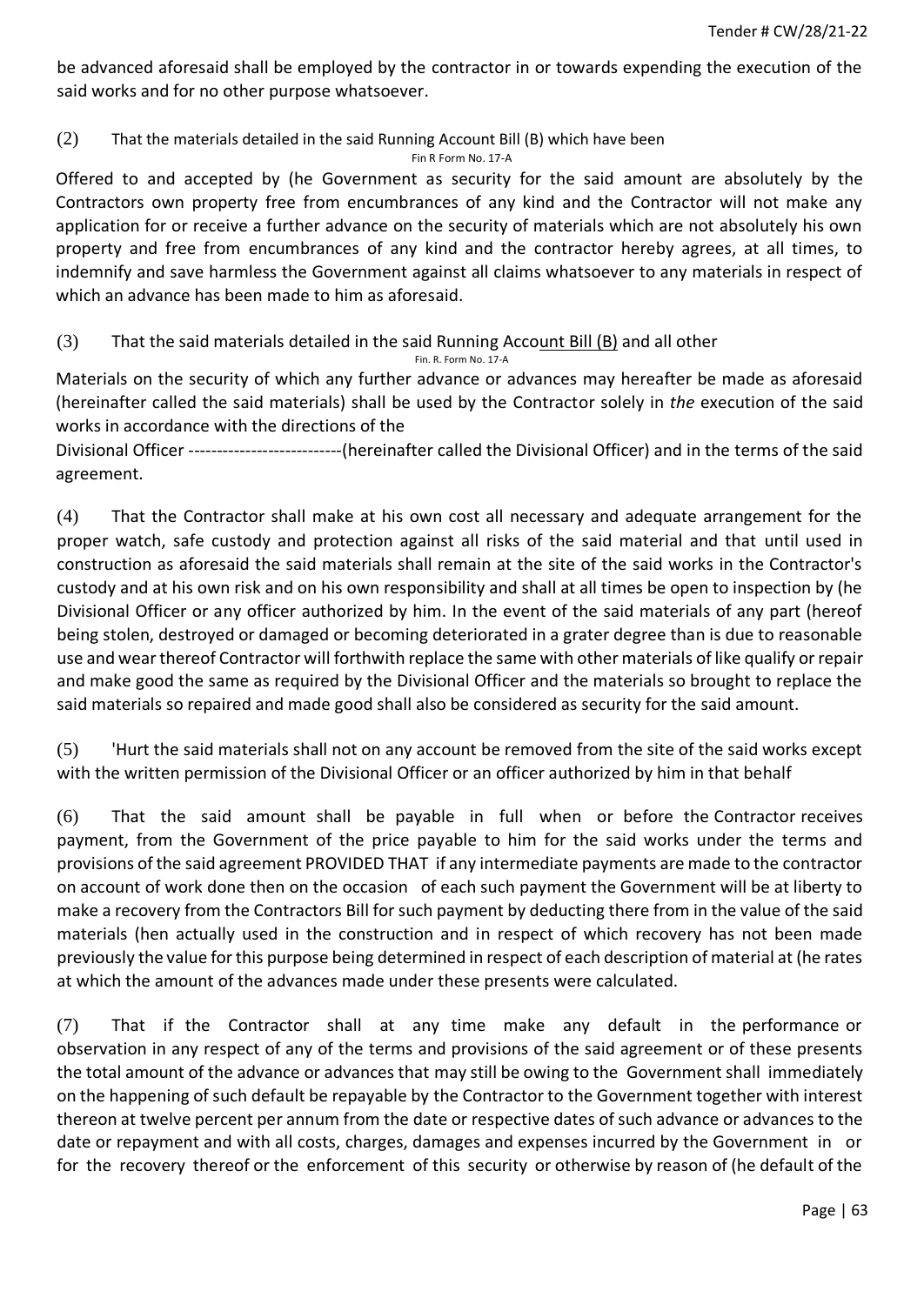be advanced aforesaid shall be employed by the contractor in or towards expending the execution of the said works and for no other purpose whatsoever.

(2) That the materials detailed in the said Running Account Bill (B) which have been
Fin R Form No. 17-A

Offered to and accepted by (he Government as security for the said amount are absolutely by the Contractors own property free from encumbrances of any kind and the Contractor will not make any application for or receive a further advance on the security of materials which are not absolutely his own property and free from encumbrances of any kind and the contractor hereby agrees, at all times, to indemnify and save harmless the Government against all claims whatsoever to any materials in respect of which an advance has been made to him as aforesaid.

(3) That the said materials detailed in the said Running Account Bill (B) and all other
Fin. R. Form No. 17-A

Materials on the security of which any further advance or advances may hereafter be made as aforesaid (hereinafter called the said materials) shall be used by the Contractor solely in *the* execution of the said works in accordance with the directions of the

Divisional Officer ---------------------------(hereinafter called the Divisional Officer) and in the terms of the said agreement.

(4) That the Contractor shall make at his own cost all necessary and adequate arrangement for the proper watch, safe custody and protection against all risks of the said material and that until used in construction as aforesaid the said materials shall remain at the site of the said works in the Contractor's custody and at his own risk and on his own responsibility and shall at all times be open to inspection by (he Divisional Officer or any officer authorized by him. In the event of the said materials of any part (hereof being stolen, destroyed or damaged or becoming deteriorated in a grater degree than is due to reasonable use and wear thereof Contractor will forthwith replace the same with other materials of like qualify or repair and make good the same as required by the Divisional Officer and the materials so brought to replace the said materials so repaired and made good shall also be considered as security for the said amount.

(5) 'Hurt the said materials shall not on any account be removed from the site of the said works except with the written permission of the Divisional Officer or an officer authorized by him in that behalf

(6) That the said amount shall be payable in full when or before the Contractor receives payment, from the Government of the price payable to him for the said works under the terms and provisions of the said agreement PROVIDED THAT if any intermediate payments are made to the contractor on account of work done then on the occasion of each such payment the Government will be at liberty to make a recovery from the Contractors Bill for such payment by deducting there from in the value of the said materials (hen actually used in the construction and in respect of which recovery has not been made previously the value for this purpose being determined in respect of each description of material at (he rates at which the amount of the advances made under these presents were calculated.

(7) That if the Contractor shall at any time make any default in the performance or observation in any respect of any of the terms and provisions of the said agreement or of these presents the total amount of the advance or advances that may still be owing to the Government shall immediately on the happening of such default be repayable by the Contractor to the Government together with interest thereon at twelve percent per annum from the date or respective dates of such advance or advances to the date or repayment and with all costs, charges, damages and expenses incurred by the Government in or for the recovery thereof or the enforcement of this security or otherwise by reason of (he default of the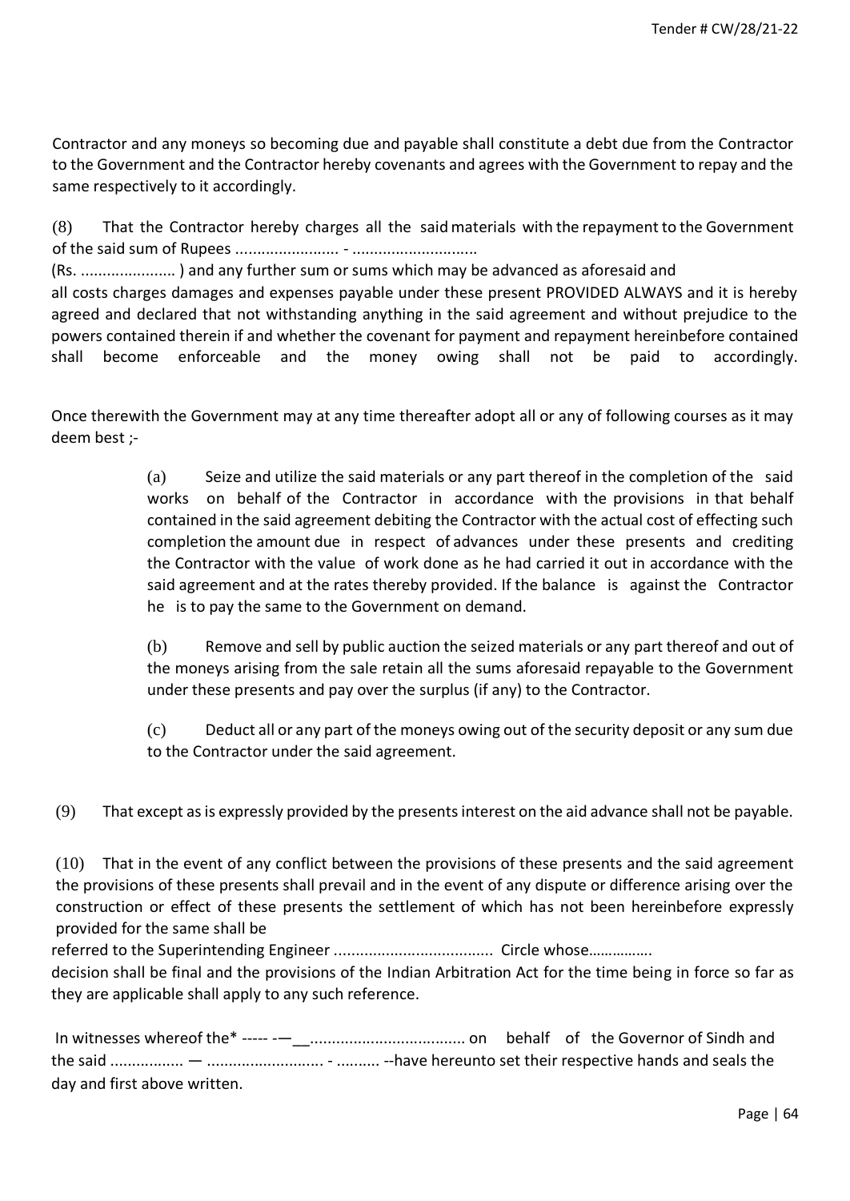Contractor and any moneys so becoming due and payable shall constitute a debt due from the Contractor to the Government and the Contractor hereby covenants and agrees with the Government to repay and the same respectively to it accordingly.

(8) That the Contractor hereby charges all the said materials with the repayment to the Government of the said sum of Rupees ........................ - ............................

(Rs. ...................... ) and any further sum or sums which may be advanced as aforesaid and all costs charges damages and expenses payable under these present PROVIDED ALWAYS and it is hereby agreed and declared that not withstanding anything in the said agreement and without prejudice to the powers contained therein if and whether the covenant for payment and repayment hereinbefore contained shall become enforceable and the money owing shall not be paid to accordingly.

Once therewith the Government may at any time thereafter adopt all or any of following courses as it may deem best ;-

> (a) Seize and utilize the said materials or any part thereof in the completion of the said works on behalf of the Contractor in accordance with the provisions in that behalf contained in the said agreement debiting the Contractor with the actual cost of effecting such completion the amount due in respect of advances under these presents and crediting the Contractor with the value of work done as he had carried it out in accordance with the said agreement and at the rates thereby provided. If the balance is against the Contractor he is to pay the same to the Government on demand.
>
> (b) Remove and sell by public auction the seized materials or any part thereof and out of the moneys arising from the sale retain all the sums aforesaid repayable to the Government under these presents and pay over the surplus (if any) to the Contractor.
>
> (c) Deduct all or any part of the moneys owing out of the security deposit or any sum due to the Contractor under the said agreement.

(9) That except as is expressly provided by the presents interest on the aid advance shall not be payable.

(10) That in the event of any conflict between the provisions of these presents and the said agreement the provisions of these presents shall prevail and in the event of any dispute or difference arising over the construction or effect of these presents the settlement of which has not been hereinbefore expressly provided for the same shall be referred to the Superintending Engineer .................................... Circle whose……………. decision shall be final and the provisions of the Indian Arbitration Act for the time being in force so far as they are applicable shall apply to any such reference.

In witnesses whereof the* ----- -—__.................................... on behalf of the Governor of Sindh and the said ................. — ........................... - .......... --have hereunto set their respective hands and seals the day and first above written.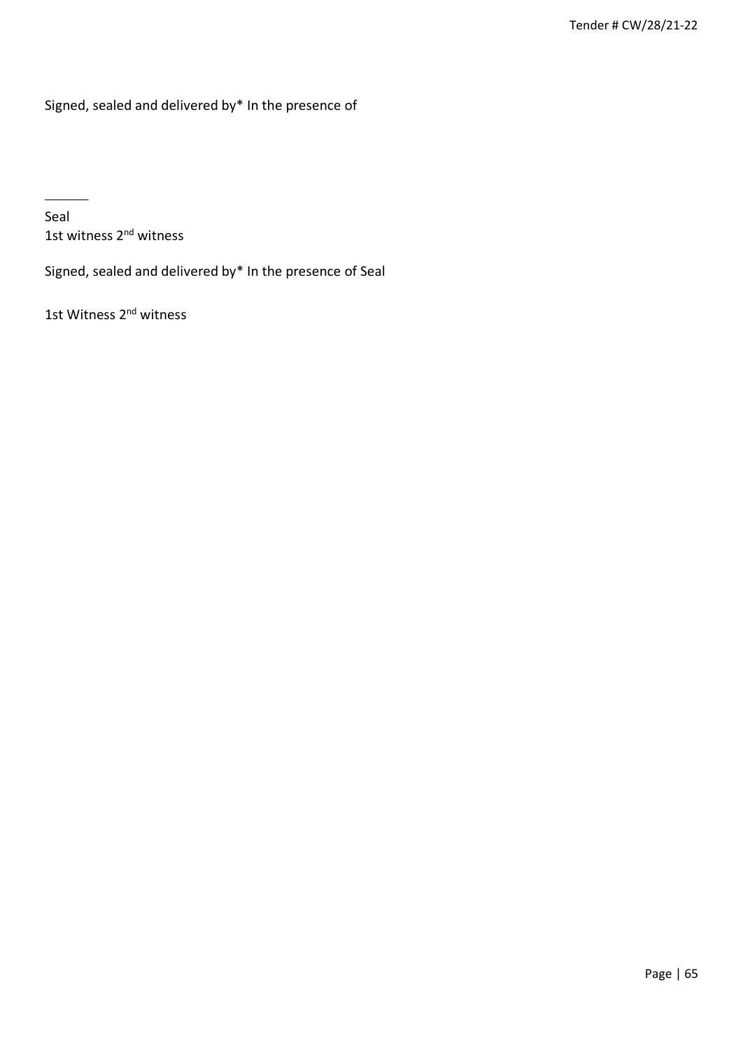Signed, sealed and delivered by* In the presence of

_______

Seal

1st witness 2nd witness

Signed, sealed and delivered by* In the presence of Seal

1st Witness 2nd witness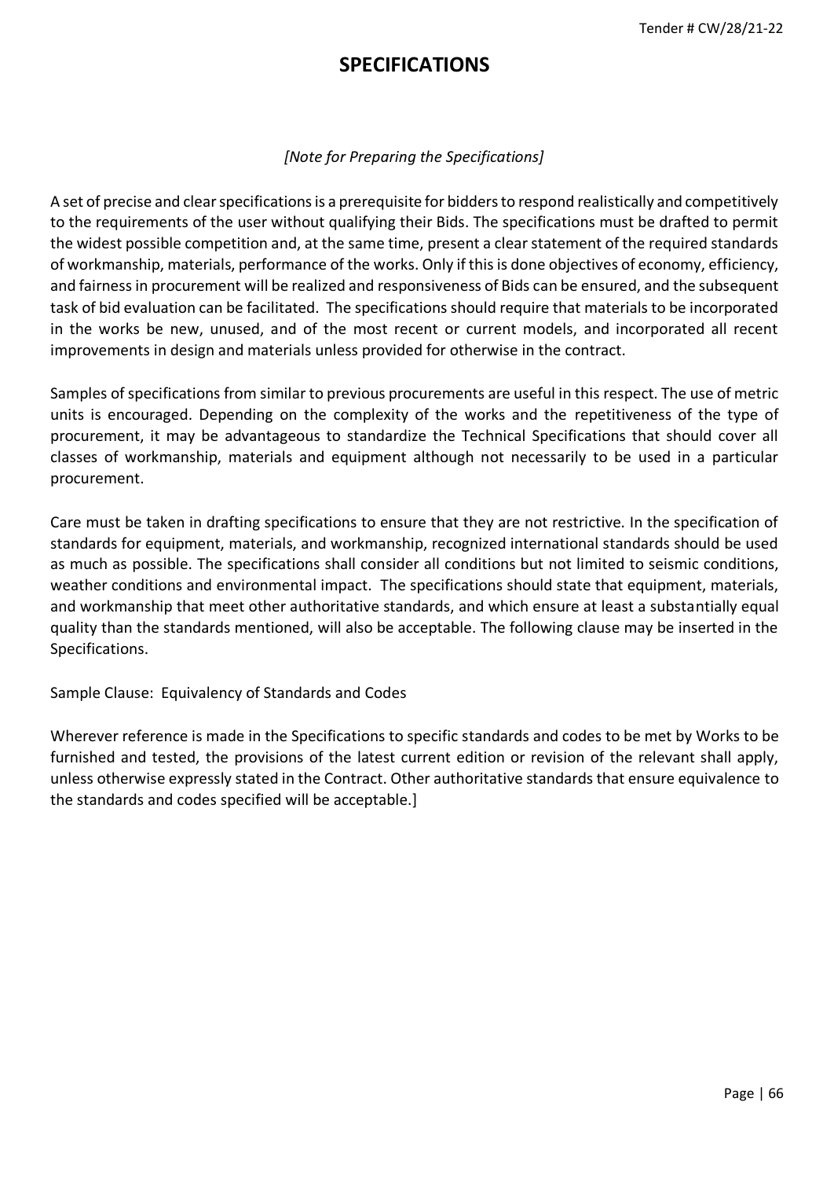# SPECIFICATIONS

*[Note for Preparing the Specifications]*

A set of precise and clear specifications is a prerequisite for bidders to respond realistically and competitively to the requirements of the user without qualifying their Bids. The specifications must be drafted to permit the widest possible competition and, at the same time, present a clear statement of the required standards of workmanship, materials, performance of the works. Only if this is done objectives of economy, efficiency, and fairness in procurement will be realized and responsiveness of Bids can be ensured, and the subsequent task of bid evaluation can be facilitated. The specifications should require that materials to be incorporated in the works be new, unused, and of the most recent or current models, and incorporated all recent improvements in design and materials unless provided for otherwise in the contract.

Samples of specifications from similar to previous procurements are useful in this respect. The use of metric units is encouraged. Depending on the complexity of the works and the repetitiveness of the type of procurement, it may be advantageous to standardize the Technical Specifications that should cover all classes of workmanship, materials and equipment although not necessarily to be used in a particular procurement.

Care must be taken in drafting specifications to ensure that they are not restrictive. In the specification of standards for equipment, materials, and workmanship, recognized international standards should be used as much as possible. The specifications shall consider all conditions but not limited to seismic conditions, weather conditions and environmental impact. The specifications should state that equipment, materials, and workmanship that meet other authoritative standards, and which ensure at least a substantially equal quality than the standards mentioned, will also be acceptable. The following clause may be inserted in the Specifications.

Sample Clause: Equivalency of Standards and Codes

Wherever reference is made in the Specifications to specific standards and codes to be met by Works to be furnished and tested, the provisions of the latest current edition or revision of the relevant shall apply, unless otherwise expressly stated in the Contract. Other authoritative standards that ensure equivalence to the standards and codes specified will be acceptable.]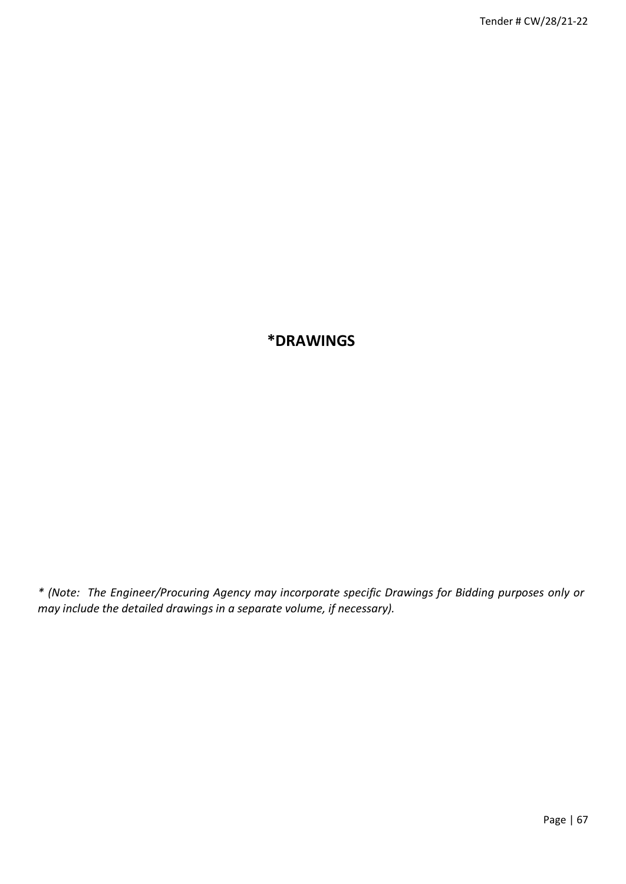# *DRAWINGS

*\* (Note: The Engineer/Procuring Agency may incorporate specific Drawings for Bidding purposes only or may include the detailed drawings in a separate volume, if necessary).*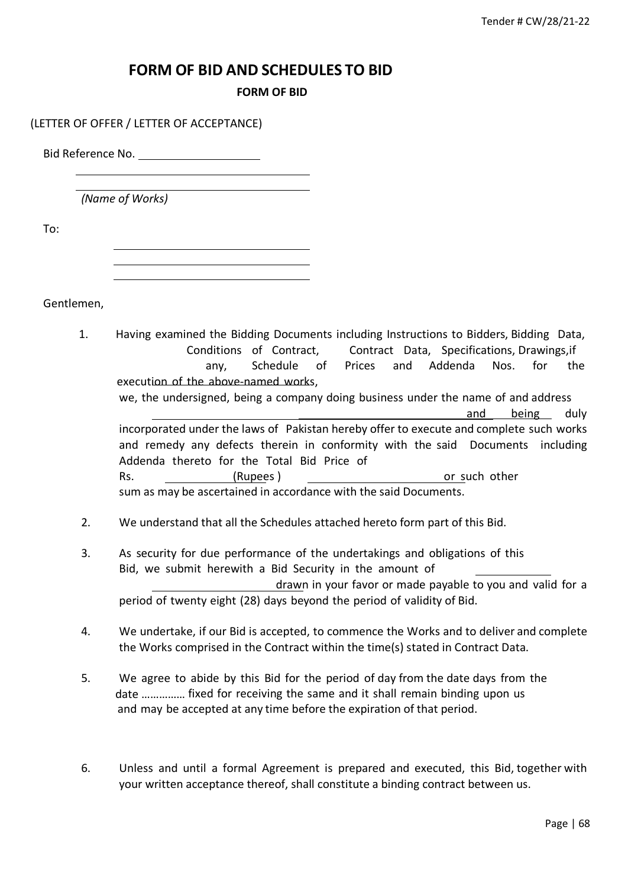# FORM OF BID AND SCHEDULES TO BID

## FORM OF BID

(LETTER OF OFFER / LETTER OF ACCEPTANCE)

Bid Reference No. ____________________

________________________________________

________________________________________

*(Name of Works)*

To:

________________________________________

________________________________________

________________________________________

Gentlemen,

1. Having examined the Bidding Documents including Instructions to Bidders, Bidding Data, Conditions of Contract, Contract Data, Specifications, Drawings, if any, Schedule of Prices and Addenda Nos. for the execution of the above-named works, we, the undersigned, being a company doing business under the name of and address ______________________ ____________________________ and being duly incorporated under the laws of Pakistan hereby offer to execute and complete such works and remedy any defects therein in conformity with the said Documents including Addenda thereto for the Total Bid Price of Rs. ____________ (Rupees ) ________________________ or such other sum as may be ascertained in accordance with the said Documents.

2. We understand that all the Schedules attached hereto form part of this Bid.

3. As security for due performance of the undertakings and obligations of this Bid, we submit herewith a Bid Security in the amount of ____________ ______________________ drawn in your favor or made payable to you and valid for a period of twenty eight (28) days beyond the period of validity of Bid.

4. We undertake, if our Bid is accepted, to commence the Works and to deliver and complete the Works comprised in the Contract within the time(s) stated in Contract Data.

5. We agree to abide by this Bid for the period of day from the date days from the date …………… fixed for receiving the same and it shall remain binding upon us and may be accepted at any time before the expiration of that period.

6. Unless and until a formal Agreement is prepared and executed, this Bid, together with your written acceptance thereof, shall constitute a binding contract between us.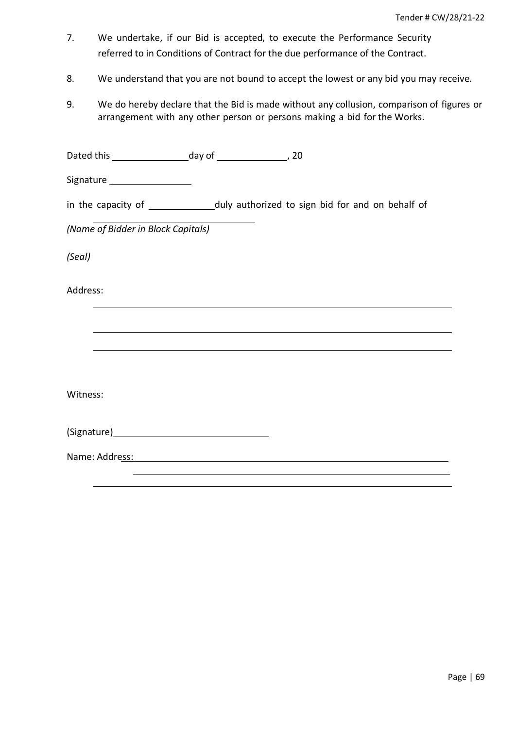7. We undertake, if our Bid is accepted, to execute the Performance Security referred to in Conditions of Contract for the due performance of the Contract.

8. We understand that you are not bound to accept the lowest or any bid you may receive.

9. We do hereby declare that the Bid is made without any collusion, comparison of figures or arrangement with any other person or persons making a bid for the Works.

Dated this ______________ day of ______________, 20

Signature ________________

in the capacity of ____________ duly authorized to sign bid for and on behalf of

________________________________

*(Name of Bidder in Block Capitals)*

*(Seal)*

Address:

________________________________________________________________

________________________________________________________________

________________________________________________________________

Witness:

(Signature) ____________________________

Name: Address: ________________________________________________________

________________________________________________________

________________________________________________________________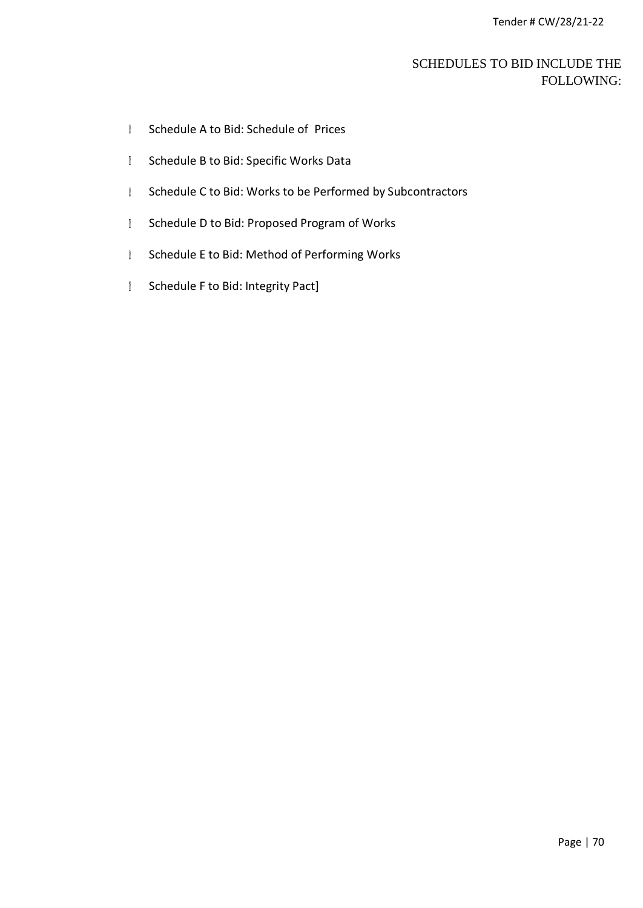## SCHEDULES TO BID INCLUDE THE FOLLOWING:

- Schedule A to Bid: Schedule of Prices
- Schedule B to Bid: Specific Works Data
- Schedule C to Bid: Works to be Performed by Subcontractors
- Schedule D to Bid: Proposed Program of Works
- Schedule E to Bid: Method of Performing Works
- Schedule F to Bid: Integrity Pact]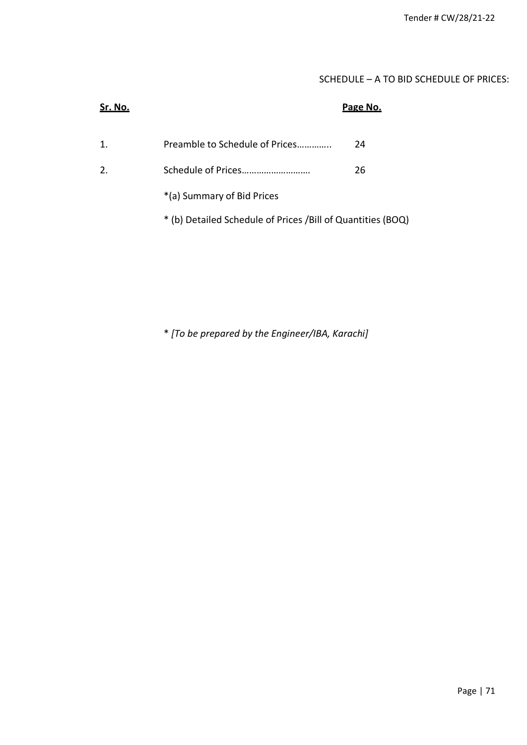SCHEDULE – A TO BID SCHEDULE OF PRICES:

| Sr. No. | | Page No. |
|---|---|---|
| 1. | Preamble to Schedule of Prices………….. | 24 |
| 2. | Schedule of Prices………………………. | 26 |
| | *(a) Summary of Bid Prices | |
| | * (b) Detailed Schedule of Prices /Bill of Quantities (BOQ) | |

* *[To be prepared by the Engineer/IBA, Karachi]*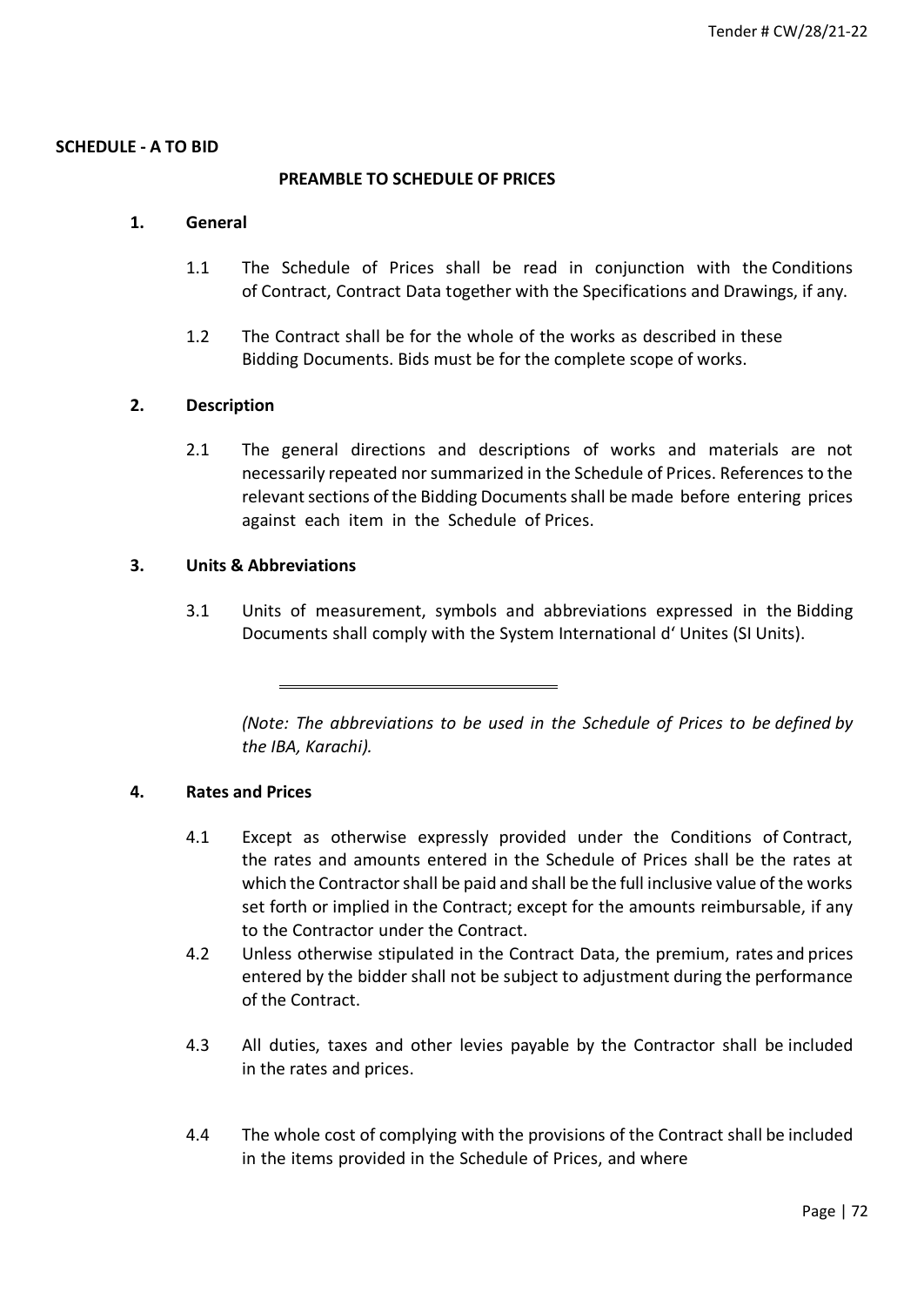**SCHEDULE - A TO BID**

**PREAMBLE TO SCHEDULE OF PRICES**

**1. General**

1.1 The Schedule of Prices shall be read in conjunction with the Conditions of Contract, Contract Data together with the Specifications and Drawings, if any.

1.2 The Contract shall be for the whole of the works as described in these Bidding Documents. Bids must be for the complete scope of works.

**2. Description**

2.1 The general directions and descriptions of works and materials are not necessarily repeated nor summarized in the Schedule of Prices. References to the relevant sections of the Bidding Documents shall be made before entering prices against each item in the Schedule of Prices.

**3. Units & Abbreviations**

3.1 Units of measurement, symbols and abbreviations expressed in the Bidding Documents shall comply with the System International d' Unites (SI Units).

---

*(Note: The abbreviations to be used in the Schedule of Prices to be defined by the IBA, Karachi).*

**4. Rates and Prices**

4.1 Except as otherwise expressly provided under the Conditions of Contract, the rates and amounts entered in the Schedule of Prices shall be the rates at which the Contractor shall be paid and shall be the full inclusive value of the works set forth or implied in the Contract; except for the amounts reimbursable, if any to the Contractor under the Contract.

4.2 Unless otherwise stipulated in the Contract Data, the premium, rates and prices entered by the bidder shall not be subject to adjustment during the performance of the Contract.

4.3 All duties, taxes and other levies payable by the Contractor shall be included in the rates and prices.

4.4 The whole cost of complying with the provisions of the Contract shall be included in the items provided in the Schedule of Prices, and where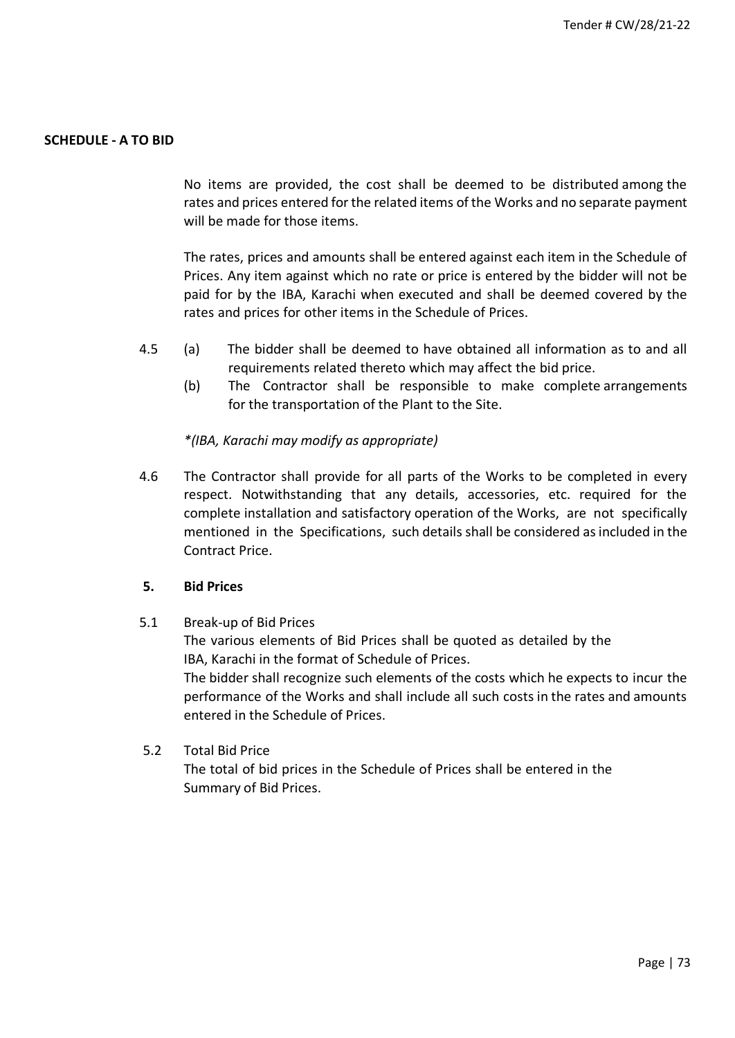**SCHEDULE - A TO BID**

No items are provided, the cost shall be deemed to be distributed among the rates and prices entered for the related items of the Works and no separate payment will be made for those items.

The rates, prices and amounts shall be entered against each item in the Schedule of Prices. Any item against which no rate or price is entered by the bidder will not be paid for by the IBA, Karachi when executed and shall be deemed covered by the rates and prices for other items in the Schedule of Prices.

4.5 (a) The bidder shall be deemed to have obtained all information as to and all requirements related thereto which may affect the bid price.

(b) The Contractor shall be responsible to make complete arrangements for the transportation of the Plant to the Site.

*\*(IBA, Karachi may modify as appropriate)*

4.6 The Contractor shall provide for all parts of the Works to be completed in every respect. Notwithstanding that any details, accessories, etc. required for the complete installation and satisfactory operation of the Works, are not specifically mentioned in the Specifications, such details shall be considered as included in the Contract Price.

**5. Bid Prices**

5.1 Break-up of Bid Prices

The various elements of Bid Prices shall be quoted as detailed by the IBA, Karachi in the format of Schedule of Prices.

The bidder shall recognize such elements of the costs which he expects to incur the performance of the Works and shall include all such costs in the rates and amounts entered in the Schedule of Prices.

5.2 Total Bid Price

The total of bid prices in the Schedule of Prices shall be entered in the Summary of Bid Prices.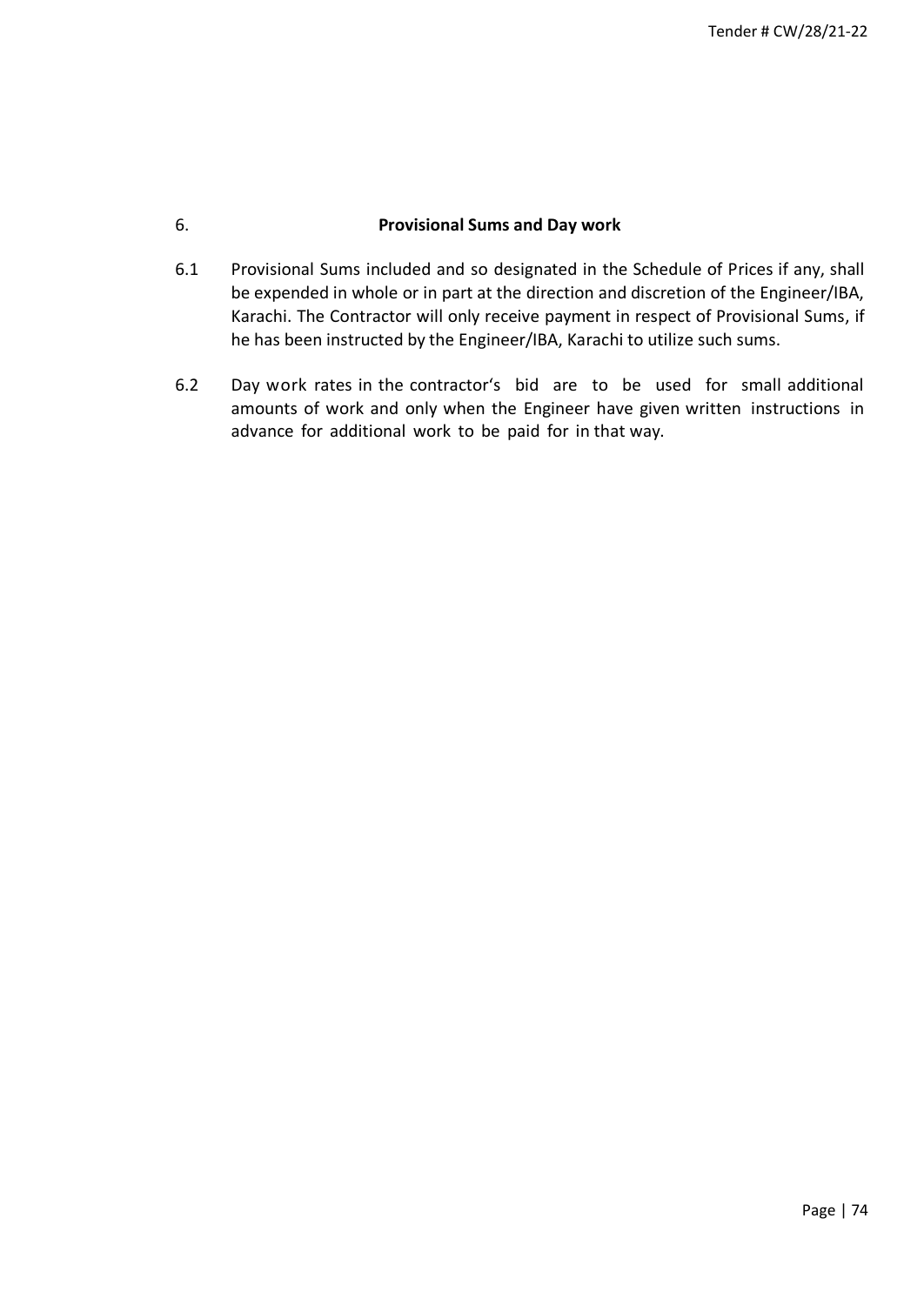## 6. Provisional Sums and Day work

6.1 Provisional Sums included and so designated in the Schedule of Prices if any, shall be expended in whole or in part at the direction and discretion of the Engineer/IBA, Karachi. The Contractor will only receive payment in respect of Provisional Sums, if he has been instructed by the Engineer/IBA, Karachi to utilize such sums.

6.2 Day work rates in the contractor's bid are to be used for small additional amounts of work and only when the Engineer have given written instructions in advance for additional work to be paid for in that way.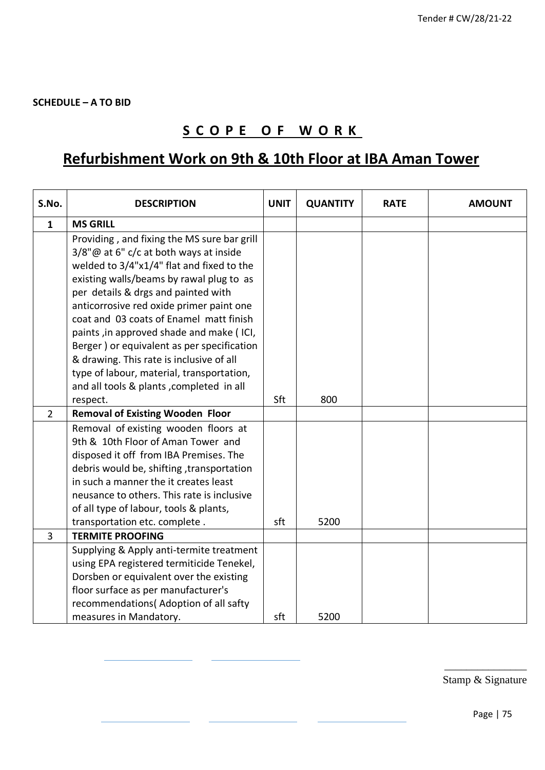**SCHEDULE – A TO BID**

# S C O P E O F W O R K

# Refurbishment Work on 9th & 10th Floor at IBA Aman Tower

| S.No. | DESCRIPTION | UNIT | QUANTITY | RATE | AMOUNT |
|---|---|---|---|---|---|
| 1 | **MS GRILL** | | | | |
| | Providing , and fixing the MS sure bar grill 3/8"@ at 6" c/c at both ways at inside welded to 3/4"x1/4" flat and fixed to the existing walls/beams by rawal plug to as per details & drgs and painted with anticorrosive red oxide primer paint one coat and 03 coats of Enamel matt finish paints ,in approved shade and make ( ICI, Berger ) or equivalent as per specification & drawing. This rate is inclusive of all type of labour, material, transportation, and all tools & plants ,completed in all respect. | Sft | 800 | | |
| 2 | **Removal of Existing Wooden Floor** | | | | |
| | Removal of existing wooden floors at 9th & 10th Floor of Aman Tower and disposed it off from IBA Premises. The debris would be, shifting ,transportation in such a manner the it creates least neusance to others. This rate is inclusive of all type of labour, tools & plants, transportation etc. complete . | sft | 5200 | | |
| 3 | **TERMITE PROOFING** | | | | |
| | Supplying & Apply anti-termite treatment using EPA registered termiticide Tenekel, Dorsben or equivalent over the existing floor surface as per manufacturer's recommendations( Adoption of all safty measures in Mandatory. | sft | 5200 | | |

Stamp & Signature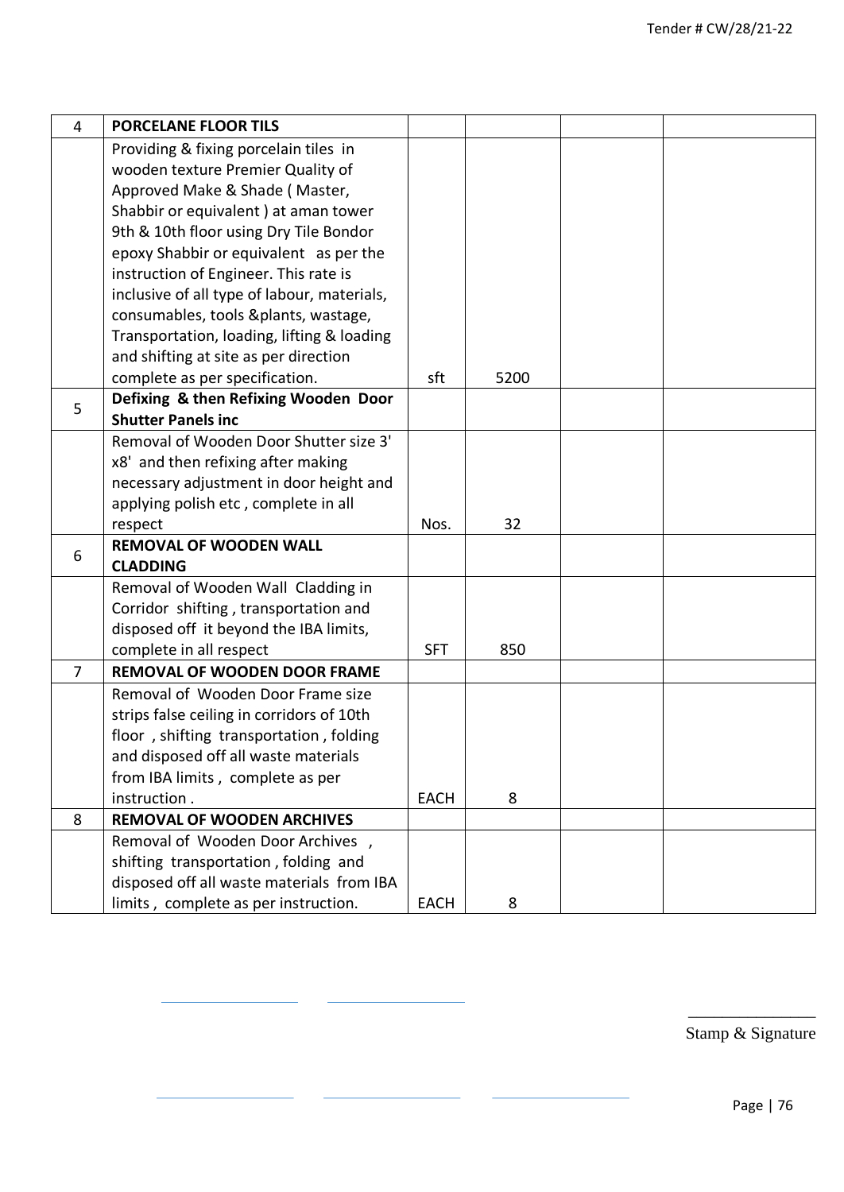| 4 | **PORCELANE FLOOR TILS** | | | | |
|---|---|---|---|---|---|
| | Providing & fixing porcelain tiles in wooden texture Premier Quality of Approved Make & Shade ( Master, Shabbir or equivalent ) at aman tower 9th & 10th floor using Dry Tile Bondor epoxy Shabbir or equivalent as per the instruction of Engineer. This rate is inclusive of all type of labour, materials, consumables, tools &plants, wastage, Transportation, loading, lifting & loading and shifting at site as per direction complete as per specification. | sft | 5200 | | |
| 5 | **Defixing & then Refixing Wooden Door Shutter Panels inc** | | | | |
| | Removal of Wooden Door Shutter size 3' x8' and then refixing after making necessary adjustment in door height and applying polish etc , complete in all respect | Nos. | 32 | | |
| 6 | **REMOVAL OF WOODEN WALL CLADDING** | | | | |
| | Removal of Wooden Wall Cladding in Corridor shifting , transportation and disposed off it beyond the IBA limits, complete in all respect | SFT | 850 | | |
| 7 | **REMOVAL OF WOODEN DOOR FRAME** | | | | |
| | Removal of Wooden Door Frame size strips false ceiling in corridors of 10th floor , shifting transportation , folding and disposed off all waste materials from IBA limits , complete as per instruction . | EACH | 8 | | |
| 8 | **REMOVAL OF WOODEN ARCHIVES** | | | | |
| | Removal of Wooden Door Archives , shifting transportation , folding and disposed off all waste materials from IBA limits , complete as per instruction. | EACH | 8 | | |

Stamp & Signature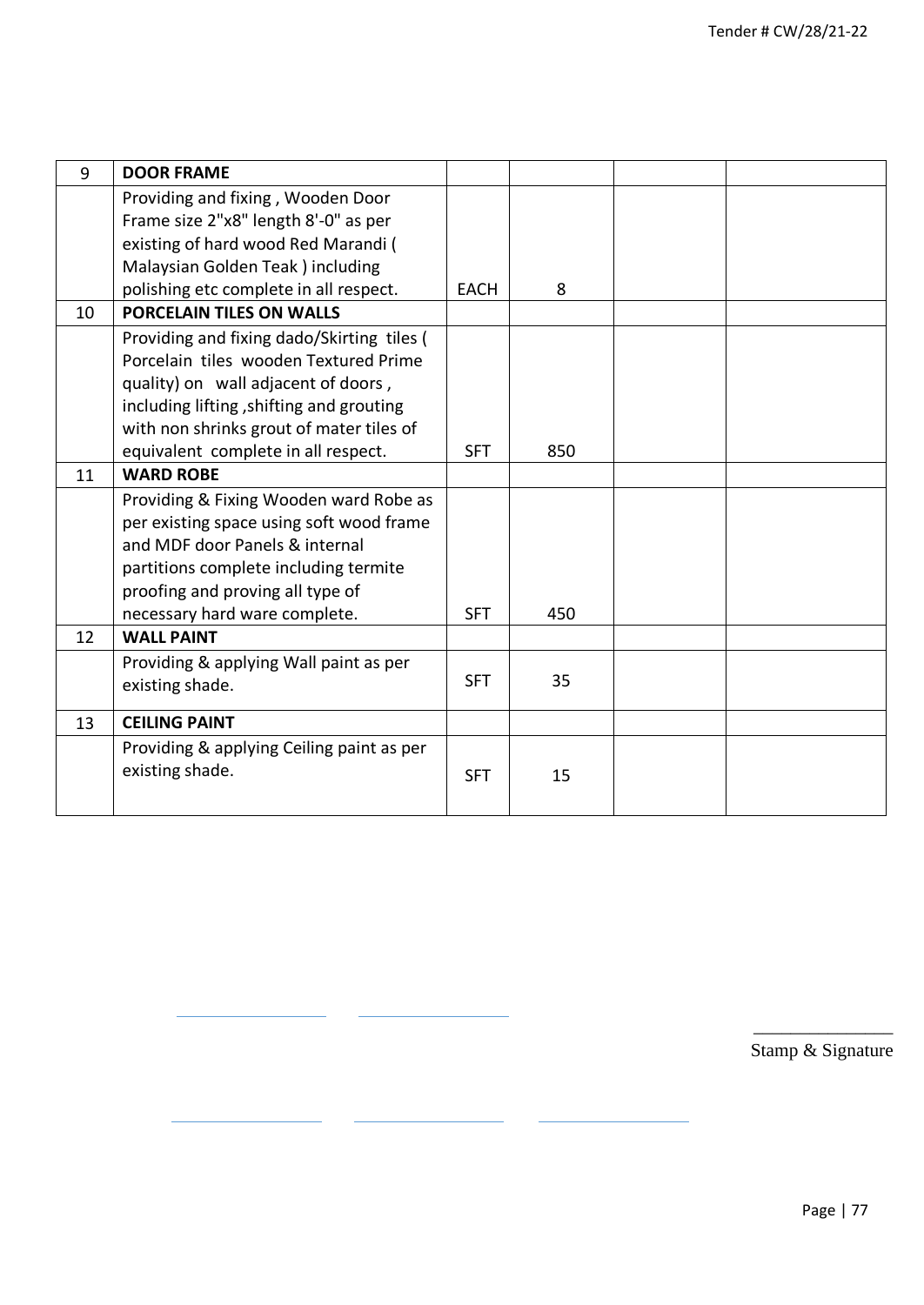| 9 | **DOOR FRAME** | | | | |
|---|---|---|---|---|---|
| | Providing and fixing , Wooden Door Frame size 2"x8" length 8'-0" as per existing of hard wood Red Marandi ( Malaysian Golden Teak ) including polishing etc complete in all respect. | EACH | 8 | | |
| 10 | **PORCELAIN TILES ON WALLS** | | | | |
| | Providing and fixing dado/Skirting tiles ( Porcelain tiles wooden Textured Prime quality) on wall adjacent of doors , including lifting ,shifting and grouting with non shrinks grout of mater tiles of equivalent complete in all respect. | SFT | 850 | | |
| 11 | **WARD ROBE** | | | | |
| | Providing & Fixing Wooden ward Robe as per existing space using soft wood frame and MDF door Panels & internal partitions complete including termite proofing and proving all type of necessary hard ware complete. | SFT | 450 | | |
| 12 | **WALL PAINT** | | | | |
| | Providing & applying Wall paint as per existing shade. | SFT | 35 | | |
| 13 | **CEILING PAINT** | | | | |
| | Providing & applying Ceiling paint as per existing shade. | SFT | 15 | | |

Stamp & Signature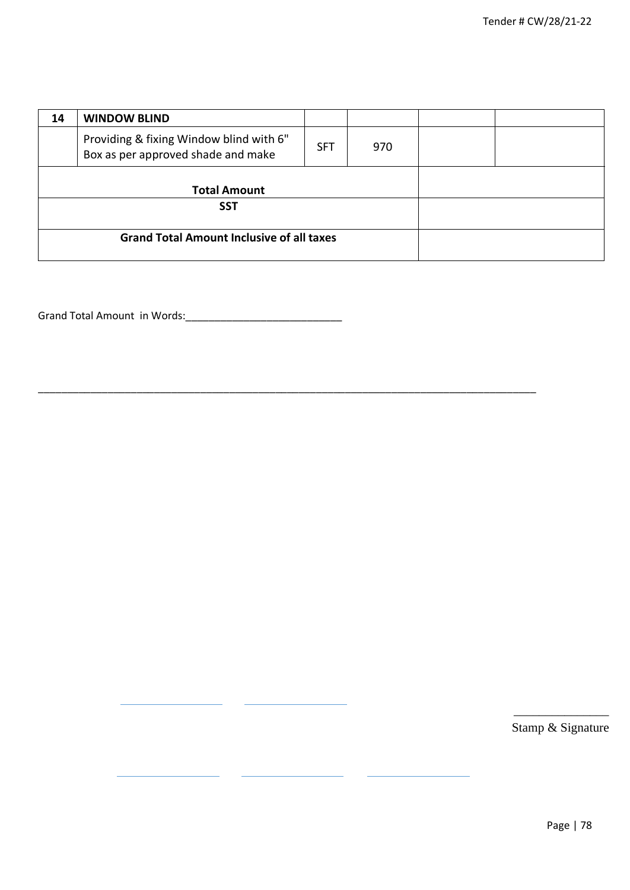| 14 | **WINDOW BLIND** | | | | |
|---|---|---|---|---|---|
| | Providing & fixing Window blind with 6" Box as per approved shade and make | SFT | 970 | | |
| **Total Amount** | | | | | |
| **SST** | | | | | |
| **Grand Total Amount Inclusive of all taxes** | | | | | |

Grand Total Amount in Words:___________________________

_____________________________________________________________________________________

Stamp & Signature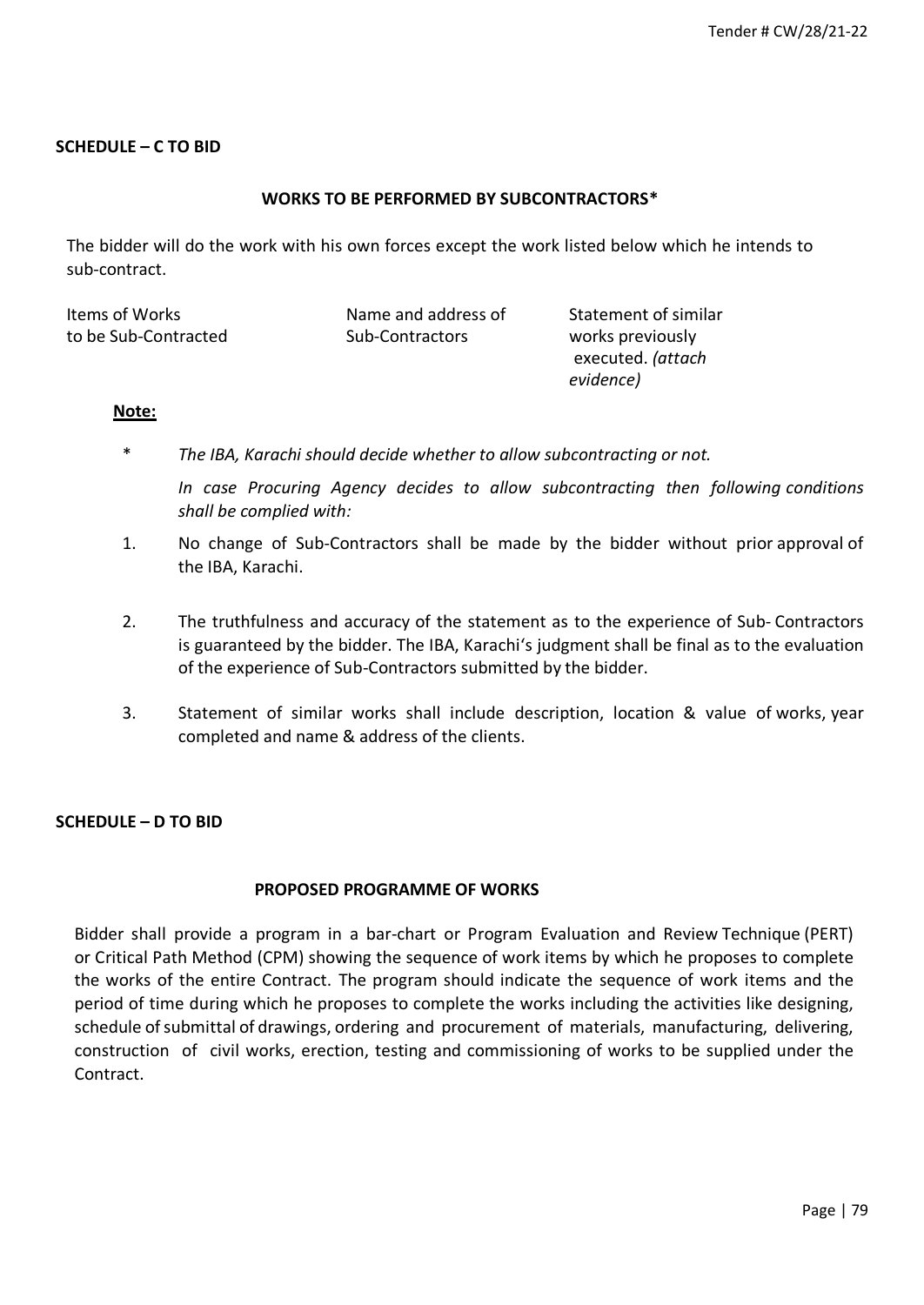**SCHEDULE – C TO BID**

**WORKS TO BE PERFORMED BY SUBCONTRACTORS***

The bidder will do the work with his own forces except the work listed below which he intends to sub-contract.

| Items of Works to be Sub-Contracted | Name and address of Sub-Contractors | Statement of similar works previously executed. *(attach evidence)* |
|---|---|---|

**Note:**

\* *The IBA, Karachi should decide whether to allow subcontracting or not.*

*In case Procuring Agency decides to allow subcontracting then following conditions shall be complied with:*

1. No change of Sub-Contractors shall be made by the bidder without prior approval of the IBA, Karachi.

2. The truthfulness and accuracy of the statement as to the experience of Sub- Contractors is guaranteed by the bidder. The IBA, Karachi's judgment shall be final as to the evaluation of the experience of Sub-Contractors submitted by the bidder.

3. Statement of similar works shall include description, location & value of works, year completed and name & address of the clients.

**SCHEDULE – D TO BID**

**PROPOSED PROGRAMME OF WORKS**

Bidder shall provide a program in a bar-chart or Program Evaluation and Review Technique (PERT) or Critical Path Method (CPM) showing the sequence of work items by which he proposes to complete the works of the entire Contract. The program should indicate the sequence of work items and the period of time during which he proposes to complete the works including the activities like designing, schedule of submittal of drawings, ordering and procurement of materials, manufacturing, delivering, construction of civil works, erection, testing and commissioning of works to be supplied under the Contract.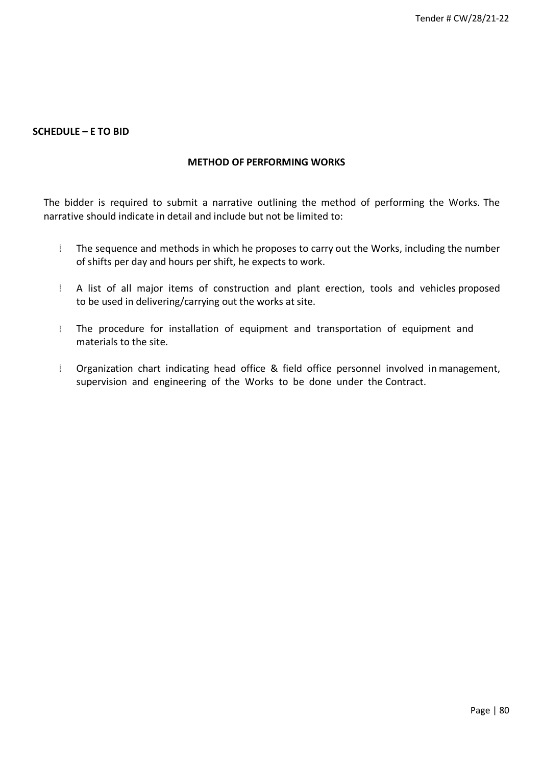**SCHEDULE – E TO BID**

## METHOD OF PERFORMING WORKS

The bidder is required to submit a narrative outlining the method of performing the Works. The narrative should indicate in detail and include but not be limited to:

- The sequence and methods in which he proposes to carry out the Works, including the number of shifts per day and hours per shift, he expects to work.
- A list of all major items of construction and plant erection, tools and vehicles proposed to be used in delivering/carrying out the works at site.
- The procedure for installation of equipment and transportation of equipment and materials to the site.
- Organization chart indicating head office & field office personnel involved in management, supervision and engineering of the Works to be done under the Contract.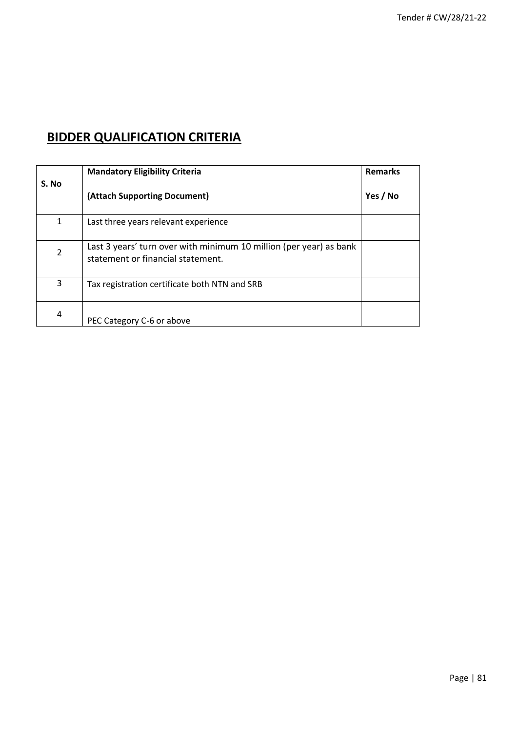# BIDDER QUALIFICATION CRITERIA

| S. No | Mandatory Eligibility Criteria<br><br>(Attach Supporting Document) | Remarks<br><br>Yes / No |
|---|---|---|
| 1 | Last three years relevant experience | |
| 2 | Last 3 years' turn over with minimum 10 million (per year) as bank statement or financial statement. | |
| 3 | Tax registration certificate both NTN and SRB | |
| 4 | PEC Category C-6 or above | |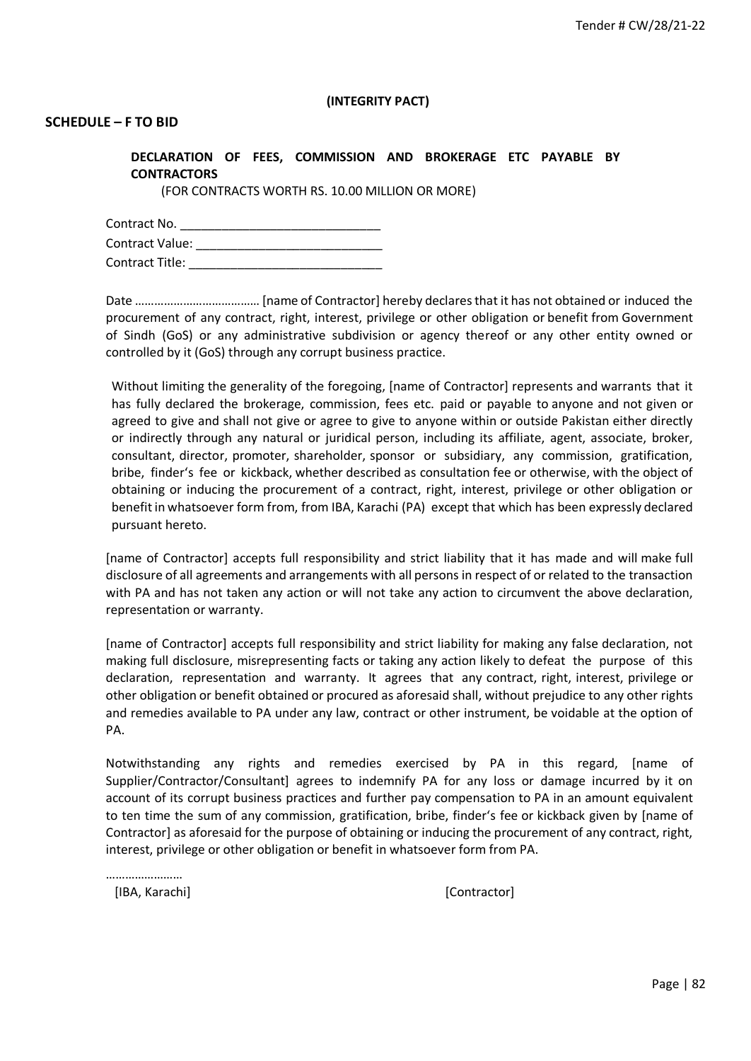**(INTEGRITY PACT)**

**SCHEDULE – F TO BID**

**DECLARATION OF FEES, COMMISSION AND BROKERAGE ETC PAYABLE BY CONTRACTORS**

(FOR CONTRACTS WORTH RS. 10.00 MILLION OR MORE)

Contract No. \_\_\_\_\_\_\_\_\_\_\_\_\_\_\_\_\_\_\_\_\_\_\_\_\_\_\_\_\_

Contract Value: \_\_\_\_\_\_\_\_\_\_\_\_\_\_\_\_\_\_\_\_\_\_\_\_\_\_\_

Contract Title: \_\_\_\_\_\_\_\_\_\_\_\_\_\_\_\_\_\_\_\_\_\_\_\_\_\_\_\_

Date ………………………………… [name of Contractor] hereby declares that it has not obtained or induced the procurement of any contract, right, interest, privilege or other obligation or benefit from Government of Sindh (GoS) or any administrative subdivision or agency thereof or any other entity owned or controlled by it (GoS) through any corrupt business practice.

Without limiting the generality of the foregoing, [name of Contractor] represents and warrants that it has fully declared the brokerage, commission, fees etc. paid or payable to anyone and not given or agreed to give and shall not give or agree to give to anyone within or outside Pakistan either directly or indirectly through any natural or juridical person, including its affiliate, agent, associate, broker, consultant, director, promoter, shareholder, sponsor or subsidiary, any commission, gratification, bribe, finder's fee or kickback, whether described as consultation fee or otherwise, with the object of obtaining or inducing the procurement of a contract, right, interest, privilege or other obligation or benefit in whatsoever form from, from IBA, Karachi (PA) except that which has been expressly declared pursuant hereto.

[name of Contractor] accepts full responsibility and strict liability that it has made and will make full disclosure of all agreements and arrangements with all persons in respect of or related to the transaction with PA and has not taken any action or will not take any action to circumvent the above declaration, representation or warranty.

[name of Contractor] accepts full responsibility and strict liability for making any false declaration, not making full disclosure, misrepresenting facts or taking any action likely to defeat the purpose of this declaration, representation and warranty. It agrees that any contract, right, interest, privilege or other obligation or benefit obtained or procured as aforesaid shall, without prejudice to any other rights and remedies available to PA under any law, contract or other instrument, be voidable at the option of PA.

Notwithstanding any rights and remedies exercised by PA in this regard, [name of Supplier/Contractor/Consultant] agrees to indemnify PA for any loss or damage incurred by it on account of its corrupt business practices and further pay compensation to PA in an amount equivalent to ten time the sum of any commission, gratification, bribe, finder's fee or kickback given by [name of Contractor] as aforesaid for the purpose of obtaining or inducing the procurement of any contract, right, interest, privilege or other obligation or benefit in whatsoever form from PA.

……………………

[IBA, Karachi] [Contractor]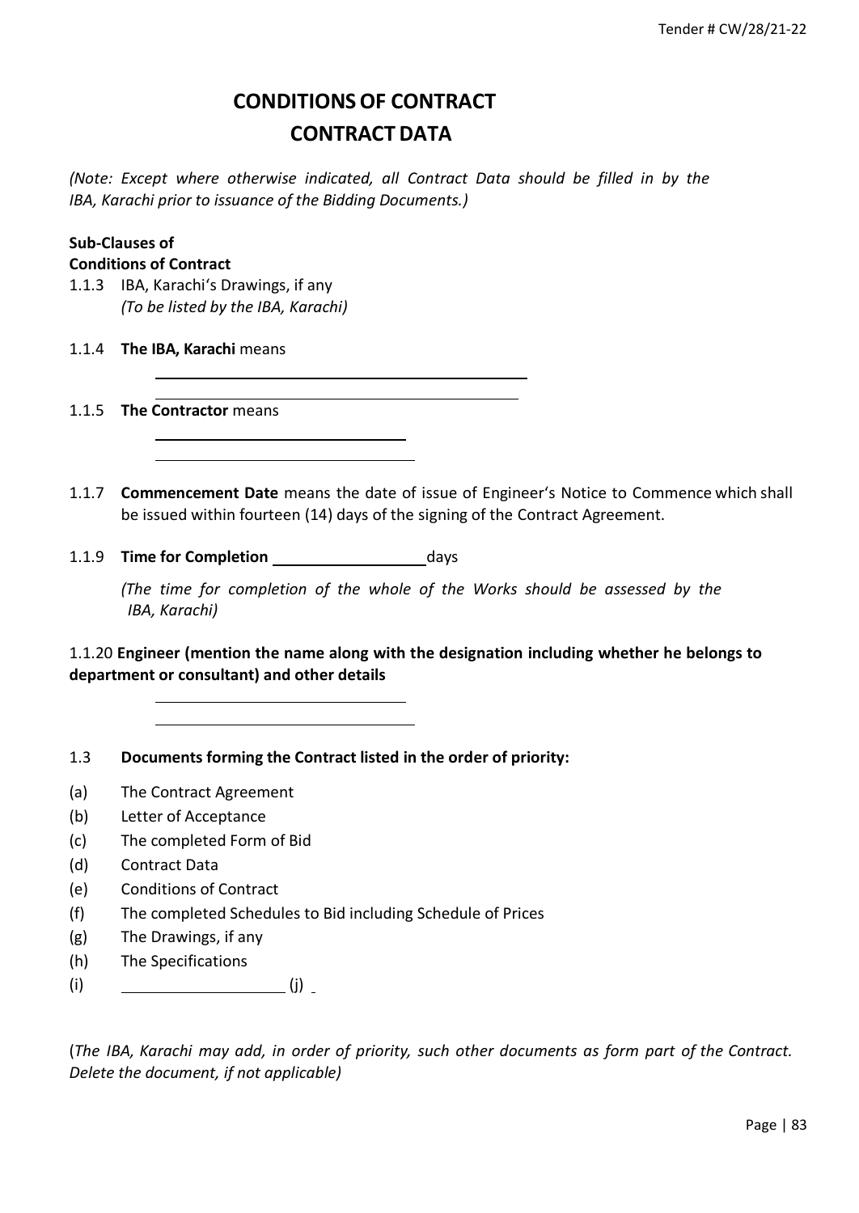# CONDITIONS OF CONTRACT

## CONTRACT DATA

*(Note: Except where otherwise indicated, all Contract Data should be filled in by the IBA, Karachi prior to issuance of the Bidding Documents.)*

**Sub-Clauses of Conditions of Contract**

1.1.3 IBA, Karachi's Drawings, if any
*(To be listed by the IBA, Karachi)*

1.1.4 **The IBA, Karachi** means

______________________________

______________________________

1.1.5 **The Contractor** means

______________________________

______________________________

1.1.7 **Commencement Date** means the date of issue of Engineer's Notice to Commence which shall be issued within fourteen (14) days of the signing of the Contract Agreement.

1.1.9 **Time for Completion** ______________ days

*(The time for completion of the whole of the Works should be assessed by the IBA, Karachi)*

1.1.20 **Engineer (mention the name along with the designation including whether he belongs to department or consultant) and other details**

______________________________

______________________________

1.3 **Documents forming the Contract listed in the order of priority:**

(a) The Contract Agreement
(b) Letter of Acceptance
(c) The completed Form of Bid
(d) Contract Data
(e) Conditions of Contract
(f) The completed Schedules to Bid including Schedule of Prices
(g) The Drawings, if any
(h) The Specifications
(i) ______________ (j) _

(*The IBA, Karachi may add, in order of priority, such other documents as form part of the Contract. Delete the document, if not applicable)*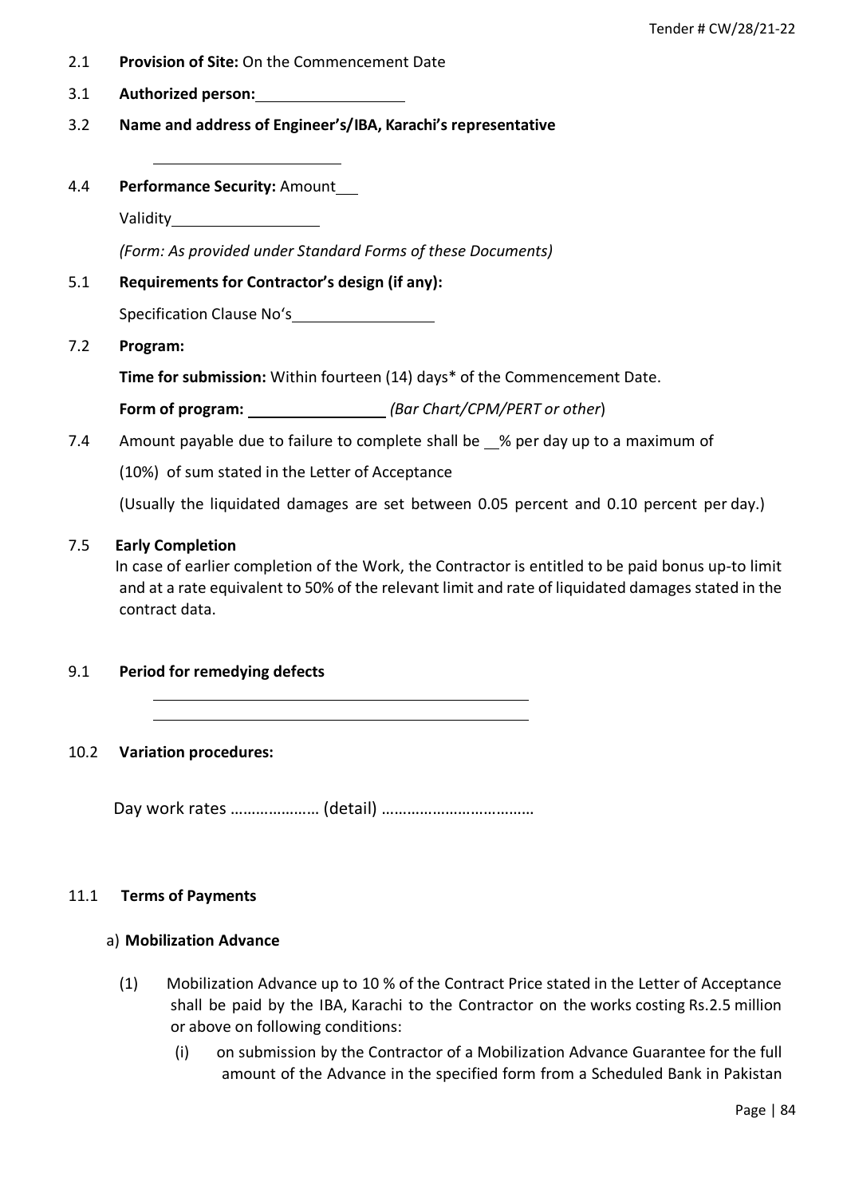2.1 **Provision of Site:** On the Commencement Date

3.1 **Authorized person:** ________________

3.2 **Name and address of Engineer's/IBA, Karachi's representative**

________________________

4.4 **Performance Security:** Amount___

Validity________________

*(Form: As provided under Standard Forms of these Documents)*

5.1 **Requirements for Contractor's design (if any):**

Specification Clause No's________________

7.2 **Program:**

**Time for submission:** Within fourteen (14) days* of the Commencement Date.

**Form of program:** ________________ *(Bar Chart/CPM/PERT or other*)

7.4 Amount payable due to failure to complete shall be __% per day up to a maximum of (10%) of sum stated in the Letter of Acceptance

(Usually the liquidated damages are set between 0.05 percent and 0.10 percent per day.)

7.5 **Early Completion**

In case of earlier completion of the Work, the Contractor is entitled to be paid bonus up-to limit and at a rate equivalent to 50% of the relevant limit and rate of liquidated damages stated in the contract data.

9.1 **Period for remedying defects**

______________________________________________

______________________________________________

10.2 **Variation procedures:**

Day work rates ………………… (detail) ………………………………

11.1 **Terms of Payments**

a) **Mobilization Advance**

(1) Mobilization Advance up to 10 % of the Contract Price stated in the Letter of Acceptance shall be paid by the IBA, Karachi to the Contractor on the works costing Rs.2.5 million or above on following conditions:

(i) on submission by the Contractor of a Mobilization Advance Guarantee for the full amount of the Advance in the specified form from a Scheduled Bank in Pakistan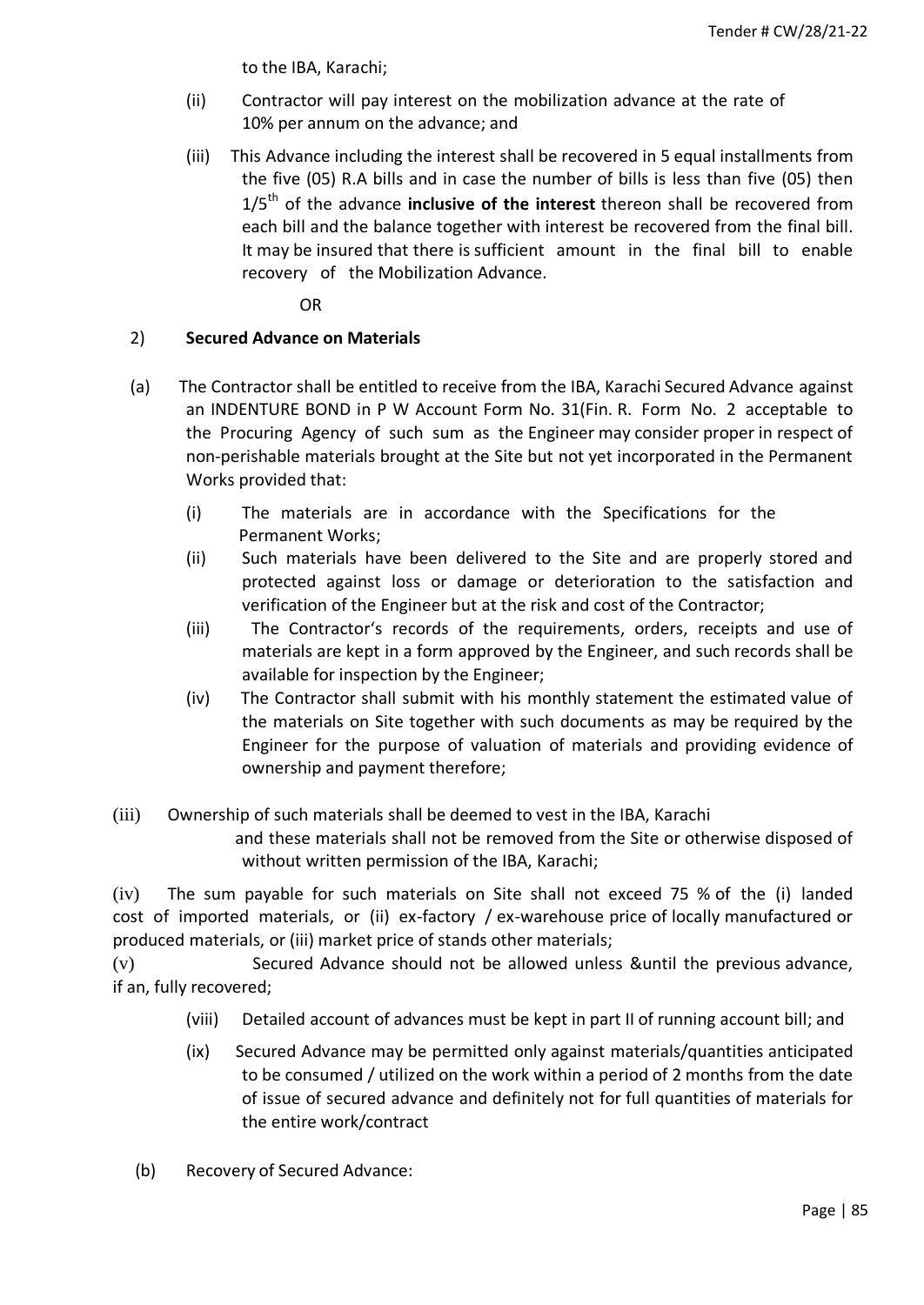to the IBA, Karachi;

(ii) Contractor will pay interest on the mobilization advance at the rate of 10% per annum on the advance; and

(iii) This Advance including the interest shall be recovered in 5 equal installments from the five (05) R.A bills and in case the number of bills is less than five (05) then 1/5th of the advance **inclusive of the interest** thereon shall be recovered from each bill and the balance together with interest be recovered from the final bill. It may be insured that there is sufficient amount in the final bill to enable recovery of the Mobilization Advance.

OR

2) **Secured Advance on Materials**

(a) The Contractor shall be entitled to receive from the IBA, Karachi Secured Advance against an INDENTURE BOND in P W Account Form No. 31(Fin. R. Form No. 2 acceptable to the Procuring Agency of such sum as the Engineer may consider proper in respect of non-perishable materials brought at the Site but not yet incorporated in the Permanent Works provided that:

(i) The materials are in accordance with the Specifications for the Permanent Works;

(ii) Such materials have been delivered to the Site and are properly stored and protected against loss or damage or deterioration to the satisfaction and verification of the Engineer but at the risk and cost of the Contractor;

(iii) The Contractor's records of the requirements, orders, receipts and use of materials are kept in a form approved by the Engineer, and such records shall be available for inspection by the Engineer;

(iv) The Contractor shall submit with his monthly statement the estimated value of the materials on Site together with such documents as may be required by the Engineer for the purpose of valuation of materials and providing evidence of ownership and payment therefore;

(iii) Ownership of such materials shall be deemed to vest in the IBA, Karachi and these materials shall not be removed from the Site or otherwise disposed of without written permission of the IBA, Karachi;

(iv) The sum payable for such materials on Site shall not exceed 75 % of the (i) landed cost of imported materials, or (ii) ex-factory / ex-warehouse price of locally manufactured or produced materials, or (iii) market price of stands other materials;

(v) Secured Advance should not be allowed unless &until the previous advance, if an, fully recovered;

(viii) Detailed account of advances must be kept in part II of running account bill; and

(ix) Secured Advance may be permitted only against materials/quantities anticipated to be consumed / utilized on the work within a period of 2 months from the date of issue of secured advance and definitely not for full quantities of materials for the entire work/contract

(b) Recovery of Secured Advance: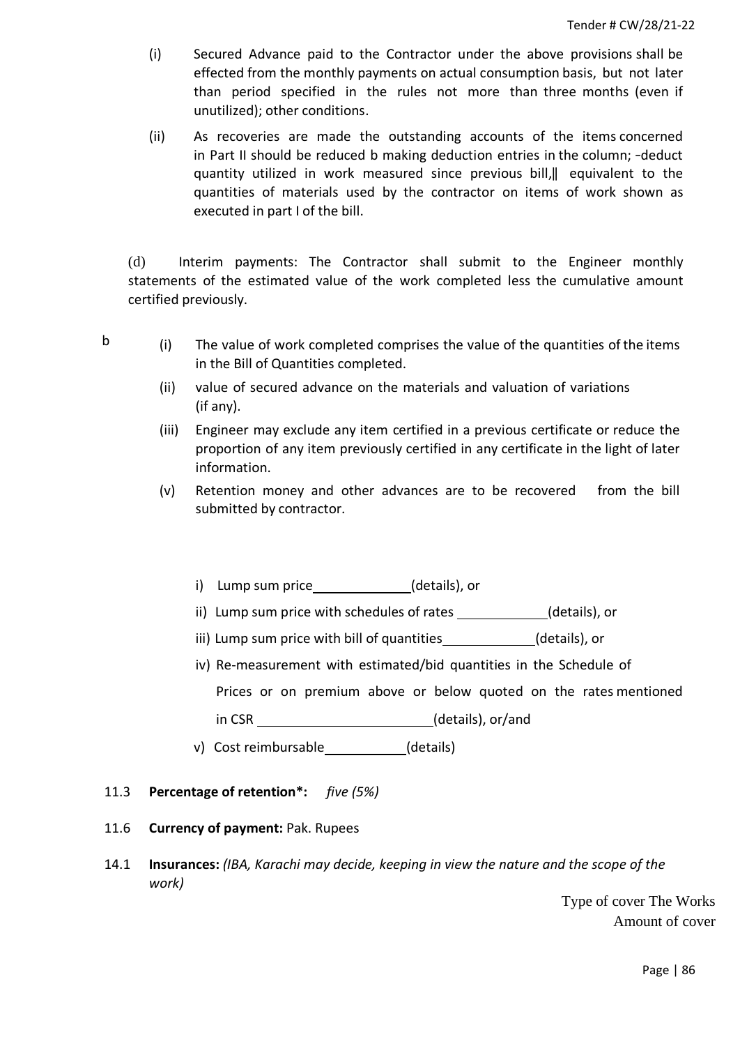(i) Secured Advance paid to the Contractor under the above provisions shall be effected from the monthly payments on actual consumption basis, but not later than period specified in the rules not more than three months (even if unutilized); other conditions.

(ii) As recoveries are made the outstanding accounts of the items concerned in Part II should be reduced b making deduction entries in the column; ‑deduct quantity utilized in work measured since previous bill,‖ equivalent to the quantities of materials used by the contractor on items of work shown as executed in part I of the bill.

(d) Interim payments: The Contractor shall submit to the Engineer monthly statements of the estimated value of the work completed less the cumulative amount certified previously.

b

(i) The value of work completed comprises the value of the quantities of the items in the Bill of Quantities completed.

(ii) value of secured advance on the materials and valuation of variations (if any).

(iii) Engineer may exclude any item certified in a previous certificate or reduce the proportion of any item previously certified in any certificate in the light of later information.

(v) Retention money and other advances are to be recovered from the bill submitted by contractor.

i) Lump sum price\_\_\_\_\_\_\_\_\_\_\_\_\_(details), or

ii) Lump sum price with schedules of rates \_\_\_\_\_\_\_\_\_\_\_\_(details), or

iii) Lump sum price with bill of quantities\_\_\_\_\_\_\_\_\_\_\_\_(details), or

iv) Re-measurement with estimated/bid quantities in the Schedule of Prices or on premium above or below quoted on the rates mentioned in CSR \_\_\_\_\_\_\_\_\_\_\_\_\_\_\_\_\_\_\_\_\_\_\_(details), or/and

v) Cost reimbursable\_\_\_\_\_\_\_\_\_\_\_(details)

11.3 **Percentage of retention*:** *five (5%)*

11.6 **Currency of payment:** Pak. Rupees

14.1 **Insurances:** *(IBA, Karachi may decide, keeping in view the nature and the scope of the work)*

Type of cover The Works

Amount of cover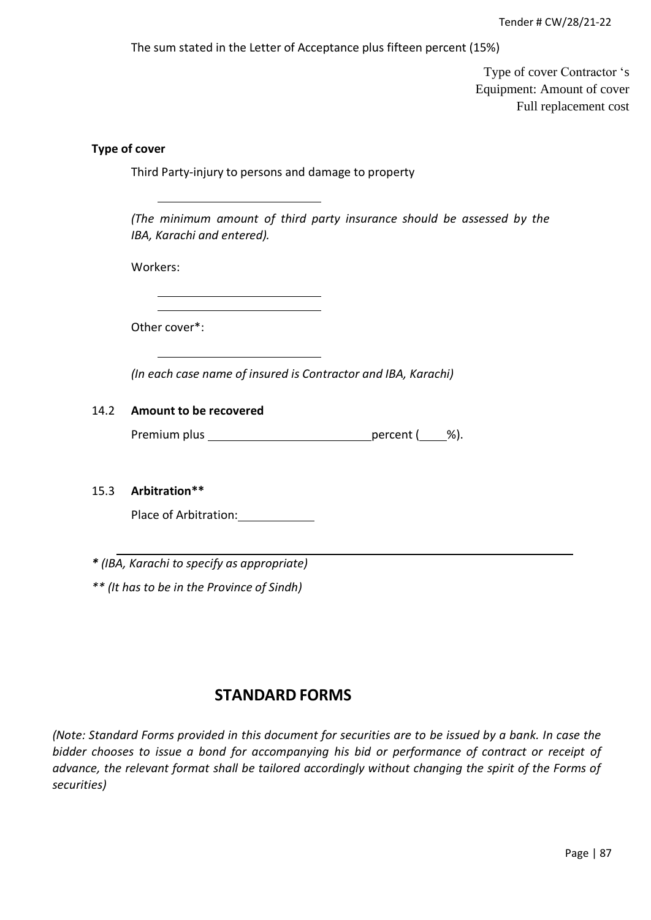The sum stated in the Letter of Acceptance plus fifteen percent (15%)

Type of cover Contractor 's Equipment: Amount of cover Full replacement cost

**Type of cover**

Third Party-injury to persons and damage to property

\_\_\_\_\_\_\_\_\_\_\_\_\_\_\_\_\_\_\_\_\_\_\_\_\_\_

*(The minimum amount of third party insurance should be assessed by the IBA, Karachi and entered).*

Workers:

\_\_\_\_\_\_\_\_\_\_\_\_\_\_\_\_\_\_\_\_\_\_\_\_\_\_

\_\_\_\_\_\_\_\_\_\_\_\_\_\_\_\_\_\_\_\_\_\_\_\_\_\_

Other cover*:

\_\_\_\_\_\_\_\_\_\_\_\_\_\_\_\_\_\_\_\_\_\_\_\_\_\_

*(In each case name of insured is Contractor and IBA, Karachi)*

14.2 **Amount to be recovered**

Premium plus \_\_\_\_\_\_\_\_\_\_\_\_\_\_\_\_\_\_\_\_\_\_\_\_\_ percent (\_\_\_\_%).

15.3 **Arbitration****

Place of Arbitration: \_\_\_\_\_\_\_\_\_\_\_\_

---

*** (IBA, Karachi to specify as appropriate)***

*** (It has to be in the Province of Sindh)*

## STANDARD FORMS

*(Note: Standard Forms provided in this document for securities are to be issued by a bank. In case the bidder chooses to issue a bond for accompanying his bid or performance of contract or receipt of advance, the relevant format shall be tailored accordingly without changing the spirit of the Forms of securities)*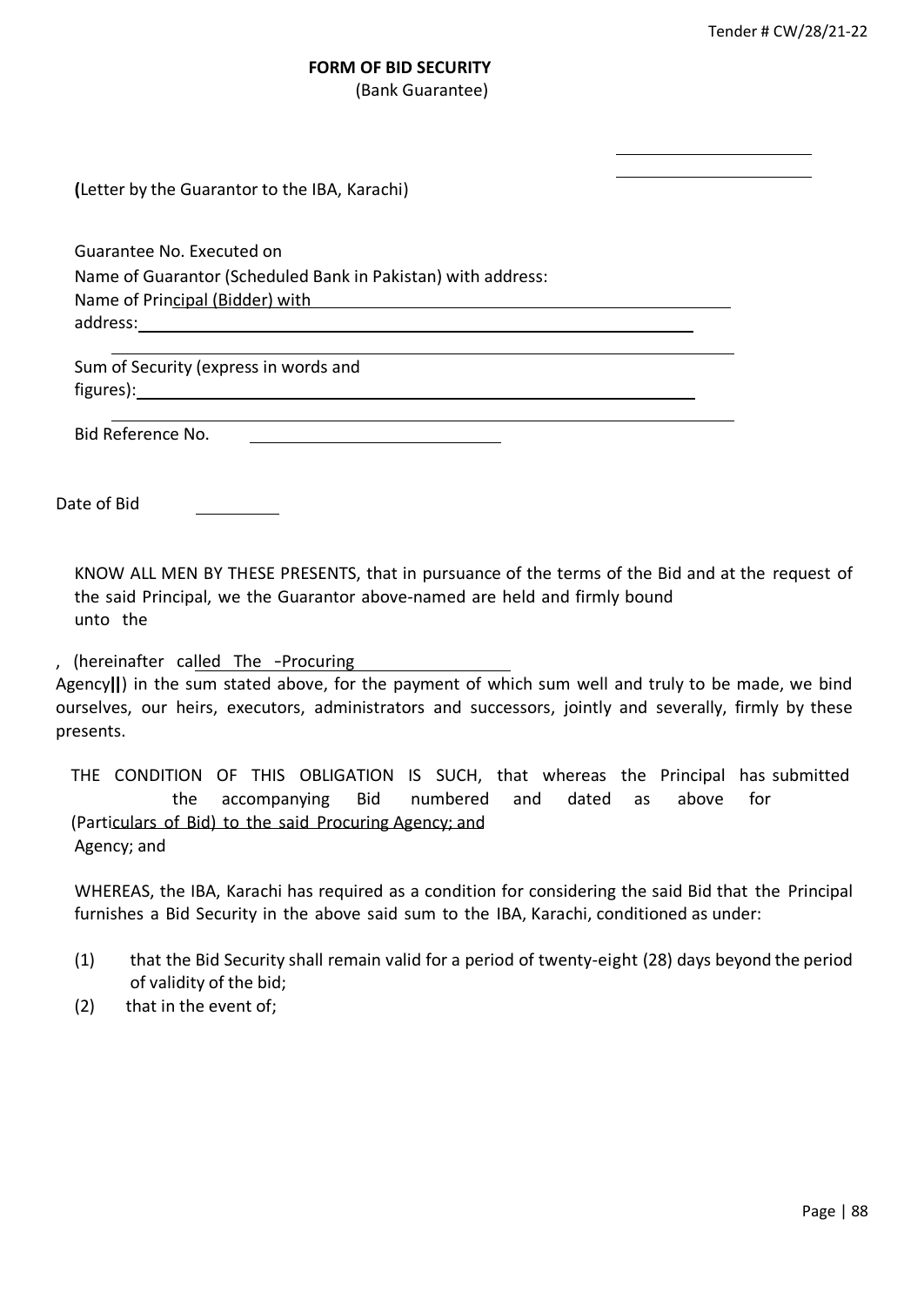**FORM OF BID SECURITY**
(Bank Guarantee)

**(**Letter by the Guarantor to the IBA, Karachi)

Guarantee No. Executed on
Name of Guarantor (Scheduled Bank in Pakistan) with address:
Name of Principal (Bidder) with address:

Sum of Security (express in words and figures):

Bid Reference No.

Date of Bid

KNOW ALL MEN BY THESE PRESENTS, that in pursuance of the terms of the Bid and at the request of the said Principal, we the Guarantor above-named are held and firmly bound unto the

, (hereinafter called The –Procuring Agency||) in the sum stated above, for the payment of which sum well and truly to be made, we bind ourselves, our heirs, executors, administrators and successors, jointly and severally, firmly by these presents.

THE CONDITION OF THIS OBLIGATION IS SUCH, that whereas the Principal has submitted the accompanying Bid numbered and dated as above for (Particulars of Bid) to the said Procuring Agency; and
Agency; and

WHEREAS, the IBA, Karachi has required as a condition for considering the said Bid that the Principal furnishes a Bid Security in the above said sum to the IBA, Karachi, conditioned as under:

(1) that the Bid Security shall remain valid for a period of twenty-eight (28) days beyond the period of validity of the bid;
(2) that in the event of;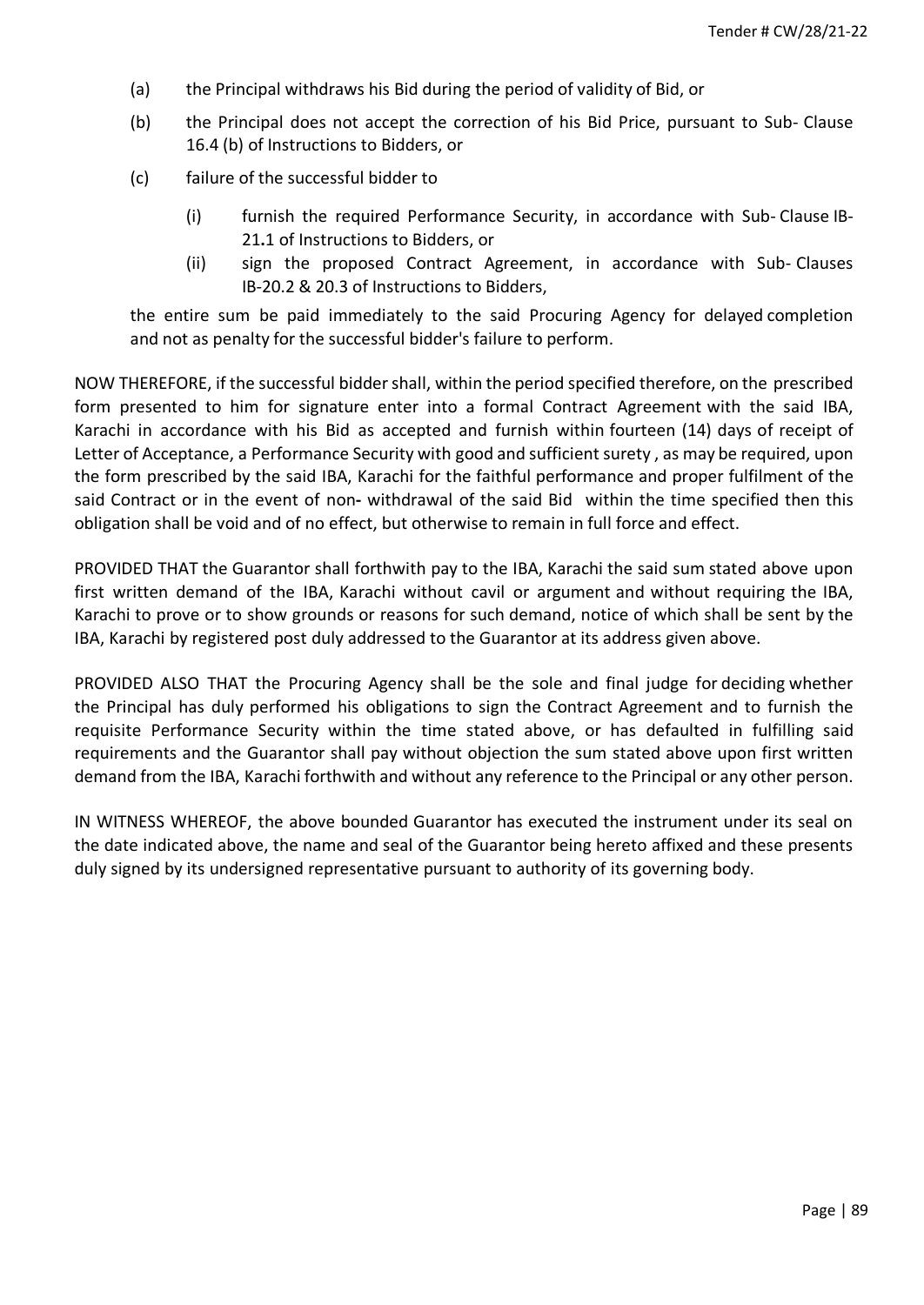(a) the Principal withdraws his Bid during the period of validity of Bid, or

(b) the Principal does not accept the correction of his Bid Price, pursuant to Sub- Clause 16.4 (b) of Instructions to Bidders, or

(c) failure of the successful bidder to

  (i) furnish the required Performance Security, in accordance with Sub- Clause IB-21**.**1 of Instructions to Bidders, or

  (ii) sign the proposed Contract Agreement, in accordance with Sub- Clauses IB-20.2 & 20.3 of Instructions to Bidders,

the entire sum be paid immediately to the said Procuring Agency for delayed completion and not as penalty for the successful bidder's failure to perform.

NOW THEREFORE, if the successful bidder shall, within the period specified therefore, on the prescribed form presented to him for signature enter into a formal Contract Agreement with the said IBA, Karachi in accordance with his Bid as accepted and furnish within fourteen (14) days of receipt of Letter of Acceptance, a Performance Security with good and sufficient surety , as may be required, upon the form prescribed by the said IBA, Karachi for the faithful performance and proper fulfilment of the said Contract or in the event of non**-** withdrawal of the said Bid within the time specified then this obligation shall be void and of no effect, but otherwise to remain in full force and effect.

PROVIDED THAT the Guarantor shall forthwith pay to the IBA, Karachi the said sum stated above upon first written demand of the IBA, Karachi without cavil or argument and without requiring the IBA, Karachi to prove or to show grounds or reasons for such demand, notice of which shall be sent by the IBA, Karachi by registered post duly addressed to the Guarantor at its address given above.

PROVIDED ALSO THAT the Procuring Agency shall be the sole and final judge for deciding whether the Principal has duly performed his obligations to sign the Contract Agreement and to furnish the requisite Performance Security within the time stated above, or has defaulted in fulfilling said requirements and the Guarantor shall pay without objection the sum stated above upon first written demand from the IBA, Karachi forthwith and without any reference to the Principal or any other person.

IN WITNESS WHEREOF, the above bounded Guarantor has executed the instrument under its seal on the date indicated above, the name and seal of the Guarantor being hereto affixed and these presents duly signed by its undersigned representative pursuant to authority of its governing body.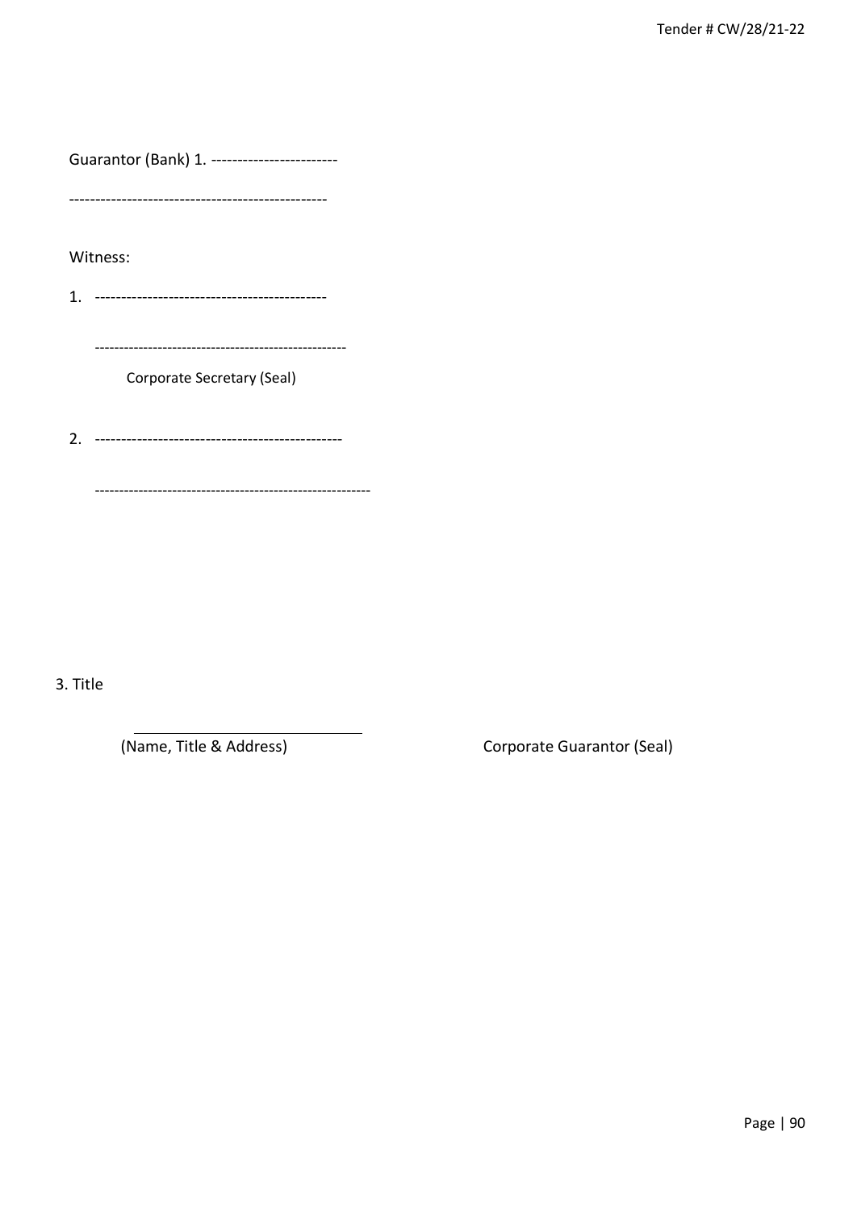Guarantor (Bank) 1. ------------------------

-------------------------------------------------

Witness:

1. --------------------------------------------

   ---------------------------------------------------

   Corporate Secretary (Seal)

2. -----------------------------------------------

   --------------------------------------------------------

3. Title

___________________________

(Name, Title & Address) Corporate Guarantor (Seal)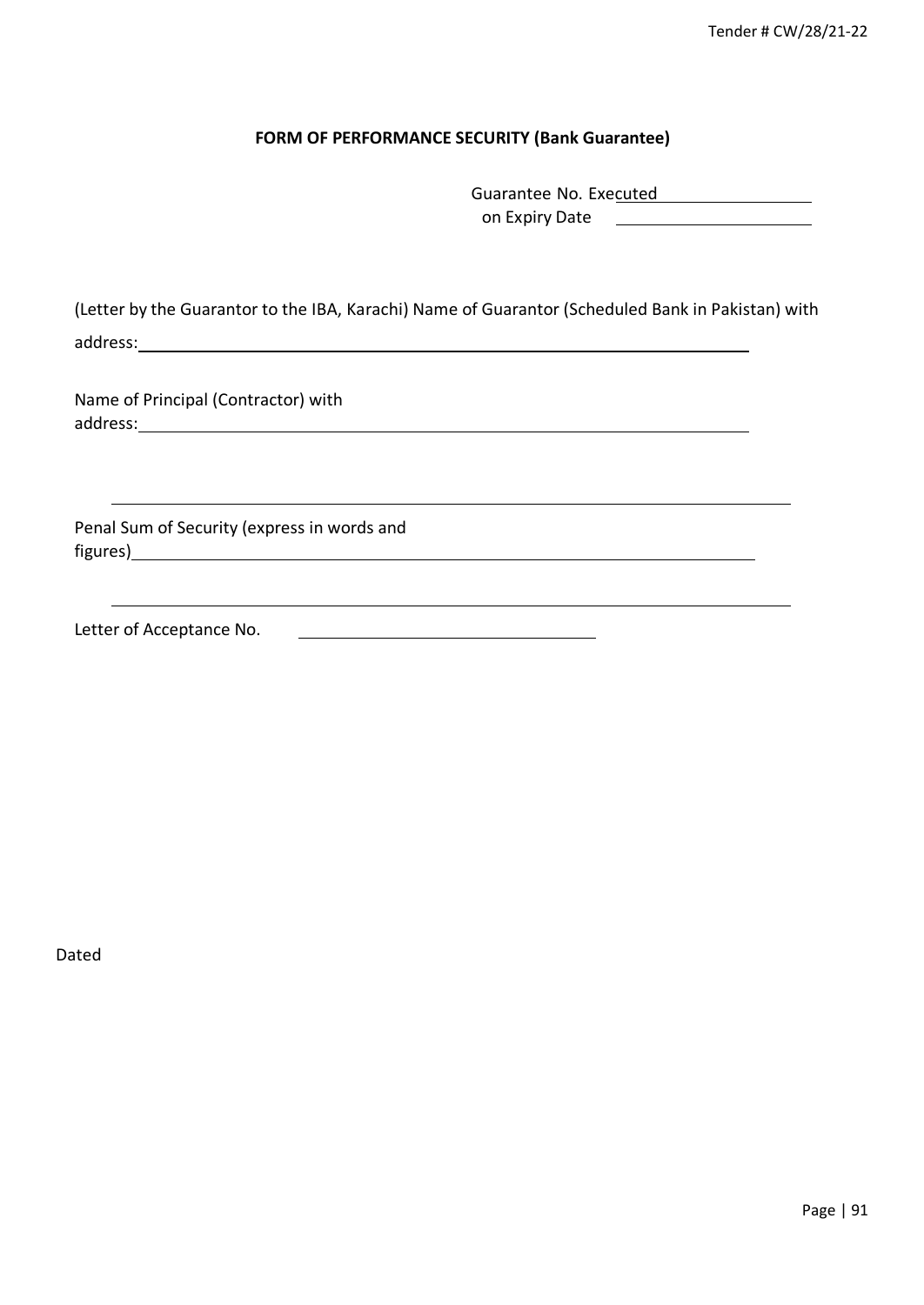**FORM OF PERFORMANCE SECURITY (Bank Guarantee)**

Guarantee No. Executed ____________________

on Expiry Date ____________________

(Letter by the Guarantor to the IBA, Karachi) Name of Guarantor (Scheduled Bank in Pakistan) with address: ____________________________________________

Name of Principal (Contractor) with address: ____________________________________________

____________________________________________

Penal Sum of Security (express in words and figures) ____________________________________________

____________________________________________

Letter of Acceptance No. ____________________

Dated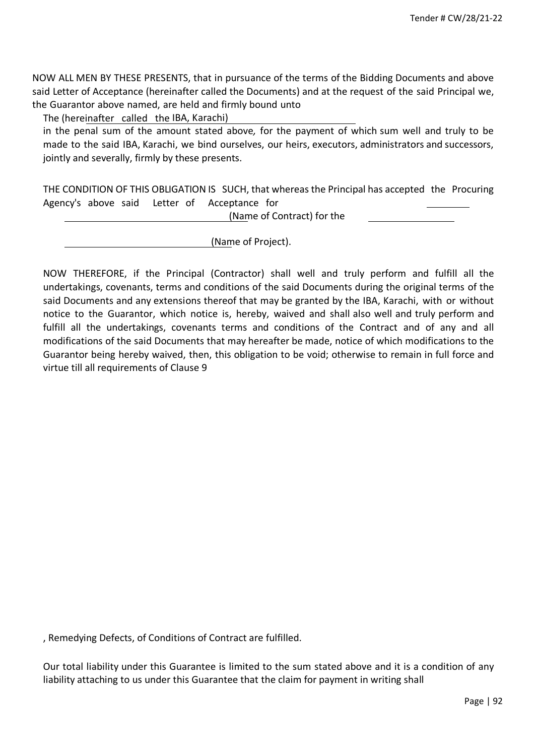NOW ALL MEN BY THESE PRESENTS, that in pursuance of the terms of the Bidding Documents and above said Letter of Acceptance (hereinafter called the Documents) and at the request of the said Principal we, the Guarantor above named, are held and firmly bound unto

The (hereinafter called the IBA, Karachi)

in the penal sum of the amount stated above, for the payment of which sum well and truly to be made to the said IBA, Karachi, we bind ourselves, our heirs, executors, administrators and successors, jointly and severally, firmly by these presents.

THE CONDITION OF THIS OBLIGATION IS SUCH, that whereas the Principal has accepted the Procuring Agency's above said Letter of Acceptance for ________ ________________________ (Name of Contract) for the ________________ ________________________ (Name of Project).

NOW THEREFORE, if the Principal (Contractor) shall well and truly perform and fulfill all the undertakings, covenants, terms and conditions of the said Documents during the original terms of the said Documents and any extensions thereof that may be granted by the IBA, Karachi, with or without notice to the Guarantor, which notice is, hereby, waived and shall also well and truly perform and fulfill all the undertakings, covenants terms and conditions of the Contract and of any and all modifications of the said Documents that may hereafter be made, notice of which modifications to the Guarantor being hereby waived, then, this obligation to be void; otherwise to remain in full force and virtue till all requirements of Clause 9

, Remedying Defects, of Conditions of Contract are fulfilled.

Our total liability under this Guarantee is limited to the sum stated above and it is a condition of any liability attaching to us under this Guarantee that the claim for payment in writing shall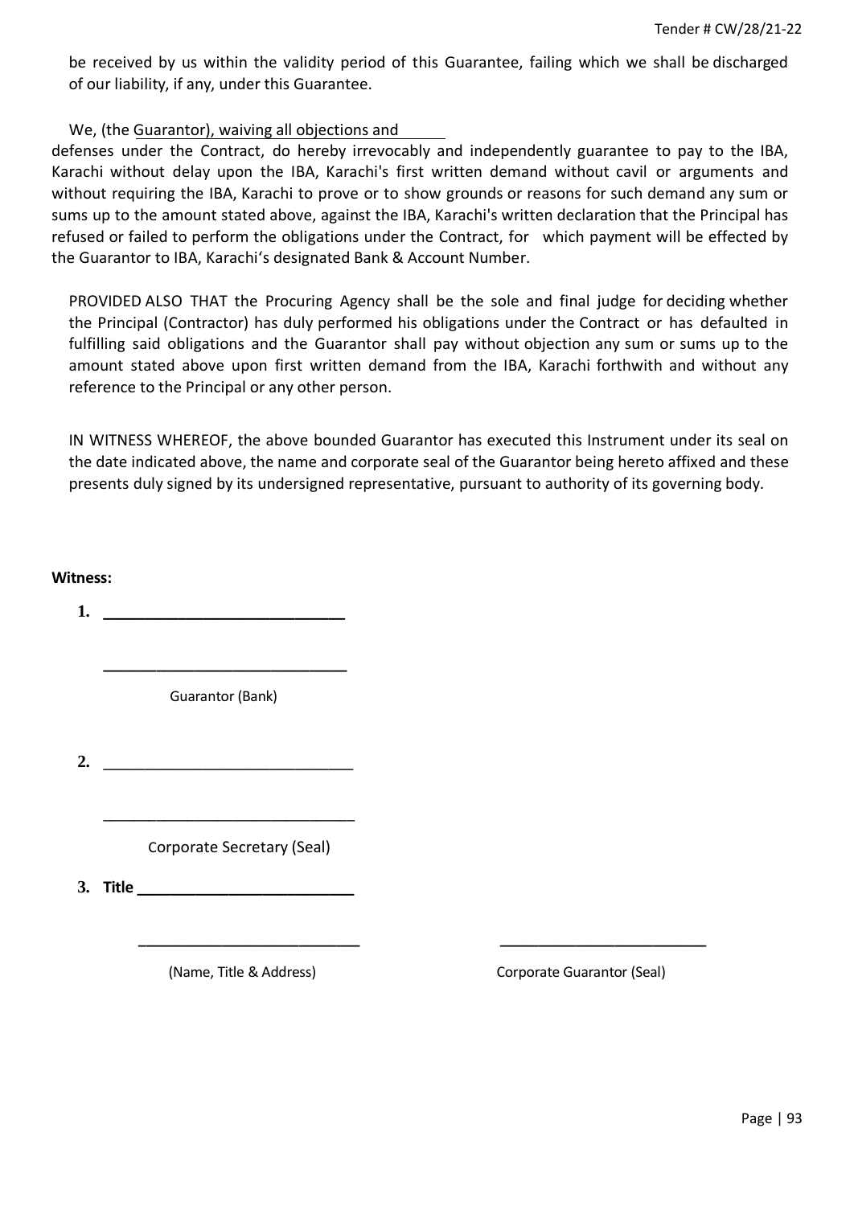be received by us within the validity period of this Guarantee, failing which we shall be discharged of our liability, if any, under this Guarantee.

We, (the Guarantor), waiving all objections and defenses under the Contract, do hereby irrevocably and independently guarantee to pay to the IBA, Karachi without delay upon the IBA, Karachi's first written demand without cavil or arguments and without requiring the IBA, Karachi to prove or to show grounds or reasons for such demand any sum or sums up to the amount stated above, against the IBA, Karachi's written declaration that the Principal has refused or failed to perform the obligations under the Contract, for which payment will be effected by the Guarantor to IBA, Karachi's designated Bank & Account Number.

PROVIDED ALSO THAT the Procuring Agency shall be the sole and final judge for deciding whether the Principal (Contractor) has duly performed his obligations under the Contract or has defaulted in fulfilling said obligations and the Guarantor shall pay without objection any sum or sums up to the amount stated above upon first written demand from the IBA, Karachi forthwith and without any reference to the Principal or any other person.

IN WITNESS WHEREOF, the above bounded Guarantor has executed this Instrument under its seal on the date indicated above, the name and corporate seal of the Guarantor being hereto affixed and these presents duly signed by its undersigned representative, pursuant to authority of its governing body.

**Witness:**

**1.** ___________________________

___________________________

Guarantor (Bank)

**2.** ___________________________

___________________________

Corporate Secretary (Seal)

**3. Title** ___________________________

___________________________ ___________________________

(Name, Title & Address) Corporate Guarantor (Seal)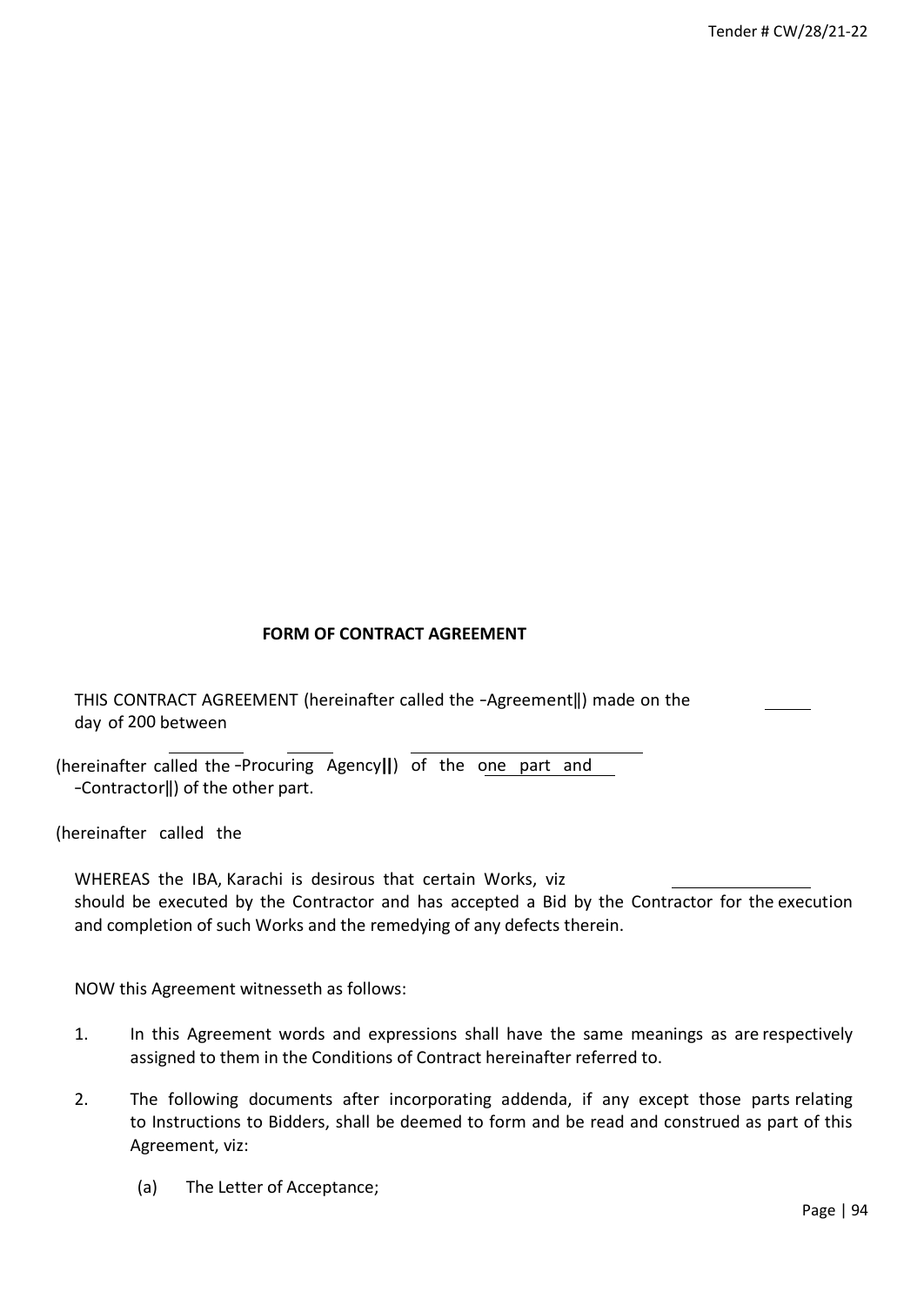## FORM OF CONTRACT AGREEMENT

THIS CONTRACT AGREEMENT (hereinafter called the -Agreement‖) made on the \_\_\_\_\_ day of 200 between

\_\_\_\_\_\_\_\_ \_\_\_\_\_ \_\_\_\_\_\_\_\_\_\_\_\_\_\_\_\_\_\_\_\_\_\_\_\_\_\_

(hereinafter called the -Procuring Agency‖) of the one part and \_\_\_\_\_\_ (hereinafter called the -Contractor‖) of the other part.

WHEREAS the IBA, Karachi is desirous that certain Works, viz \_\_\_\_\_\_\_\_\_\_\_\_\_\_\_ should be executed by the Contractor and has accepted a Bid by the Contractor for the execution and completion of such Works and the remedying of any defects therein.

NOW this Agreement witnesseth as follows:

1. In this Agreement words and expressions shall have the same meanings as are respectively assigned to them in the Conditions of Contract hereinafter referred to.
2. The following documents after incorporating addenda, if any except those parts relating to Instructions to Bidders, shall be deemed to form and be read and construed as part of this Agreement, viz:
   - (a) The Letter of Acceptance;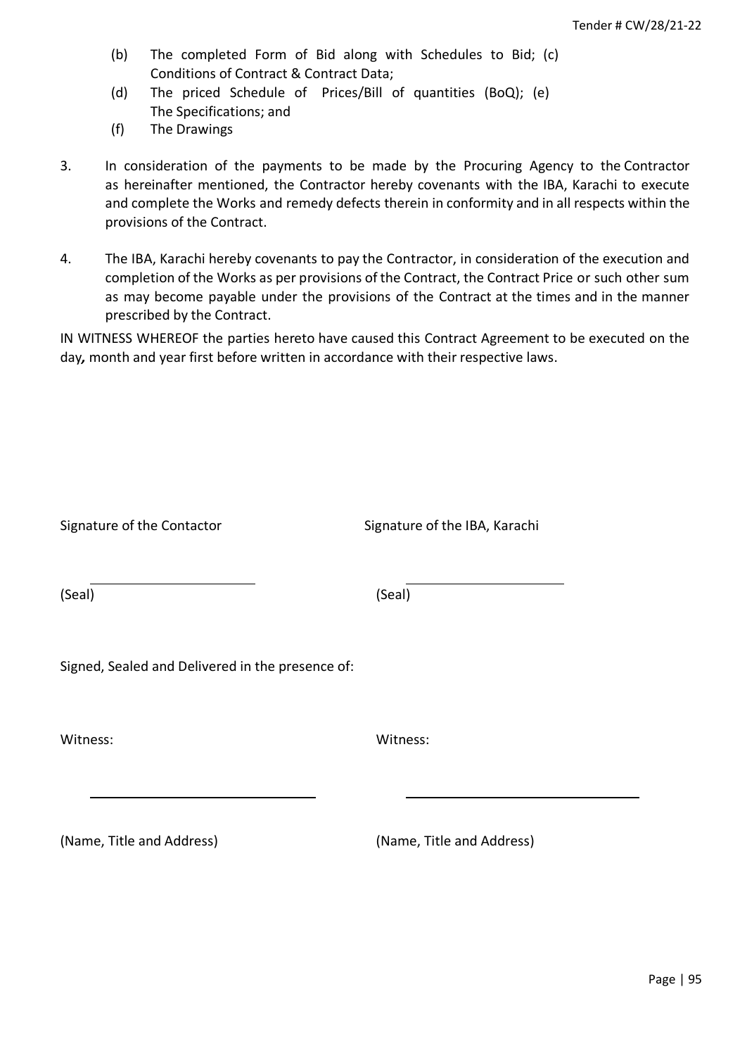(b) The completed Form of Bid along with Schedules to Bid; (c) Conditions of Contract & Contract Data;

(d) The priced Schedule of Prices/Bill of quantities (BoQ); (e) The Specifications; and

(f) The Drawings

3. In consideration of the payments to be made by the Procuring Agency to the Contractor as hereinafter mentioned, the Contractor hereby covenants with the IBA, Karachi to execute and complete the Works and remedy defects therein in conformity and in all respects within the provisions of the Contract.

4. The IBA, Karachi hereby covenants to pay the Contractor, in consideration of the execution and completion of the Works as per provisions of the Contract, the Contract Price or such other sum as may become payable under the provisions of the Contract at the times and in the manner prescribed by the Contract.

IN WITNESS WHEREOF the parties hereto have caused this Contract Agreement to be executed on the day*,* month and year first before written in accordance with their respective laws.

Signature of the Contactor                                        Signature of the IBA, Karachi

_______________________                                        _______________________

(Seal)                                                                          (Seal)

Signed, Sealed and Delivered in the presence of:

Witness:                                                                     Witness:

_______________________                                        _______________________

(Name, Title and Address)                                        (Name, Title and Address)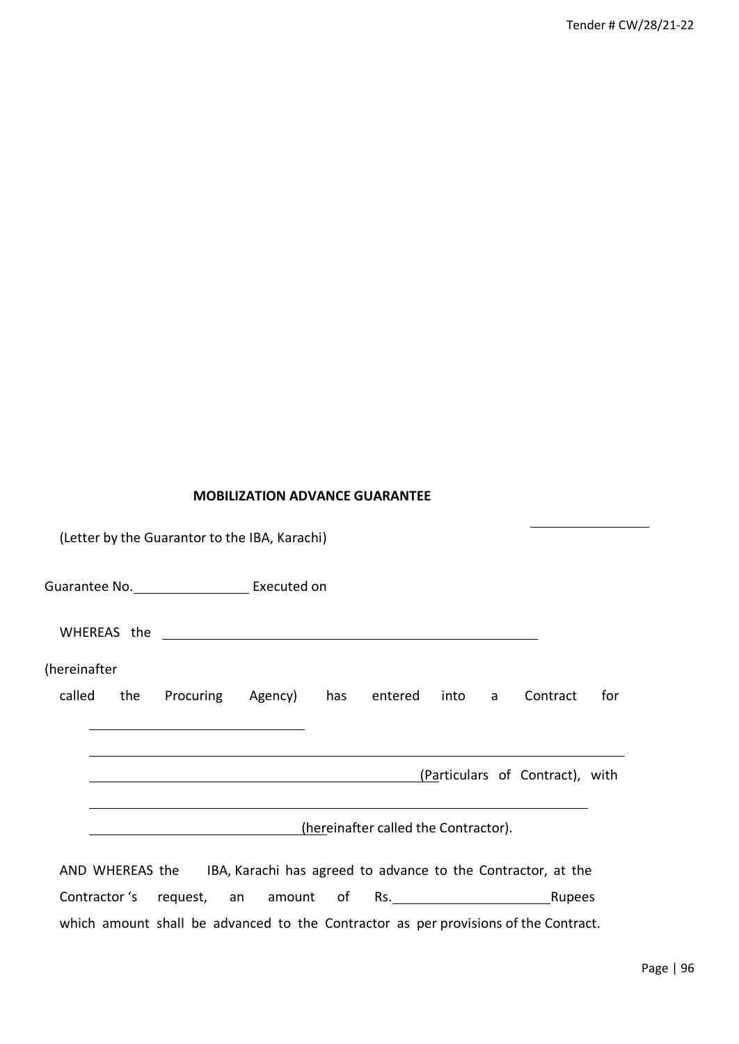**MOBILIZATION ADVANCE GUARANTEE**

(Letter by the Guarantor to the IBA, Karachi)

Guarantee No.________________ Executed on

WHEREAS the ______________________________________________________

(hereinafter called the Procuring Agency) has entered into a Contract for ______________________________

__________________________________________________________________________

______________________________________________(Particulars of Contract), with

__________________________________________________________________________

______________________________(hereinafter called the Contractor).

AND WHEREAS the IBA, Karachi has agreed to advance to the Contractor, at the Contractor 's request, an amount of Rs.______________________Rupees which amount shall be advanced to the Contractor as per provisions of the Contract.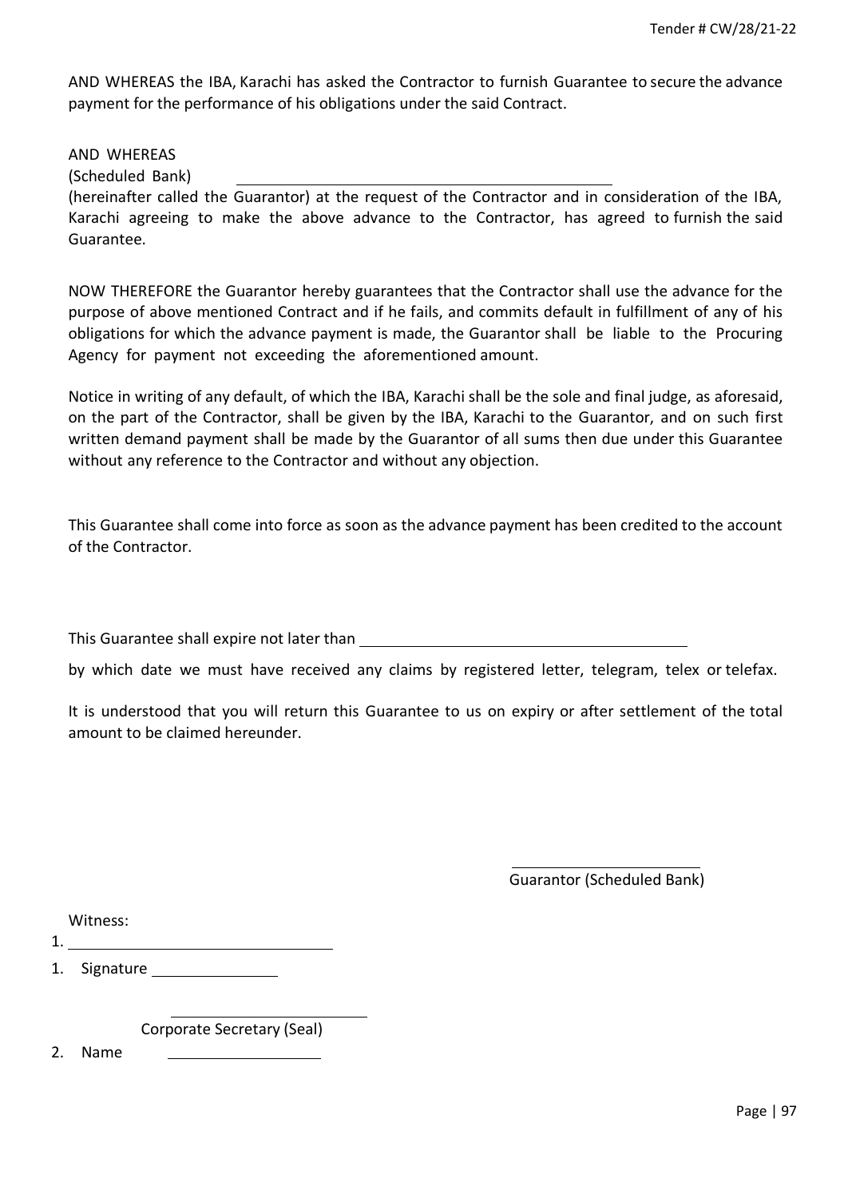AND WHEREAS the IBA, Karachi has asked the Contractor to furnish Guarantee to secure the advance payment for the performance of his obligations under the said Contract.

AND WHEREAS
(Scheduled Bank) ______________________________________________
(hereinafter called the Guarantor) at the request of the Contractor and in consideration of the IBA, Karachi agreeing to make the above advance to the Contractor, has agreed to furnish the said Guarantee.

NOW THEREFORE the Guarantor hereby guarantees that the Contractor shall use the advance for the purpose of above mentioned Contract and if he fails, and commits default in fulfillment of any of his obligations for which the advance payment is made, the Guarantor shall be liable to the Procuring Agency for payment not exceeding the aforementioned amount.

Notice in writing of any default, of which the IBA, Karachi shall be the sole and final judge, as aforesaid, on the part of the Contractor, shall be given by the IBA, Karachi to the Guarantor, and on such first written demand payment shall be made by the Guarantor of all sums then due under this Guarantee without any reference to the Contractor and without any objection.

This Guarantee shall come into force as soon as the advance payment has been credited to the account of the Contractor.

This Guarantee shall expire not later than ________________________________________

by which date we must have received any claims by registered letter, telegram, telex or telefax.

It is understood that you will return this Guarantee to us on expiry or after settlement of the total amount to be claimed hereunder.

________________________
Guarantor (Scheduled Bank)

Witness:

1. ________________________________

1. Signature _______________

__________________________
Corporate Secretary (Seal)

2. Name ____________________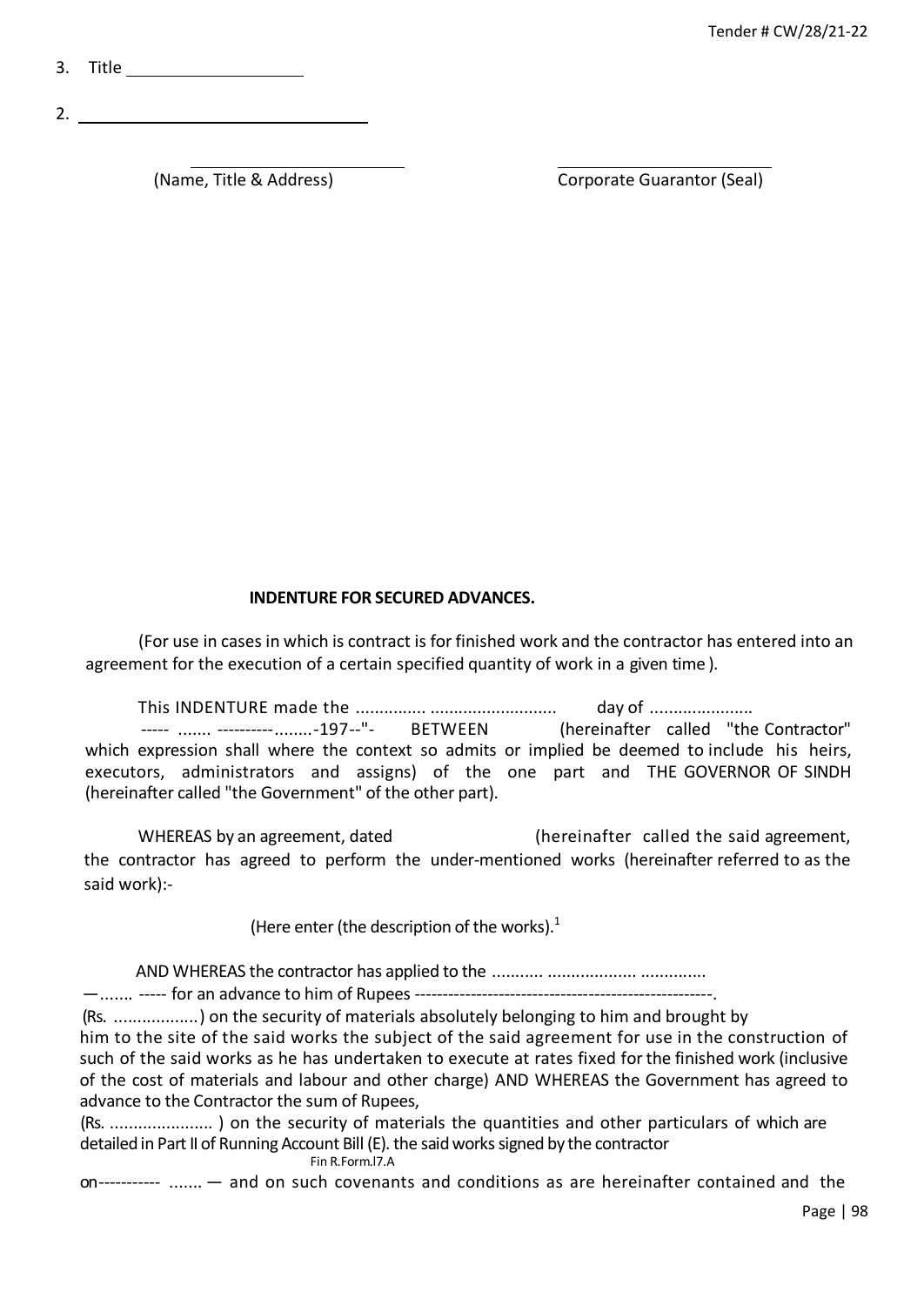3. Title ____________________

2. ________________________________

________________________ (Name, Title & Address)

________________________ Corporate Guarantor (Seal)

**INDENTURE FOR SECURED ADVANCES.**

(For use in cases in which is contract is for finished work and the contractor has entered into an agreement for the execution of a certain specified quantity of work in a given time ).

This INDENTURE made the ............... .......................... day of ......................
----- ....... ----------........-197--"- BETWEEN (hereinafter called "the Contractor" which expression shall where the context so admits or implied be deemed to include his heirs, executors, administrators and assigns) of the one part and THE GOVERNOR OF SINDH (hereinafter called "the Government" of the other part).

WHEREAS by an agreement, dated (hereinafter called the said agreement, the contractor has agreed to perform the under-mentioned works (hereinafter referred to as the said work):-

(Here enter (the description of the works).[1]

AND WHEREAS the contractor has applied to the ........... .................. ..............
—....... ----- for an advance to him of Rupees -----------------------------------------------------.
(Rs. ..................) on the security of materials absolutely belonging to him and brought by him to the site of the said works the subject of the said agreement for use in the construction of such of the said works as he has undertaken to execute at rates fixed for the finished work (inclusive of the cost of materials and labour and other charge) AND WHEREAS the Government has agreed to advance to the Contractor the sum of Rupees,
(Rs. ...................... ) on the security of materials the quantities and other particulars of which are detailed in Part II of Running Account Bill (E). the said works signed by the contractor

Fin R.Form.l7.A

on----------- ....... — and on such covenants and conditions as are hereinafter contained and the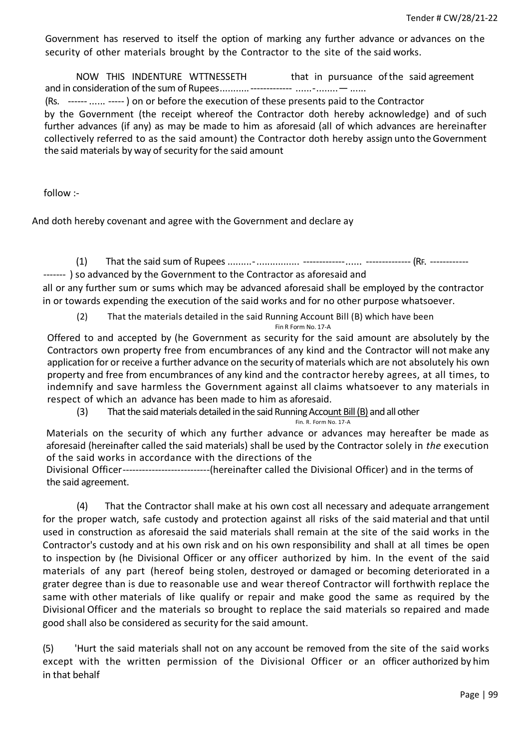Government has reserved to itself the option of marking any further advance or advances on the security of other materials brought by the Contractor to the site of the said works.

NOW THIS INDENTURE WTTNESSETH that in pursuance of the said agreement and in consideration of the sum of Rupees........... ------------- ......-........— ......
(Rs. ------ ...... ----- ) on or before the execution of these presents paid to the Contractor by the Government (the receipt whereof the Contractor doth hereby acknowledge) and of such further advances (if any) as may be made to him as aforesaid (all of which advances are hereinafter collectively referred to as the said amount) the Contractor doth hereby assign unto the Government the said materials by way of security for the said amount

follow :-

And doth hereby covenant and agree with the Government and declare ay

(1) That the said sum of Rupees .........-................ -------------...... -------------- (RF. ------------ ------- ) so advanced by the Government to the Contractor as aforesaid and all or any further sum or sums which may be advanced aforesaid shall be employed by the contractor in or towards expending the execution of the said works and for no other purpose whatsoever.

(2) That the materials detailed in the said Running Account Bill (B) which have been
Fin R Form No. 17-A
Offered to and accepted by (he Government as security for the said amount are absolutely by the Contractors own property free from encumbrances of any kind and the Contractor will not make any application for or receive a further advance on the security of materials which are not absolutely his own property and free from encumbrances of any kind and the contractor hereby agrees, at all times, to indemnify and save harmless the Government against all claims whatsoever to any materials in respect of which an advance has been made to him as aforesaid.

(3) That the said materials detailed in the said Running Account Bill (B) and all other
Fin. R. Form No. 17-A
Materials on the security of which any further advance or advances may hereafter be made as aforesaid (hereinafter called the said materials) shall be used by the Contractor solely in *the* execution of the said works in accordance with the directions of the Divisional Officer---------------------------(hereinafter called the Divisional Officer) and in the terms of the said agreement.

(4) That the Contractor shall make at his own cost all necessary and adequate arrangement for the proper watch, safe custody and protection against all risks of the said material and that until used in construction as aforesaid the said materials shall remain at the site of the said works in the Contractor's custody and at his own risk and on his own responsibility and shall at all times be open to inspection by (he Divisional Officer or any officer authorized by him. In the event of the said materials of any part (hereof being stolen, destroyed or damaged or becoming deteriorated in a grater degree than is due to reasonable use and wear thereof Contractor will forthwith replace the same with other materials of like qualify or repair and make good the same as required by the Divisional Officer and the materials so brought to replace the said materials so repaired and made good shall also be considered as security for the said amount.

(5) 'Hurt the said materials shall not on any account be removed from the site of the said works except with the written permission of the Divisional Officer or an officer authorized by him in that behalf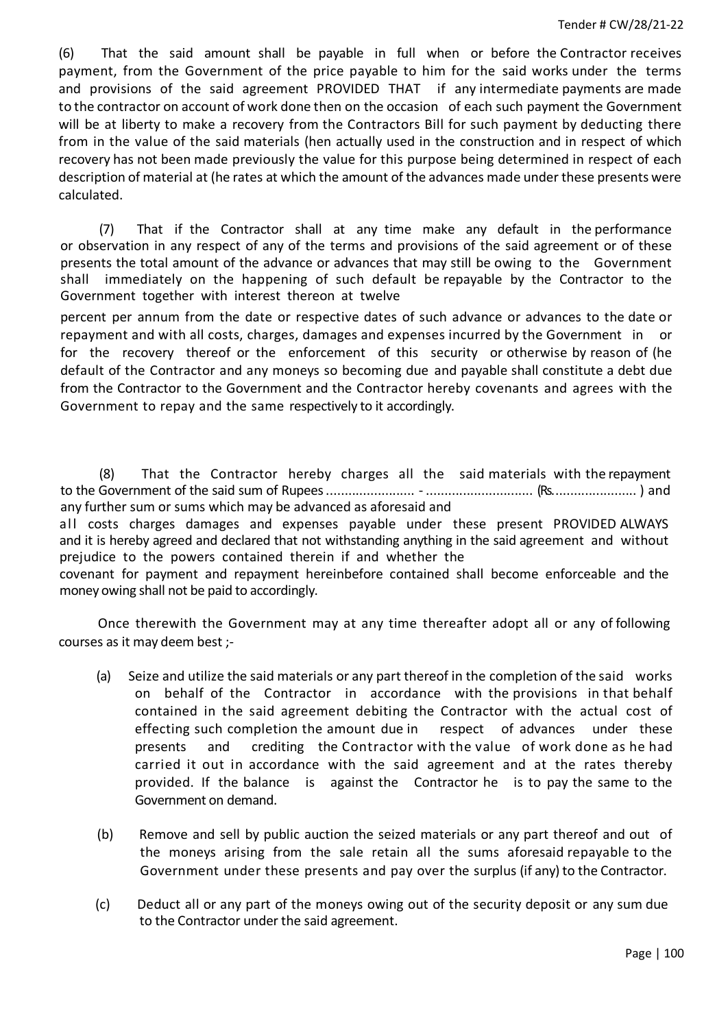(6) That the said amount shall be payable in full when or before the Contractor receives payment, from the Government of the price payable to him for the said works under the terms and provisions of the said agreement PROVIDED THAT if any intermediate payments are made to the contractor on account of work done then on the occasion of each such payment the Government will be at liberty to make a recovery from the Contractors Bill for such payment by deducting there from in the value of the said materials (hen actually used in the construction and in respect of which recovery has not been made previously the value for this purpose being determined in respect of each description of material at (he rates at which the amount of the advances made under these presents were calculated.

(7) That if the Contractor shall at any time make any default in the performance or observation in any respect of any of the terms and provisions of the said agreement or of these presents the total amount of the advance or advances that may still be owing to the Government shall immediately on the happening of such default be repayable by the Contractor to the Government together with interest thereon at twelve percent per annum from the date or respective dates of such advance or advances to the date or repayment and with all costs, charges, damages and expenses incurred by the Government in or for the recovery thereof or the enforcement of this security or otherwise by reason of (he default of the Contractor and any moneys so becoming due and payable shall constitute a debt due from the Contractor to the Government and the Contractor hereby covenants and agrees with the Government to repay and the same respectively to it accordingly.

(8) That the Contractor hereby charges all the said materials with the repayment to the Government of the said sum of Rupees ....................... - ............................ (Rs...................... ) and any further sum or sums which may be advanced as aforesaid and all costs charges damages and expenses payable under these present PROVIDED ALWAYS and it is hereby agreed and declared that not withstanding anything in the said agreement and without prejudice to the powers contained therein if and whether the covenant for payment and repayment hereinbefore contained shall become enforceable and the money owing shall not be paid to accordingly.

Once therewith the Government may at any time thereafter adopt all or any of following courses as it may deem best ;-

(a) Seize and utilize the said materials or any part thereof in the completion of the said works on behalf of the Contractor in accordance with the provisions in that behalf contained in the said agreement debiting the Contractor with the actual cost of effecting such completion the amount due in respect of advances under these presents and crediting the Contractor with the value of work done as he had carried it out in accordance with the said agreement and at the rates thereby provided. If the balance is against the Contractor he is to pay the same to the Government on demand.

(b) Remove and sell by public auction the seized materials or any part thereof and out of the moneys arising from the sale retain all the sums aforesaid repayable to the Government under these presents and pay over the surplus (if any) to the Contractor.

(c) Deduct all or any part of the moneys owing out of the security deposit or any sum due to the Contractor under the said agreement.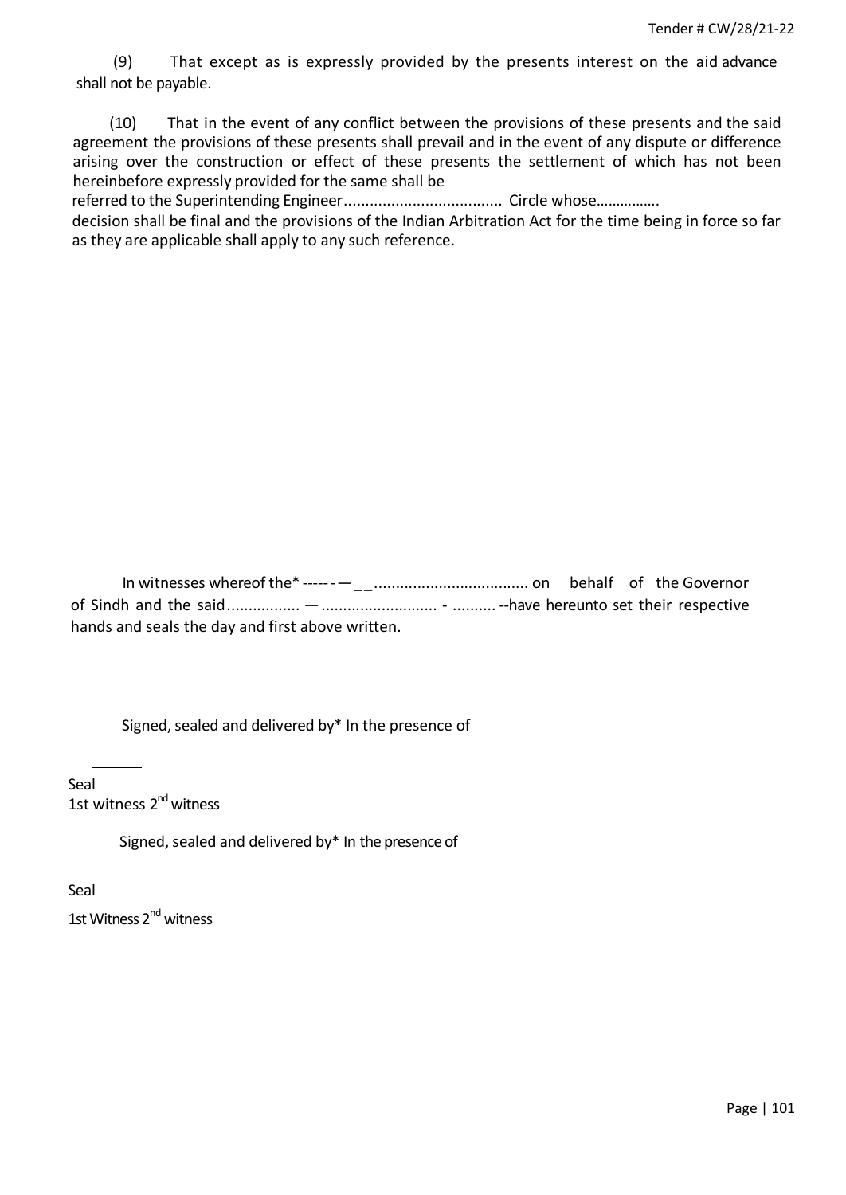(9) That except as is expressly provided by the presents interest on the aid advance shall not be payable.

(10) That in the event of any conflict between the provisions of these presents and the said agreement the provisions of these presents shall prevail and in the event of any dispute or difference arising over the construction or effect of these presents the settlement of which has not been hereinbefore expressly provided for the same shall be referred to the Superintending Engineer.................................... Circle whose…………… decision shall be final and the provisions of the Indian Arbitration Act for the time being in force so far as they are applicable shall apply to any such reference.

In witnesses whereof the* ----- - — _ _.................................... on behalf of the Governor of Sindh and the said................ — .......................... - .......... --have hereunto set their respective hands and seals the day and first above written.

Signed, sealed and delivered by* In the presence of

Seal

1st witness 2nd witness

Signed, sealed and delivered by* In the presence of

Seal

1st Witness 2nd witness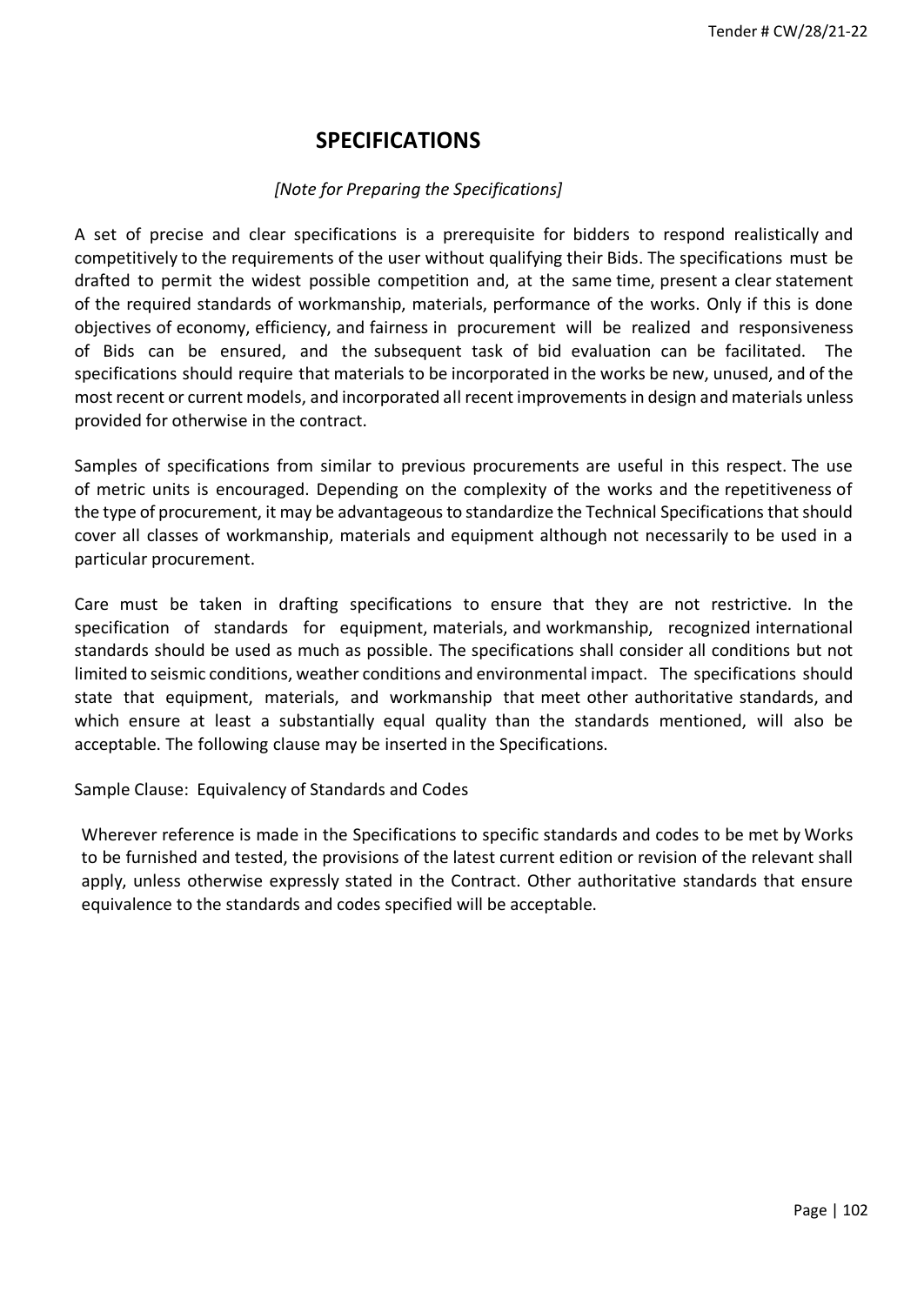# SPECIFICATIONS

*[Note for Preparing the Specifications]*

A set of precise and clear specifications is a prerequisite for bidders to respond realistically and competitively to the requirements of the user without qualifying their Bids. The specifications must be drafted to permit the widest possible competition and, at the same time, present a clear statement of the required standards of workmanship, materials, performance of the works. Only if this is done objectives of economy, efficiency, and fairness in procurement will be realized and responsiveness of Bids can be ensured, and the subsequent task of bid evaluation can be facilitated. The specifications should require that materials to be incorporated in the works be new, unused, and of the most recent or current models, and incorporated all recent improvements in design and materials unless provided for otherwise in the contract.

Samples of specifications from similar to previous procurements are useful in this respect. The use of metric units is encouraged. Depending on the complexity of the works and the repetitiveness of the type of procurement, it may be advantageous to standardize the Technical Specifications that should cover all classes of workmanship, materials and equipment although not necessarily to be used in a particular procurement.

Care must be taken in drafting specifications to ensure that they are not restrictive. In the specification of standards for equipment, materials, and workmanship, recognized international standards should be used as much as possible. The specifications shall consider all conditions but not limited to seismic conditions, weather conditions and environmental impact. The specifications should state that equipment, materials, and workmanship that meet other authoritative standards, and which ensure at least a substantially equal quality than the standards mentioned, will also be acceptable. The following clause may be inserted in the Specifications.

Sample Clause: Equivalency of Standards and Codes

Wherever reference is made in the Specifications to specific standards and codes to be met by Works to be furnished and tested, the provisions of the latest current edition or revision of the relevant shall apply, unless otherwise expressly stated in the Contract. Other authoritative standards that ensure equivalence to the standards and codes specified will be acceptable.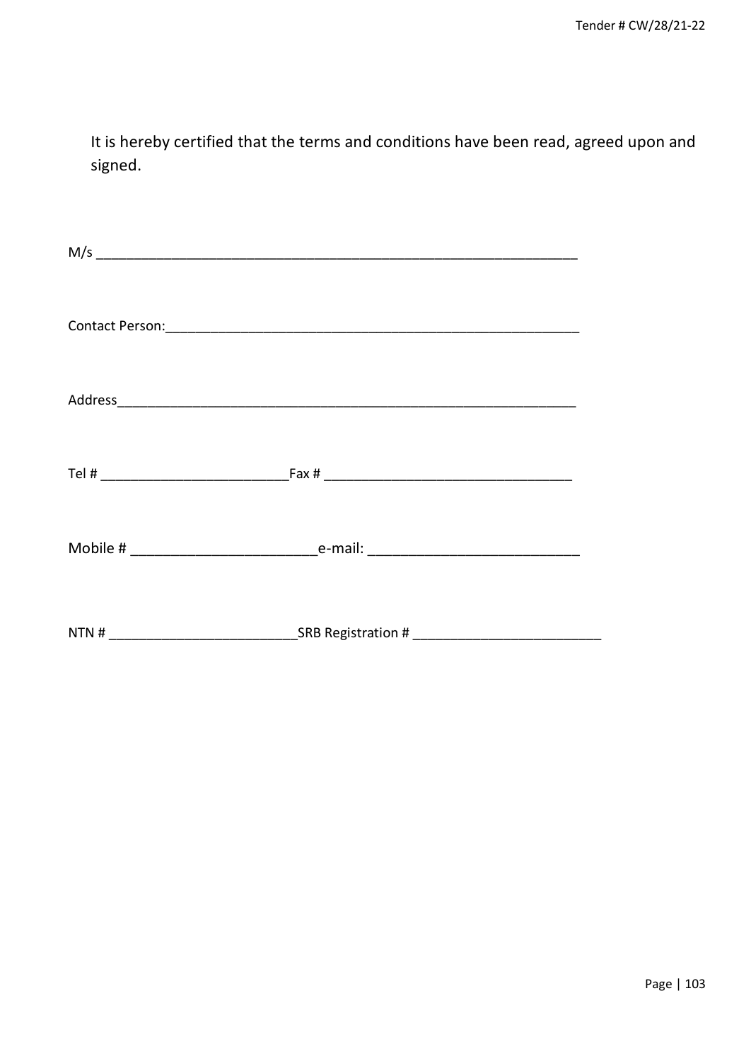It is hereby certified that the terms and conditions have been read, agreed upon and signed.

M/s ________________________________________________________________

Contact Person:__________________________________________________________

Address_________________________________________________________________

Tel # _________________________Fax # _________________________________

Mobile # _______________________e-mail: __________________________

NTN # _________________________SRB Registration # _________________________